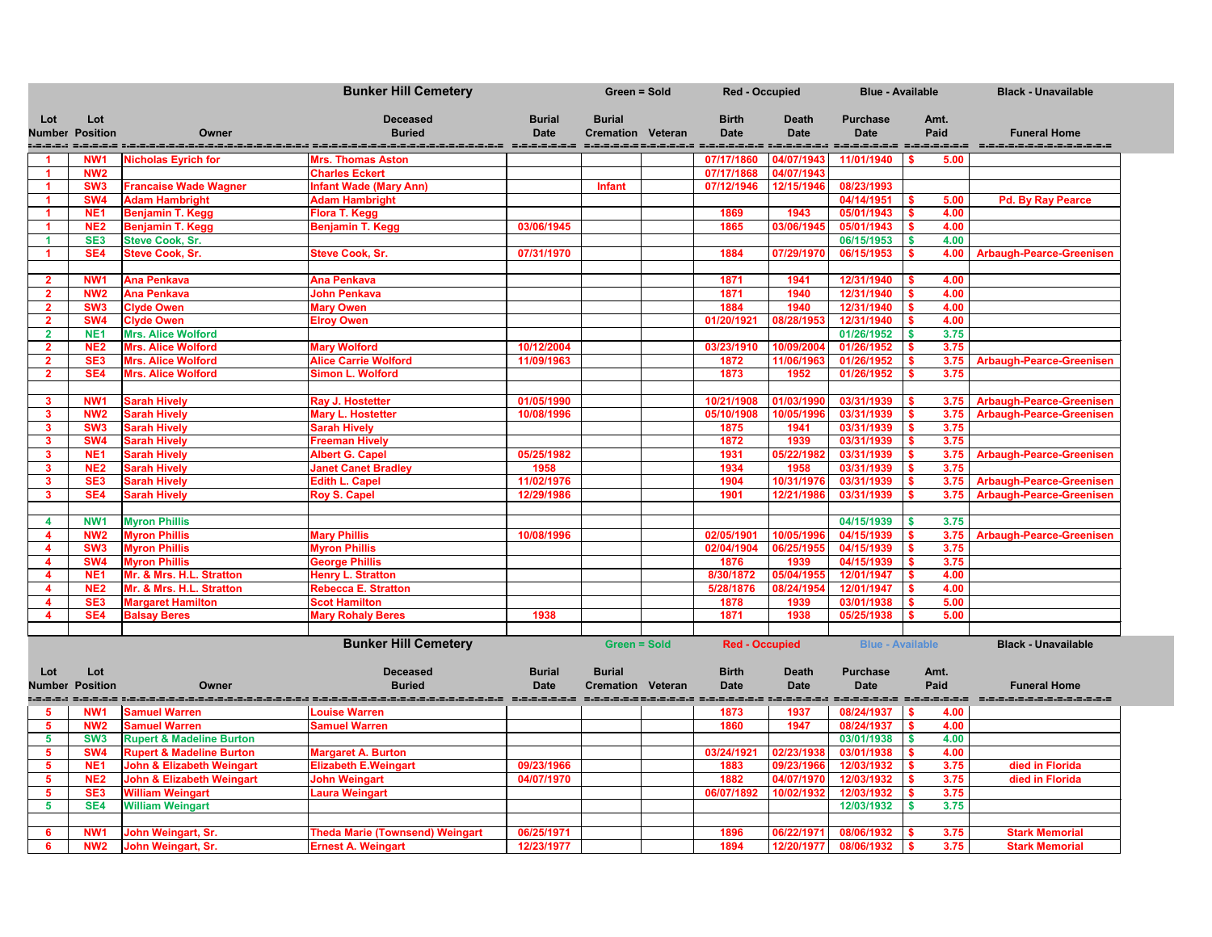## Bunker Hill Cemetery

Green = Sold | Red - Occupied | Blue - Available | Black - Unavailable

| Lot Number | Lot Position | Owner | Deceased Buried | Burial Date | Burial Cremation | Veteran | Birth Date | Death Date | Purchase Date | Amt. Paid | Funeral Home |
|---|---|---|---|---|---|---|---|---|---|---|---|
| 1 | NW1 | Nicholas Eyrich for | Mrs. Thomas Aston | | | | 07/17/1860 | 04/07/1943 | 11/01/1940 | $ 5.00 | |
| 1 | NW2 | | Charles Eckert | | | | 07/17/1868 | 04/07/1943 | | | |
| 1 | SW3 | Francaise Wade Wagner | Infant Wade (Mary Ann) | | Infant | | 07/12/1946 | 12/15/1946 | 08/23/1993 | | |
| 1 | SW4 | Adam Hambright | Adam Hambright | | | | | | 04/14/1951 | $ 5.00 | Pd. By Ray Pearce |
| 1 | NE1 | Benjamin T. Kegg | Flora T. Kegg | | | | 1869 | 1943 | 05/01/1943 | $ 4.00 | |
| 1 | NE2 | Benjamin T. Kegg | Benjamin T. Kegg | 03/06/1945 | | | 1865 | 03/06/1945 | 05/01/1943 | $ 4.00 | |
| 1 | SE3 | Steve Cook, Sr. | | | | | | | 06/15/1953 | $ 4.00 | |
| 1 | SE4 | Steve Cook, Sr. | Steve Cook, Sr. | 07/31/1970 | | | 1884 | 07/29/1970 | 06/15/1953 | $ 4.00 | Arbaugh-Pearce-Greenisen |
| | | | | | | | | | | | |
| 2 | NW1 | Ana Penkava | Ana Penkava | | | | 1871 | 1941 | 12/31/1940 | $ 4.00 | |
| 2 | NW2 | Ana Penkava | John Penkava | | | | 1871 | 1940 | 12/31/1940 | $ 4.00 | |
| 2 | SW3 | Clyde Owen | Mary Owen | | | | 1884 | 1940 | 12/31/1940 | $ 4.00 | |
| 2 | SW4 | Clyde Owen | Elroy Owen | | | | 01/20/1921 | 08/28/1953 | 12/31/1940 | $ 4.00 | |
| 2 | NE1 | Mrs. Alice Wolford | | | | | | | 01/26/1952 | $ 3.75 | |
| 2 | NE2 | Mrs. Alice Wolford | Mary Wolford | 10/12/2004 | | | 03/23/1910 | 10/09/2004 | 01/26/1952 | $ 3.75 | |
| 2 | SE3 | Mrs. Alice Wolford | Alice Carrie Wolford | 11/09/1963 | | | 1872 | 11/06/1963 | 01/26/1952 | $ 3.75 | Arbaugh-Pearce-Greenisen |
| 2 | SE4 | Mrs. Alice Wolford | Simon L. Wolford | | | | 1873 | 1952 | 01/26/1952 | $ 3.75 | |
| | | | | | | | | | | | |
| 3 | NW1 | Sarah Hively | Ray J. Hostetter | 01/05/1990 | | | 10/21/1908 | 01/03/1990 | 03/31/1939 | $ 3.75 | Arbaugh-Pearce-Greenisen |
| 3 | NW2 | Sarah Hively | Mary L. Hostetter | 10/08/1996 | | | 05/10/1908 | 10/05/1996 | 03/31/1939 | $ 3.75 | Arbaugh-Pearce-Greenisen |
| 3 | SW3 | Sarah Hively | Sarah Hively | | | | 1875 | 1941 | 03/31/1939 | $ 3.75 | |
| 3 | SW4 | Sarah Hively | Freeman Hively | | | | 1872 | 1939 | 03/31/1939 | $ 3.75 | |
| 3 | NE1 | Sarah Hively | Albert G. Capel | 05/25/1982 | | | 1931 | 05/22/1982 | 03/31/1939 | $ 3.75 | Arbaugh-Pearce-Greenisen |
| 3 | NE2 | Sarah Hively | Janet Canet Bradley | 1958 | | | 1934 | 1958 | 03/31/1939 | $ 3.75 | |
| 3 | SE3 | Sarah Hively | Edith L. Capel | 11/02/1976 | | | 1904 | 10/31/1976 | 03/31/1939 | $ 3.75 | Arbaugh-Pearce-Greenisen |
| 3 | SE4 | Sarah Hively | Roy S. Capel | 12/29/1986 | | | 1901 | 12/21/1986 | 03/31/1939 | $ 3.75 | Arbaugh-Pearce-Greenisen |
| | | | | | | | | | | | |
| 4 | NW1 | Myron Phillis | | | | | | | 04/15/1939 | $ 3.75 | |
| 4 | NW2 | Myron Phillis | Mary Phillis | 10/08/1996 | | | 02/05/1901 | 10/05/1996 | 04/15/1939 | $ 3.75 | Arbaugh-Pearce-Greenisen |
| 4 | SW3 | Myron Phillis | Myron Phillis | | | | 02/04/1904 | 06/25/1955 | 04/15/1939 | $ 3.75 | |
| 4 | SW4 | Myron Phillis | George Phillis | | | | 1876 | 1939 | 04/15/1939 | $ 3.75 | |
| 4 | NE1 | Mr. & Mrs. H.L. Stratton | Henry L. Stratton | | | | 8/30/1872 | 05/04/1955 | 12/01/1947 | $ 4.00 | |
| 4 | NE2 | Mr. & Mrs. H.L. Stratton | Rebecca E. Stratton | | | | 5/28/1876 | 08/24/1954 | 12/01/1947 | $ 4.00 | |
| 4 | SE3 | Margaret Hamilton | Scot Hamilton | | | | 1878 | 1939 | 03/01/1938 | $ 5.00 | |
| 4 | SE4 | Balsay Beres | Mary Rohaly Beres | 1938 | | | 1871 | 1938 | 05/25/1938 | $ 5.00 | |

## Bunker Hill Cemetery

Green = Sold | Red - Occupied | Blue - Available | Black - Unavailable

| Lot Number | Lot Position | Owner | Deceased Buried | Burial Date | Burial Cremation | Veteran | Birth Date | Death Date | Purchase Date | Amt. Paid | Funeral Home |
|---|---|---|---|---|---|---|---|---|---|---|---|
| 5 | NW1 | Samuel Warren | Louise Warren | | | | 1873 | 1937 | 08/24/1937 | $ 4.00 | |
| 5 | NW2 | Samuel Warren | Samuel Warren | | | | 1860 | 1947 | 08/24/1937 | $ 4.00 | |
| 5 | SW3 | Rupert & Madeline Burton | | | | | | | 03/01/1938 | $ 4.00 | |
| 5 | SW4 | Rupert & Madeline Burton | Margaret A. Burton | | | | 03/24/1921 | 02/23/1938 | 03/01/1938 | $ 4.00 | |
| 5 | NE1 | John & Elizabeth Weingart | Elizabeth E.Weingart | 09/23/1966 | | | 1883 | 09/23/1966 | 12/03/1932 | $ 3.75 | died in Florida |
| 5 | NE2 | John & Elizabeth Weingart | John Weingart | 04/07/1970 | | | 1882 | 04/07/1970 | 12/03/1932 | $ 3.75 | died in Florida |
| 5 | SE3 | William Weingart | Laura Weingart | | | | 06/07/1892 | 10/02/1932 | 12/03/1932 | $ 3.75 | |
| 5 | SE4 | William Weingart | | | | | | | 12/03/1932 | $ 3.75 | |
| | | | | | | | | | | | |
| 6 | NW1 | John Weingart, Sr. | Theda Marie (Townsend) Weingart | 06/25/1971 | | | 1896 | 06/22/1971 | 08/06/1932 | $ 3.75 | Stark Memorial |
| 6 | NW2 | John Weingart, Sr. | Ernest A. Weingart | 12/23/1977 | | | 1894 | 12/20/1977 | 08/06/1932 | $ 3.75 | Stark Memorial |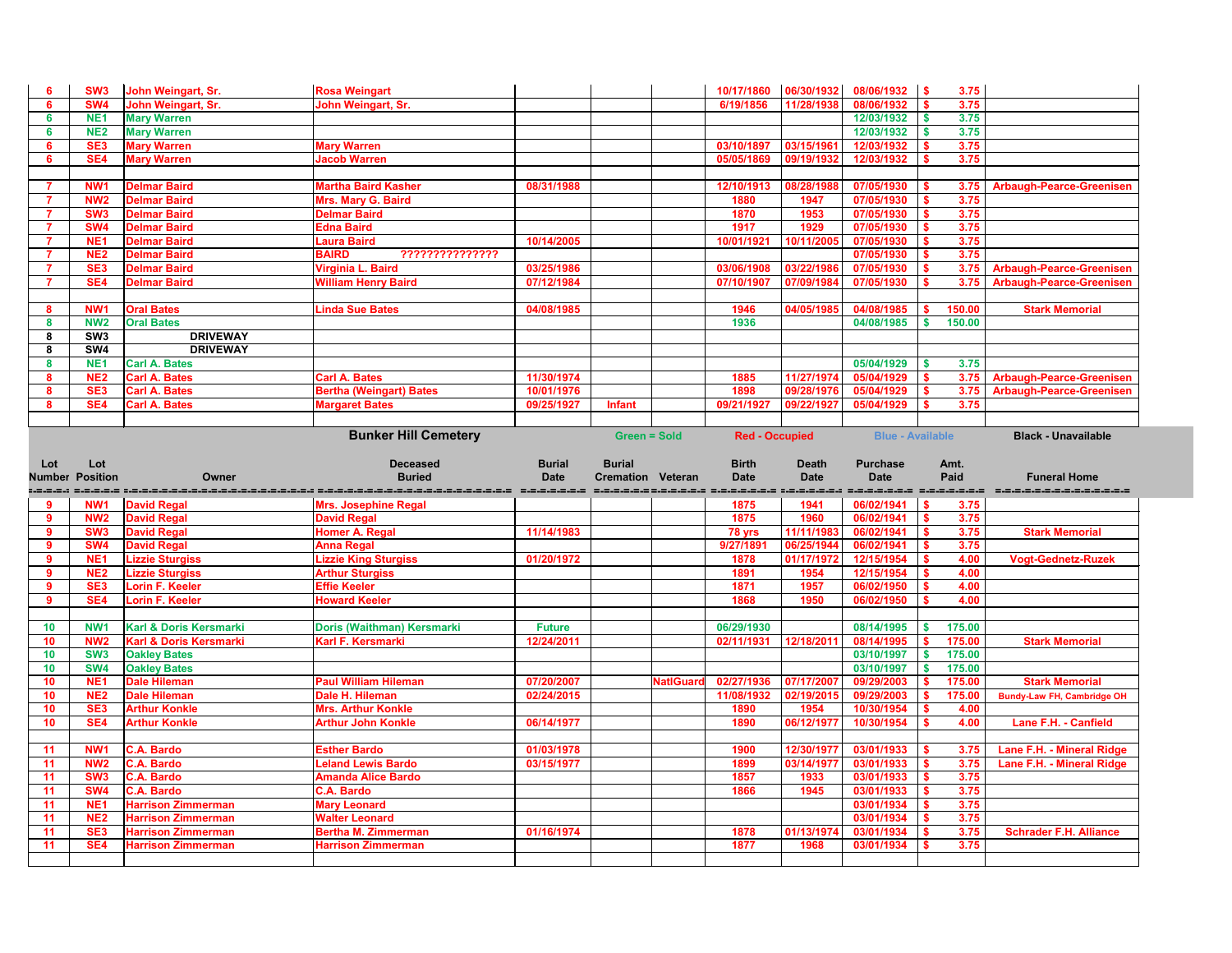| Lot Number | Lot Position | Owner | Deceased Buried | Burial Date | Burial Cremation | Veteran | Birth Date | Death Date | Purchase Date | Amt. Paid | Funeral Home |
|---|---|---|---|---|---|---|---|---|---|---|---|
| 6 | SW3 | John Weingart, Sr. | Rosa Weingart | | | | 10/17/1860 | 06/30/1932 | 08/06/1932 | $ 3.75 | |
| 6 | SW4 | John Weingart, Sr. | John Weingart, Sr. | | | | 6/19/1856 | 11/28/1938 | 08/06/1932 | $ 3.75 | |
| 6 | NE1 | Mary Warren | | | | | | | 12/03/1932 | $ 3.75 | |
| 6 | NE2 | Mary Warren | | | | | | | 12/03/1932 | $ 3.75 | |
| 6 | SE3 | Mary Warren | Mary Warren | | | | 03/10/1897 | 03/15/1961 | 12/03/1932 | $ 3.75 | |
| 6 | SE4 | Mary Warren | Jacob Warren | | | | 05/05/1869 | 09/19/1932 | 12/03/1932 | $ 3.75 | |
| | | | | | | | | | | | |
| 7 | NW1 | Delmar Baird | Martha Baird Kasher | 08/31/1988 | | | 12/10/1913 | 08/28/1988 | 07/05/1930 | $ 3.75 | Arbaugh-Pearce-Greenisen |
| 7 | NW2 | Delmar Baird | Mrs. Mary G. Baird | | | | 1880 | 1947 | 07/05/1930 | $ 3.75 | |
| 7 | SW3 | Delmar Baird | Delmar Baird | | | | 1870 | 1953 | 07/05/1930 | $ 3.75 | |
| 7 | SW4 | Delmar Baird | Edna Baird | | | | 1917 | 1929 | 07/05/1930 | $ 3.75 | |
| 7 | NE1 | Delmar Baird | Laura Baird | 10/14/2005 | | | 10/01/1921 | 10/11/2005 | 07/05/1930 | $ 3.75 | |
| 7 | NE2 | Delmar Baird | BAIRD ?????????????? | | | | | | 07/05/1930 | $ 3.75 | |
| 7 | SE3 | Delmar Baird | Virginia L. Baird | 03/25/1986 | | | 03/06/1908 | 03/22/1986 | 07/05/1930 | $ 3.75 | Arbaugh-Pearce-Greenisen |
| 7 | SE4 | Delmar Baird | William Henry Baird | 07/12/1984 | | | 07/10/1907 | 07/09/1984 | 07/05/1930 | $ 3.75 | Arbaugh-Pearce-Greenisen |
| | | | | | | | | | | | |
| 8 | NW1 | Oral Bates | Linda Sue Bates | 04/08/1985 | | | 1946 | 04/05/1985 | 04/08/1985 | $ 150.00 | Stark Memorial |
| 8 | NW2 | Oral Bates | | | | | 1936 | | 04/08/1985 | $ 150.00 | |
| 8 | SW3 | DRIVEWAY | | | | | | | | | |
| 8 | SW4 | DRIVEWAY | | | | | | | | | |
| 8 | NE1 | Carl A. Bates | | | | | | | 05/04/1929 | $ 3.75 | |
| 8 | NE2 | Carl A. Bates | Carl A. Bates | 11/30/1974 | | | 1885 | 11/27/1974 | 05/04/1929 | $ 3.75 | Arbaugh-Pearce-Greenisen |
| 8 | SE3 | Carl A. Bates | Bertha (Weingart) Bates | 10/01/1976 | | | 1898 | 09/28/1976 | 05/04/1929 | $ 3.75 | Arbaugh-Pearce-Greenisen |
| 8 | SE4 | Carl A. Bates | Margaret Bates | 09/25/1927 | Infant | | 09/21/1927 | 09/22/1927 | 05/04/1929 | $ 3.75 | |

**Bunker Hill Cemetery** — Green = Sold | Red - Occupied | Blue - Available | Black - Unavailable

| Lot Number | Lot Position | Owner | Deceased Buried | Burial Date | Burial Cremation | Veteran | Birth Date | Death Date | Purchase Date | Amt. Paid | Funeral Home |
|---|---|---|---|---|---|---|---|---|---|---|---|
| 9 | NW1 | David Regal | Mrs. Josephine Regal | | | | 1875 | 1941 | 06/02/1941 | $ 3.75 | |
| 9 | NW2 | David Regal | David Regal | | | | 1875 | 1960 | 06/02/1941 | $ 3.75 | |
| 9 | SW3 | David Regal | Homer A. Regal | 11/14/1983 | | | 78 yrs | 11/11/1983 | 06/02/1941 | $ 3.75 | Stark Memorial |
| 9 | SW4 | David Regal | Anna Regal | | | | 9/27/1891 | 06/25/1944 | 06/02/1941 | $ 3.75 | |
| 9 | NE1 | Lizzie Sturgiss | Lizzie King Sturgiss | 01/20/1972 | | | 1878 | 01/17/1972 | 12/15/1954 | $ 4.00 | Vogt-Gednetz-Ruzek |
| 9 | NE2 | Lizzie Sturgiss | Arthur Sturgiss | | | | 1891 | 1954 | 12/15/1954 | $ 4.00 | |
| 9 | SE3 | Lorin F. Keeler | Effie Keeler | | | | 1871 | 1957 | 06/02/1950 | $ 4.00 | |
| 9 | SE4 | Lorin F. Keeler | Howard Keeler | | | | 1868 | 1950 | 06/02/1950 | $ 4.00 | |
| | | | | | | | | | | | |
| 10 | NW1 | Karl & Doris Kersmarki | Doris (Waithman) Kersmarki | Future | | | 06/29/1930 | | 08/14/1995 | $ 175.00 | |
| 10 | NW2 | Karl & Doris Kersmarki | Karl F. Kersmarki | 12/24/2011 | | | 02/11/1931 | 12/18/2011 | 08/14/1995 | $ 175.00 | Stark Memorial |
| 10 | SW3 | Oakley Bates | | | | | | | 03/10/1997 | $ 175.00 | |
| 10 | SW4 | Oakley Bates | | | | | | | 03/10/1997 | $ 175.00 | |
| 10 | NE1 | Dale Hileman | Paul William Hileman | 07/20/2007 | | NatlGuard | 02/27/1936 | 07/17/2007 | 09/29/2003 | $ 175.00 | Stark Memorial |
| 10 | NE2 | Dale Hileman | Dale H. Hileman | 02/24/2015 | | | 11/08/1932 | 02/19/2015 | 09/29/2003 | $ 175.00 | Bundy-Law FH, Cambridge OH |
| 10 | SE3 | Arthur Konkle | Mrs. Arthur Konkle | | | | 1890 | 1954 | 10/30/1954 | $ 4.00 | |
| 10 | SE4 | Arthur Konkle | Arthur John Konkle | 06/14/1977 | | | 1890 | 06/12/1977 | 10/30/1954 | $ 4.00 | Lane F.H. - Canfield |
| | | | | | | | | | | | |
| 11 | NW1 | C.A. Bardo | Esther Bardo | 01/03/1978 | | | 1900 | 12/30/1977 | 03/01/1933 | $ 3.75 | Lane F.H. - Mineral Ridge |
| 11 | NW2 | C.A. Bardo | Leland Lewis Bardo | 03/15/1977 | | | 1899 | 03/14/1977 | 03/01/1933 | $ 3.75 | Lane F.H. - Mineral Ridge |
| 11 | SW3 | C.A. Bardo | Amanda Alice Bardo | | | | 1857 | 1933 | 03/01/1933 | $ 3.75 | |
| 11 | SW4 | C.A. Bardo | C.A. Bardo | | | | 1866 | 1945 | 03/01/1933 | $ 3.75 | |
| 11 | NE1 | Harrison Zimmerman | Mary Leonard | | | | | | 03/01/1934 | $ 3.75 | |
| 11 | NE2 | Harrison Zimmerman | Walter Leonard | | | | | | 03/01/1934 | $ 3.75 | |
| 11 | SE3 | Harrison Zimmerman | Bertha M. Zimmerman | 01/16/1974 | | | 1878 | 01/13/1974 | 03/01/1934 | $ 3.75 | Schrader F.H. Alliance |
| 11 | SE4 | Harrison Zimmerman | Harrison Zimmerman | | | | 1877 | 1968 | 03/01/1934 | $ 3.75 | |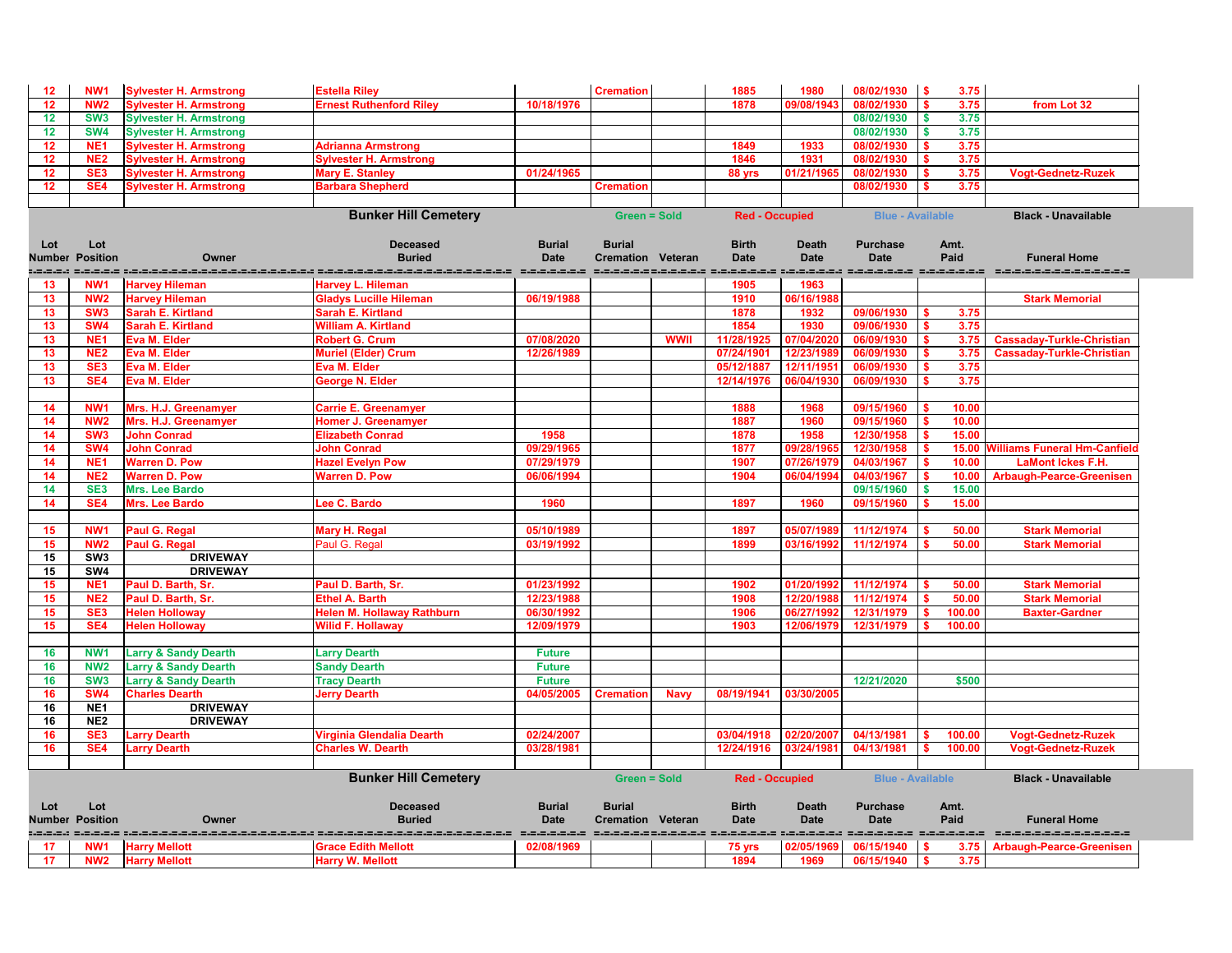| Lot Number | Lot Position | Owner | Deceased Buried | Burial Date | Burial Cremation | Veteran | Birth Date | Death Date | Purchase Date | Amt. Paid | Funeral Home |
|---|---|---|---|---|---|---|---|---|---|---|---|
| 12 | NW1 | Sylvester H. Armstrong | Estella Riley | | Cremation | | 1885 | 1980 | 08/02/1930 | $ 3.75 | |
| 12 | NW2 | Sylvester H. Armstrong | Ernest Ruthenford Riley | 10/18/1976 | | | 1878 | 09/08/1943 | 08/02/1930 | $ 3.75 | from Lot 32 |
| 12 | SW3 | Sylvester H. Armstrong | | | | | | | 08/02/1930 | $ 3.75 | |
| 12 | SW4 | Sylvester H. Armstrong | | | | | | | 08/02/1930 | $ 3.75 | |
| 12 | NE1 | Sylvester H. Armstrong | Adrianna Armstrong | | | | 1849 | 1933 | 08/02/1930 | $ 3.75 | |
| 12 | NE2 | Sylvester H. Armstrong | Sylvester H. Armstrong | | | | 1846 | 1931 | 08/02/1930 | $ 3.75 | |
| 12 | SE3 | Sylvester H. Armstrong | Mary E. Stanley | 01/24/1965 | | | 88 yrs | 01/21/1965 | 08/02/1930 | $ 3.75 | Vogt-Gednetz-Ruzek |
| 12 | SE4 | Sylvester H. Armstrong | Barbara Shepherd | | Cremation | | | | 08/02/1930 | $ 3.75 | |

## Bunker Hill Cemetery

Green = Sold | Red - Occupied | Blue - Available | Black - Unavailable

| Lot Number | Lot Position | Owner | Deceased Buried | Burial Date | Burial Cremation | Veteran | Birth Date | Death Date | Purchase Date | Amt. Paid | Funeral Home |
|---|---|---|---|---|---|---|---|---|---|---|---|
| 13 | NW1 | Harvey Hileman | Harvey L. Hileman | | | | 1905 | 1963 | | | |
| 13 | NW2 | Harvey Hileman | Gladys Lucille Hileman | 06/19/1988 | | | 1910 | 06/16/1988 | | | Stark Memorial |
| 13 | SW3 | Sarah E. Kirtland | Sarah E. Kirtland | | | | 1878 | 1932 | 09/06/1930 | $ 3.75 | |
| 13 | SW4 | Sarah E. Kirtland | William A. Kirtland | | | | 1854 | 1930 | 09/06/1930 | $ 3.75 | |
| 13 | NE1 | Eva M. Elder | Robert G. Crum | 07/08/2020 | | WWII | 11/28/1925 | 07/04/2020 | 06/09/1930 | $ 3.75 | Cassaday-Turkle-Christian |
| 13 | NE2 | Eva M. Elder | Muriel (Elder) Crum | 12/26/1989 | | | 07/24/1901 | 12/23/1989 | 06/09/1930 | $ 3.75 | Cassaday-Turkle-Christian |
| 13 | SE3 | Eva M. Elder | Eva M. Elder | | | | 05/12/1887 | 12/11/1951 | 06/09/1930 | $ 3.75 | |
| 13 | SE4 | Eva M. Elder | George N. Elder | | | | 12/14/1976 | 06/04/1930 | 06/09/1930 | $ 3.75 | |
| | | | | | | | | | | | |
| 14 | NW1 | Mrs. H.J. Greenamyer | Carrie E. Greenamyer | | | | 1888 | 1968 | 09/15/1960 | $ 10.00 | |
| 14 | NW2 | Mrs. H.J. Greenamyer | Homer J. Greenamyer | | | | 1887 | 1960 | 09/15/1960 | $ 10.00 | |
| 14 | SW3 | John Conrad | Elizabeth Conrad | 1958 | | | 1878 | 1958 | 12/30/1958 | $ 15.00 | |
| 14 | SW4 | John Conrad | John Conrad | 09/29/1965 | | | 1877 | 09/28/1965 | 12/30/1958 | $ 15.00 | Williams Funeral Hm-Canfield |
| 14 | NE1 | Warren D. Pow | Hazel Evelyn Pow | 07/29/1979 | | | 1907 | 07/26/1979 | 04/03/1967 | $ 10.00 | LaMont Ickes F.H. |
| 14 | NE2 | Warren D. Pow | Warren D. Pow | 06/06/1994 | | | 1904 | 06/04/1994 | 04/03/1967 | $ 10.00 | Arbaugh-Pearce-Greenisen |
| 14 | SE3 | Mrs. Lee Bardo | | | | | | | 09/15/1960 | $ 15.00 | |
| 14 | SE4 | Mrs. Lee Bardo | Lee C. Bardo | 1960 | | | 1897 | 1960 | 09/15/1960 | $ 15.00 | |
| | | | | | | | | | | | |
| 15 | NW1 | Paul G. Regal | Mary H. Regal | 05/10/1989 | | | 1897 | 05/07/1989 | 11/12/1974 | $ 50.00 | Stark Memorial |
| 15 | NW2 | Paul G. Regal | Paul G. Regal | 03/19/1992 | | | 1899 | 03/16/1992 | 11/12/1974 | $ 50.00 | Stark Memorial |
| 15 | SW3 | DRIVEWAY | | | | | | | | | |
| 15 | SW4 | DRIVEWAY | | | | | | | | | |
| 15 | NE1 | Paul D. Barth, Sr. | Paul D. Barth, Sr. | 01/23/1992 | | | 1902 | 01/20/1992 | 11/12/1974 | $ 50.00 | Stark Memorial |
| 15 | NE2 | Paul D. Barth, Sr. | Ethel A. Barth | 12/23/1988 | | | 1908 | 12/20/1988 | 11/12/1974 | $ 50.00 | Stark Memorial |
| 15 | SE3 | Helen Holloway | Helen M. Hollaway Rathburn | 06/30/1992 | | | 1906 | 06/27/1992 | 12/31/1979 | $ 100.00 | Baxter-Gardner |
| 15 | SE4 | Helen Holloway | Wilid F. Hollaway | 12/09/1979 | | | 1903 | 12/06/1979 | 12/31/1979 | $ 100.00 | |
| | | | | | | | | | | | |
| 16 | NW1 | Larry & Sandy Dearth | Larry Dearth | Future | | | | | | | |
| 16 | NW2 | Larry & Sandy Dearth | Sandy Dearth | Future | | | | | | | |
| 16 | SW3 | Larry & Sandy Dearth | Tracy Dearth | Future | | | | | 12/21/2020 | $500 | |
| 16 | SW4 | Charles Dearth | Jerry Dearth | 04/05/2005 | Cremation | Navy | 08/19/1941 | 03/30/2005 | | | |
| 16 | NE1 | DRIVEWAY | | | | | | | | | |
| 16 | NE2 | DRIVEWAY | | | | | | | | | |
| 16 | SE3 | Larry Dearth | Virginia Glendalia Dearth | 02/24/2007 | | | 03/04/1918 | 02/20/2007 | 04/13/1981 | $ 100.00 | Vogt-Gednetz-Ruzek |
| 16 | SE4 | Larry Dearth | Charles W. Dearth | 03/28/1981 | | | 12/24/1916 | 03/24/1981 | 04/13/1981 | $ 100.00 | Vogt-Gednetz-Ruzek |

## Bunker Hill Cemetery

Green = Sold | Red - Occupied | Blue - Available | Black - Unavailable

| Lot Number | Lot Position | Owner | Deceased Buried | Burial Date | Burial Cremation | Veteran | Birth Date | Death Date | Purchase Date | Amt. Paid | Funeral Home |
|---|---|---|---|---|---|---|---|---|---|---|---|
| 17 | NW1 | Harry Mellott | Grace Edith Mellott | 02/08/1969 | | | 75 yrs | 02/05/1969 | 06/15/1940 | $ 3.75 | Arbaugh-Pearce-Greenisen |
| 17 | NW2 | Harry Mellott | Harry W. Mellott | | | | 1894 | 1969 | 06/15/1940 | $ 3.75 | |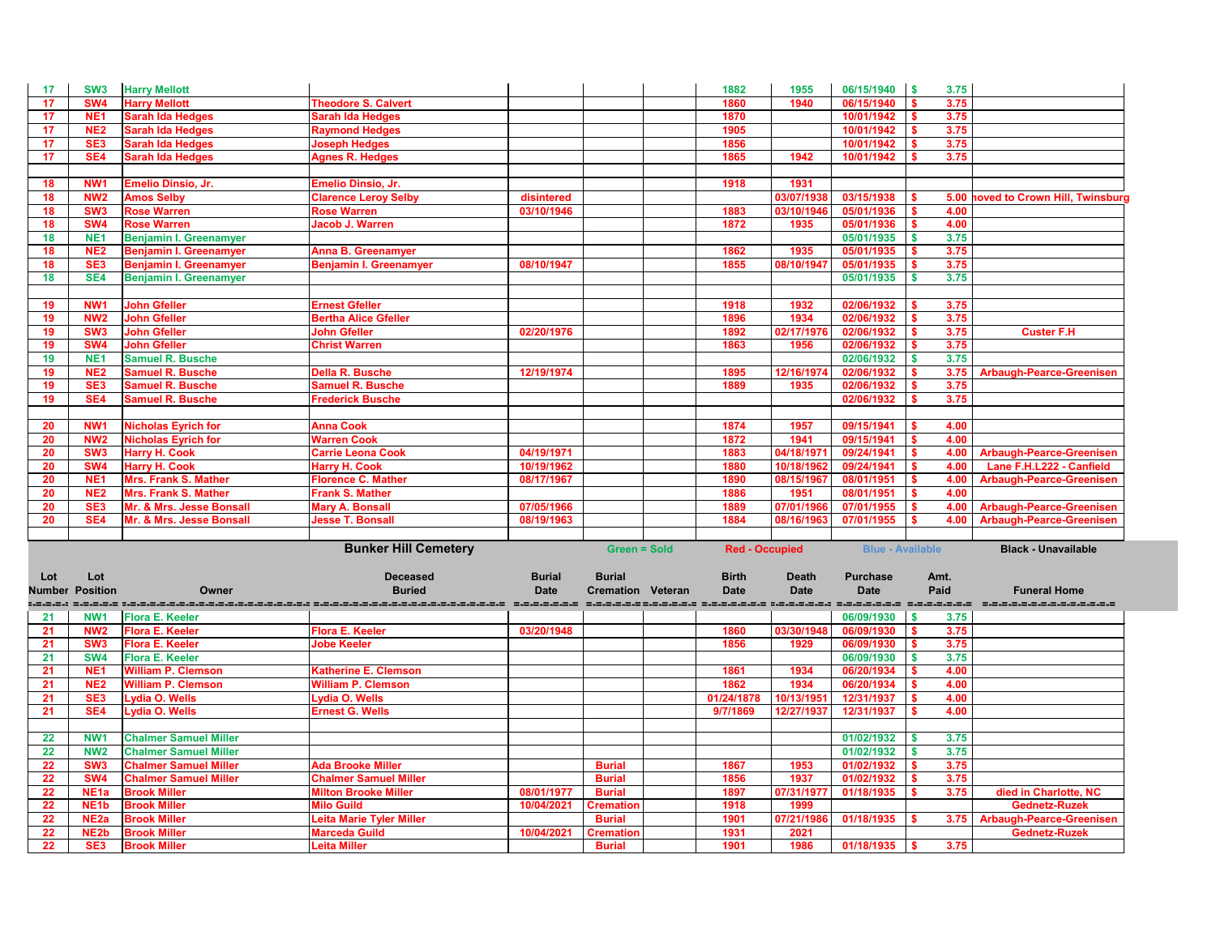| Lot Number | Lot Position | Owner | Deceased Buried | Burial Date | Burial Cremation | Veteran | Birth Date | Death Date | Purchase Date | Amt. Paid | Funeral Home |
|---|---|---|---|---|---|---|---|---|---|---|---|
| 17 | SW3 | Harry Mellott | | | | | 1882 | 1955 | 06/15/1940 | $ 3.75 | |
| 17 | SW4 | Harry Mellott | Theodore S. Calvert | | | | 1860 | 1940 | 06/15/1940 | $ 3.75 | |
| 17 | NE1 | Sarah Ida Hedges | Sarah Ida Hedges | | | | 1870 | | 10/01/1942 | $ 3.75 | |
| 17 | NE2 | Sarah Ida Hedges | Raymond Hedges | | | | 1905 | | 10/01/1942 | $ 3.75 | |
| 17 | SE3 | Sarah Ida Hedges | Joseph Hedges | | | | 1856 | | 10/01/1942 | $ 3.75 | |
| 17 | SE4 | Sarah Ida Hedges | Agnes R. Hedges | | | | 1865 | 1942 | 10/01/1942 | $ 3.75 | |
| | | | | | | | | | | | |
| 18 | NW1 | Emelio Dinsio, Jr. | Emelio Dinsio, Jr. | | | | 1918 | 1931 | | | |
| 18 | NW2 | Amos Selby | Clarence Leroy Selby | disintered | | | | 03/07/1938 | 03/15/1938 | $ 5.00 | moved to Crown Hill, Twinsburg |
| 18 | SW3 | Rose Warren | Rose Warren | 03/10/1946 | | | 1883 | 03/10/1946 | 05/01/1936 | $ 4.00 | |
| 18 | SW4 | Rose Warren | Jacob J. Warren | | | | 1872 | 1935 | 05/01/1936 | $ 4.00 | |
| 18 | NE1 | Benjamin I. Greenamyer | | | | | | | 05/01/1935 | $ 3.75 | |
| 18 | NE2 | Benjamin I. Greenamyer | Anna B. Greenamyer | | | | 1862 | 1935 | 05/01/1935 | $ 3.75 | |
| 18 | SE3 | Benjamin I. Greenamyer | Benjamin I. Greenamyer | 08/10/1947 | | | 1855 | 08/10/1947 | 05/01/1935 | $ 3.75 | |
| 18 | SE4 | Benjamin I. Greenamyer | | | | | | | 05/01/1935 | $ 3.75 | |
| | | | | | | | | | | | |
| 19 | NW1 | John Gfeller | Ernest Gfeller | | | | 1918 | 1932 | 02/06/1932 | $ 3.75 | |
| 19 | NW2 | John Gfeller | Bertha Alice Gfeller | | | | 1896 | 1934 | 02/06/1932 | $ 3.75 | |
| 19 | SW3 | John Gfeller | John Gfeller | 02/20/1976 | | | 1892 | 02/17/1976 | 02/06/1932 | $ 3.75 | Custer F.H |
| 19 | SW4 | John Gfeller | Christ Warren | | | | 1863 | 1956 | 02/06/1932 | $ 3.75 | |
| 19 | NE1 | Samuel R. Busche | | | | | | | 02/06/1932 | $ 3.75 | |
| 19 | NE2 | Samuel R. Busche | Della R. Busche | 12/19/1974 | | | 1895 | 12/16/1974 | 02/06/1932 | $ 3.75 | Arbaugh-Pearce-Greenisen |
| 19 | SE3 | Samuel R. Busche | Samuel R. Busche | | | | 1889 | 1935 | 02/06/1932 | $ 3.75 | |
| 19 | SE4 | Samuel R. Busche | Frederick Busche | | | | | | 02/06/1932 | $ 3.75 | |
| | | | | | | | | | | | |
| 20 | NW1 | Nicholas Eyrich for | Anna Cook | | | | 1874 | 1957 | 09/15/1941 | $ 4.00 | |
| 20 | NW2 | Nicholas Eyrich for | Warren Cook | | | | 1872 | 1941 | 09/15/1941 | $ 4.00 | |
| 20 | SW3 | Harry H. Cook | Carrie Leona Cook | 04/19/1971 | | | 1883 | 04/18/1971 | 09/24/1941 | $ 4.00 | Arbaugh-Pearce-Greenisen |
| 20 | SW4 | Harry H. Cook | Harry H. Cook | 10/19/1962 | | | 1880 | 10/18/1962 | 09/24/1941 | $ 4.00 | Lane F.H.L222 - Canfield |
| 20 | NE1 | Mrs. Frank S. Mather | Florence C. Mather | 08/17/1967 | | | 1890 | 08/15/1967 | 08/01/1951 | $ 4.00 | Arbaugh-Pearce-Greenisen |
| 20 | NE2 | Mrs. Frank S. Mather | Frank S. Mather | | | | 1886 | 1951 | 08/01/1951 | $ 4.00 | |
| 20 | SE3 | Mr. & Mrs. Jesse Bonsall | Mary A. Bonsall | 07/05/1966 | | | 1889 | 07/01/1966 | 07/01/1955 | $ 4.00 | Arbaugh-Pearce-Greenisen |
| 20 | SE4 | Mr. & Mrs. Jesse Bonsall | Jesse T. Bonsall | 08/19/1963 | | | 1884 | 08/16/1963 | 07/01/1955 | $ 4.00 | Arbaugh-Pearce-Greenisen |

## Bunker Hill Cemetery

Green = Sold | Red - Occupied | Blue - Available | Black - Unavailable

| Lot Number | Lot Position | Owner | Deceased Buried | Burial Date | Burial Cremation | Veteran | Birth Date | Death Date | Purchase Date | Amt. Paid | Funeral Home |
|---|---|---|---|---|---|---|---|---|---|---|---|
| 21 | NW1 | Flora E. Keeler | | | | | | | 06/09/1930 | $ 3.75 | |
| 21 | NW2 | Flora E. Keeler | Flora E. Keeler | 03/20/1948 | | | 1860 | 03/30/1948 | 06/09/1930 | $ 3.75 | |
| 21 | SW3 | Flora E. Keeler | Jobe Keeler | | | | 1856 | 1929 | 06/09/1930 | $ 3.75 | |
| 21 | SW4 | Flora E. Keeler | | | | | | | 06/09/1930 | $ 3.75 | |
| 21 | NE1 | William P. Clemson | Katherine E. Clemson | | | | 1861 | 1934 | 06/20/1934 | $ 4.00 | |
| 21 | NE2 | William P. Clemson | William P. Clemson | | | | 1862 | 1934 | 06/20/1934 | $ 4.00 | |
| 21 | SE3 | Lydia O. Wells | Lydia O. Wells | | | | 01/24/1878 | 10/13/1951 | 12/31/1937 | $ 4.00 | |
| 21 | SE4 | Lydia O. Wells | Ernest G. Wells | | | | 9/7/1869 | 12/27/1937 | 12/31/1937 | $ 4.00 | |
| | | | | | | | | | | | |
| 22 | NW1 | Chalmer Samuel Miller | | | | | | | 01/02/1932 | $ 3.75 | |
| 22 | NW2 | Chalmer Samuel Miller | | | | | | | 01/02/1932 | $ 3.75 | |
| 22 | SW3 | Chalmer Samuel Miller | Ada Brooke Miller | | Burial | | 1867 | 1953 | 01/02/1932 | $ 3.75 | |
| 22 | SW4 | Chalmer Samuel Miller | Chalmer Samuel Miller | | Burial | | 1856 | 1937 | 01/02/1932 | $ 3.75 | |
| 22 | NE1a | Brook Miller | Milton Brooke Miller | 08/01/1977 | Burial | | 1897 | 07/31/1977 | 01/18/1935 | $ 3.75 | died in Charlotte, NC |
| 22 | NE1b | Brook Miller | Milo Guild | 10/04/2021 | Cremation | | 1918 | 1999 | | | Gednetz-Ruzek |
| 22 | NE2a | Brook Miller | Leita Marie Tyler Miller | | Burial | | 1901 | 07/21/1986 | 01/18/1935 | $ 3.75 | Arbaugh-Pearce-Greenisen |
| 22 | NE2b | Brook Miller | Marceda Guild | 10/04/2021 | Cremation | | 1931 | 2021 | | | Gednetz-Ruzek |
| 22 | SE3 | Brook Miller | Leita Miller | | Burial | | 1901 | 1986 | 01/18/1935 | $ 3.75 | |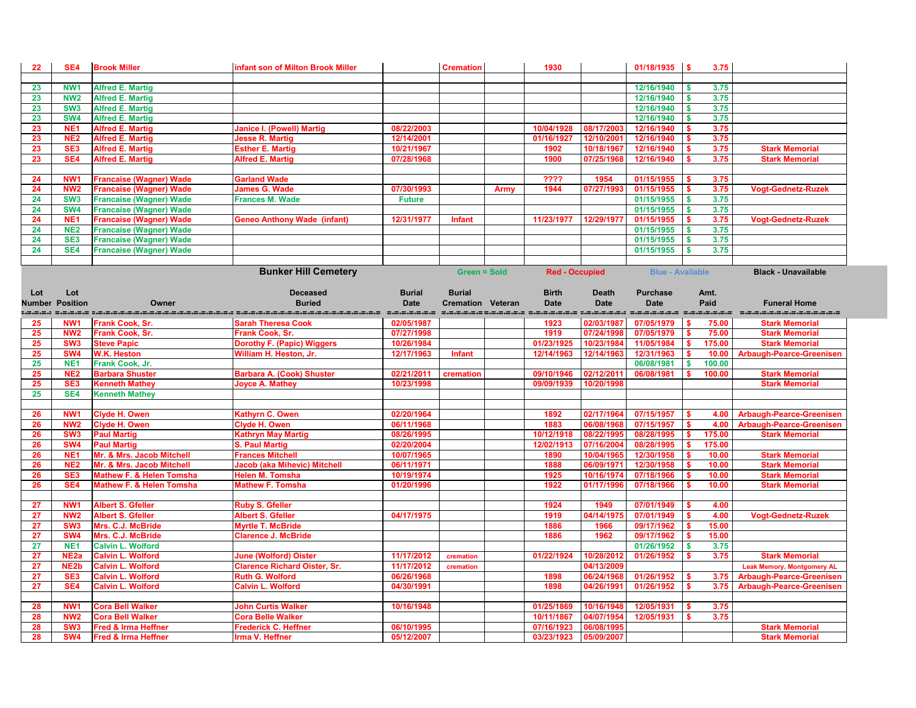| 22 | SE4 | Brook Miller | infant son of Milton Brook Miller | | Cremation | | 1930 | | 01/18/1935 | $ 3.75 | |
|---|---|---|---|---|---|---|---|---|---|---|---|
| | | | | | | | | | | | |
| 23 | NW1 | Alfred E. Martig | | | | | | | 12/16/1940 | $ 3.75 | |
| 23 | NW2 | Alfred E. Martig | | | | | | | 12/16/1940 | $ 3.75 | |
| 23 | SW3 | Alfred E. Martig | | | | | | | 12/16/1940 | $ 3.75 | |
| 23 | SW4 | Alfred E. Martig | | | | | | | 12/16/1940 | $ 3.75 | |
| 23 | NE1 | Alfred E. Martig | Janice I. (Powell) Martig | 08/22/2003 | | | 10/04/1928 | 08/17/2003 | 12/16/1940 | $ 3.75 | |
| 23 | NE2 | Alfred E. Martig | Jesse R. Martig | 12/14/2001 | | | 01/16/1927 | 12/10/2001 | 12/16/1940 | $ 3.75 | |
| 23 | SE3 | Alfred E. Martig | Esther E. Martig | 10/21/1967 | | | 1902 | 10/18/1967 | 12/16/1940 | $ 3.75 | Stark Memorial |
| 23 | SE4 | Alfred E. Martig | Alfred E. Martig | 07/28/1968 | | | 1900 | 07/25/1968 | 12/16/1940 | $ 3.75 | Stark Memorial |
| | | | | | | | | | | | |
| 24 | NW1 | Francaise (Wagner) Wade | Garland Wade | | | | ???? | 1954 | 01/15/1955 | $ 3.75 | |
| 24 | NW2 | Francaise (Wagner) Wade | James G. Wade | 07/30/1993 | | Army | 1944 | 07/27/1993 | 01/15/1955 | $ 3.75 | Vogt-Gednetz-Ruzek |
| 24 | SW3 | Francaise (Wagner) Wade | Frances M. Wade | Future | | | | | 01/15/1955 | $ 3.75 | |
| 24 | SW4 | Francaise (Wagner) Wade | | | | | | | 01/15/1955 | $ 3.75 | |
| 24 | NE1 | Francaise (Wagner) Wade | Geneo Anthony Wade (infant) | 12/31/1977 | Infant | | 11/23/1977 | 12/29/1977 | 01/15/1955 | $ 3.75 | Vogt-Gednetz-Ruzek |
| 24 | NE2 | Francaise (Wagner) Wade | | | | | | | 01/15/1955 | $ 3.75 | |
| 24 | SE3 | Francaise (Wagner) Wade | | | | | | | 01/15/1955 | $ 3.75 | |
| 24 | SE4 | Francaise (Wagner) Wade | | | | | | | 01/15/1955 | $ 3.75 | |

**Bunker Hill Cemetery** — Green = Sold — Red - Occupied — Blue - Available — Black - Unavailable

| Lot Number | Lot Position | Owner | Deceased Buried | Burial Date | Burial Cremation | Veteran | Birth Date | Death Date | Purchase Date | Amt. Paid | Funeral Home |
|---|---|---|---|---|---|---|---|---|---|---|---|
| 25 | NW1 | Frank Cook, Sr. | Sarah Theresa Cook | 02/05/1987 | | | 1923 | 02/03/1987 | 07/05/1979 | $ 75.00 | Stark Memorial |
| 25 | NW2 | Frank Cook, Sr. | Frank Cook, Sr. | 07/27/1998 | | | 1919 | 07/24/1998 | 07/05/1979 | $ 75.00 | Stark Memorial |
| 25 | SW3 | Steve Papic | Dorothy F. (Papic) Wiggers | 10/26/1984 | | | 01/23/1925 | 10/23/1984 | 11/05/1984 | $ 175.00 | Stark Memorial |
| 25 | SW4 | W.K. Heston | William H. Heston, Jr. | 12/17/1963 | Infant | | 12/14/1963 | 12/14/1963 | 12/31/1963 | $ 10.00 | Arbaugh-Pearce-Greenisen |
| 25 | NE1 | Frank Cook, Jr. | | | | | | | 06/08/1981 | $ 100.00 | |
| 25 | NE2 | Barbara Shuster | Barbara A. (Cook) Shuster | 02/21/2011 | cremation | | 09/10/1946 | 02/12/2011 | 06/08/1981 | $ 100.00 | Stark Memorial |
| 25 | SE3 | Kenneth Mathey | Joyce A. Mathey | 10/23/1998 | | | 09/09/1939 | 10/20/1998 | | | Stark Memorial |
| 25 | SE4 | Kenneth Mathey | | | | | | | | | |
| | | | | | | | | | | | |
| 26 | NW1 | Clyde H. Owen | Kathyrn C. Owen | 02/20/1964 | | | 1892 | 02/17/1964 | 07/15/1957 | $ 4.00 | Arbaugh-Pearce-Greenisen |
| 26 | NW2 | Clyde H. Owen | Clyde H. Owen | 06/11/1968 | | | 1883 | 06/08/1968 | 07/15/1957 | $ 4.00 | Arbaugh-Pearce-Greenisen |
| 26 | SW3 | Paul Martig | Kathryn May Martig | 08/26/1995 | | | 10/12/1918 | 08/22/1995 | 08/28/1995 | $ 175.00 | Stark Memorial |
| 26 | SW4 | Paul Martig | S. Paul Martig | 02/20/2004 | | | 12/02/1913 | 07/16/2004 | 08/28/1995 | $ 175.00 | |
| 26 | NE1 | Mr. & Mrs. Jacob Mitchell | Frances Mitchell | 10/07/1965 | | | 1890 | 10/04/1965 | 12/30/1958 | $ 10.00 | Stark Memorial |
| 26 | NE2 | Mr. & Mrs. Jacob Mitchell | Jacob (aka Mihevic) Mitchell | 06/11/1971 | | | 1888 | 06/09/1971 | 12/30/1958 | $ 10.00 | Stark Memorial |
| 26 | SE3 | Mathew F. & Helen Tomsha | Helen M. Tomsha | 10/19/1974 | | | 1925 | 10/16/1974 | 07/18/1966 | $ 10.00 | Stark Memorial |
| 26 | SE4 | Mathew F. & Helen Tomsha | Mathew F. Tomsha | 01/20/1996 | | | 1922 | 01/17/1996 | 07/18/1966 | $ 10.00 | Stark Memorial |
| | | | | | | | | | | | |
| 27 | NW1 | Albert S. Gfeller | Ruby S. Gfeller | | | | 1924 | 1949 | 07/01/1949 | $ 4.00 | |
| 27 | NW2 | Albert S. Gfeller | Albert S. Gfeller | 04/17/1975 | | | 1919 | 04/14/1975 | 07/01/1949 | $ 4.00 | Vogt-Gednetz-Ruzek |
| 27 | SW3 | Mrs. C.J. McBride | Myrtle T. McBride | | | | 1886 | 1966 | 09/17/1962 | $ 15.00 | |
| 27 | SW4 | Mrs. C.J. McBride | Clarence J. McBride | | | | 1886 | 1962 | 09/17/1962 | $ 15.00 | |
| 27 | NE1 | Calvin L. Wolford | | | | | | | 01/26/1952 | $ 3.75 | |
| 27 | NE2a | Calvin L. Wolford | June (Wolford) Oister | 11/17/2012 | cremation | | 01/22/1924 | 10/28/2012 | 01/26/1952 | $ 3.75 | Stark Memorial |
| 27 | NE2b | Calvin L. Wolford | Clarence Richard Oister, Sr. | 11/17/2012 | cremation | | | 04/13/2009 | | | Leak Memory, Montgomery AL |
| 27 | SE3 | Calvin L. Wolford | Ruth G. Wolford | 06/26/1968 | | | 1898 | 06/24/1968 | 01/26/1952 | $ 3.75 | Arbaugh-Pearce-Greenisen |
| 27 | SE4 | Calvin L. Wolford | Calvin L. Wolford | 04/30/1991 | | | 1898 | 04/26/1991 | 01/26/1952 | $ 3.75 | Arbaugh-Pearce-Greenisen |
| | | | | | | | | | | | |
| 28 | NW1 | Cora Bell Walker | John Curtis Walker | 10/16/1948 | | | 01/25/1869 | 10/16/1948 | 12/05/1931 | $ 3.75 | |
| 28 | NW2 | Cora Bell Walker | Cora Belle Walker | | | | 10/11/1867 | 04/07/1954 | 12/05/1931 | $ 3.75 | |
| 28 | SW3 | Fred & Irma Heffner | Frederick C. Heffner | 06/10/1995 | | | 07/16/1923 | 06/08/1995 | | | Stark Memorial |
| 28 | SW4 | Fred & Irma Heffner | Irma V. Heffner | 05/12/2007 | | | 03/23/1923 | 05/09/2007 | | | Stark Memorial |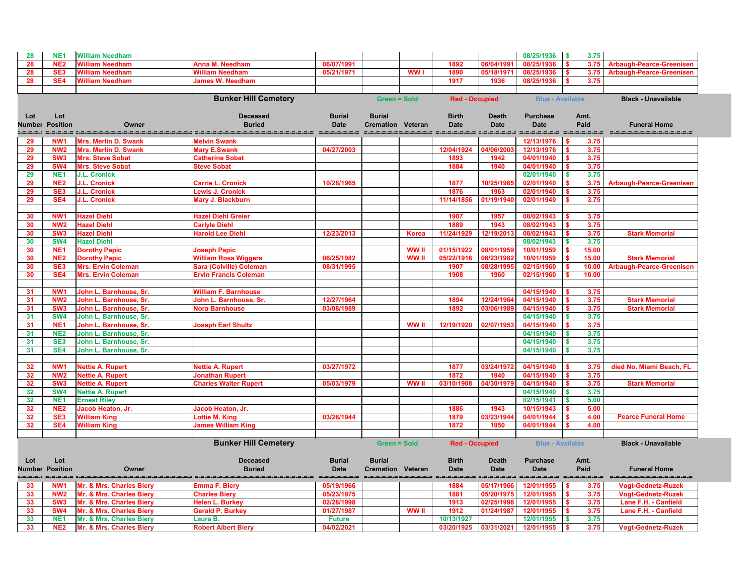| 28 | NE1 | William Needham | | | | | | | 08/25/1936 | $ 3.75 | |
|---|---|---|---|---|---|---|---|---|---|---|---|
| 28 | NE2 | William Needham | Anna M. Needham | 06/07/1991 | | | 1892 | 06/04/1991 | 08/25/1936 | $ 3.75 | Arbaugh-Pearce-Greenisen |
| 28 | SE3 | William Needham | William Needham | 05/21/1971 | | WW I | 1890 | 05/18/1971 | 08/25/1936 | $ 3.75 | Arbaugh-Pearce-Greenisen |
| 28 | SE4 | William Needham | James W. Needham | | | | 1917 | 1936 | 08/25/1936 | $ 3.75 | |

## Bunker Hill Cemetery

Green = Sold | Red - Occupied | Blue - Available | Black - Unavailable

| Lot Number | Lot Position | Owner | Deceased Buried | Burial Date | Burial Cremation | Veteran | Birth Date | Death Date | Purchase Date | Amt. Paid | Funeral Home |
|---|---|---|---|---|---|---|---|---|---|---|---|
| 29 | NW1 | Mrs. Merlin D. Swank | Melvin Swank | | | | | | 12/13/1976 | $ 3.75 | |
| 29 | NW2 | Mrs. Merlin D. Swank | Mary E.Swank | 04/27/2003 | | | 12/04/1924 | 04/06/2003 | 12/13/1976 | $ 3.75 | |
| 29 | SW3 | Mrs. Steve Sobat | Catherine Sobat | | | | 1893 | 1942 | 04/01/1940 | $ 3.75 | |
| 29 | SW4 | Mrs. Steve Sobat | Steve Sobat | | | | 1884 | 1940 | 04/01/1940 | $ 3.75 | |
| 29 | NE1 | J.L. Cronick | | | | | | | 02/01/1940 | $ 3.75 | |
| 29 | NE2 | J.L. Cronick | Carrie L. Cronick | 10/28/1965 | | | 1877 | 10/25/1965 | 02/01/1940 | $ 3.75 | Arbaugh-Pearce-Greenisen |
| 29 | SE3 | J.L. Cronick | Lewis J. Cronick | | | | 1876 | 1963 | 02/01/1940 | $ 3.75 | |
| 29 | SE4 | J.L. Cronick | Mary J. Blackburn | | | | 11/14/1856 | 01/19/1940 | 02/01/1940 | $ 3.75 | |
| | | | | | | | | | | | |
| 30 | NW1 | Hazel Diehl | Hazel Diehl Greier | | | | 1907 | 1957 | 08/02/1943 | $ 3.75 | |
| 30 | NW2 | Hazel Diehl | Carlyle Diehl | | | | 1889 | 1943 | 08/02/1943 | $ 3.75 | |
| 30 | SW3 | Hazel Diehl | Harold Lee Diehl | 12/23/2013 | | Korea | 11/24/1929 | 12/19/2013 | 08/02/1943 | $ 3.75 | Stark Memorial |
| 30 | SW4 | Hazel Diehl | | | | | | | 08/02/1943 | $ 3.75 | |
| 30 | NE1 | Dorothy Papic | Joseph Papic | | | WW II | 01/15/1922 | 08/01/1959 | 10/01/1959 | $ 15.00 | |
| 30 | NE2 | Dorothy Papic | William Ross Wiggers | 06/25/1982 | | WW II | 05/22/1916 | 06/23/1982 | 10/01/1959 | $ 15.00 | Stark Memorial |
| 30 | SE3 | Mrs. Ervin Coleman | Sara (Colville) Coleman | 08/31/1995 | | | 1907 | 08/28/1995 | 02/15/1960 | $ 10.00 | Arbaugh-Pearce-Greenisen |
| 30 | SE4 | Mrs. Ervin Coleman | Ervin Francis Coleman | | | | 1908 | 1960 | 02/15/1960 | $ 10.00 | |
| | | | | | | | | | | | |
| 31 | NW1 | John L. Barnhouse, Sr. | William F. Barnhouse | | | | | | 04/15/1940 | $ 3.75 | |
| 31 | NW2 | John L. Barnhouse, Sr. | John L. Barnhouse, Sr. | 12/27/1964 | | | 1894 | 12/24/1964 | 04/15/1940 | $ 3.75 | Stark Memorial |
| 31 | SW3 | John L. Barnhouse, Sr. | Nora Barnhouse | 03/08/1989 | | | 1892 | 03/06/1989 | 04/15/1940 | $ 3.75 | Stark Memorial |
| 31 | SW4 | John L. Barnhouse, Sr. | | | | | | | 04/15/1940 | $ 3.75 | |
| 31 | NE1 | John L. Barnhouse, Sr. | Joseph Earl Shultz | | | WW II | 12/19/1920 | 02/07/1953 | 04/15/1940 | $ 3.75 | |
| 31 | NE2 | John L. Barnhouse, Sr. | | | | | | | 04/15/1940 | $ 3.75 | |
| 31 | SE3 | John L. Barnhouse, Sr. | | | | | | | 04/15/1940 | $ 3.75 | |
| 31 | SE4 | John L. Barnhouse, Sr. | | | | | | | 04/15/1940 | $ 3.75 | |
| | | | | | | | | | | | |
| 32 | NW1 | Nettie A. Rupert | Nettie A. Rupert | 03/27/1972 | | | 1877 | 03/24/1972 | 04/15/1940 | $ 3.75 | died No. Miami Beach, FL |
| 32 | NW2 | Nettie A. Rupert | Jonathan Rupert | | | | 1872 | 1940 | 04/15/1940 | $ 3.75 | |
| 32 | SW3 | Nettie A. Rupert | Charles Walter Rupert | 05/03/1979 | | WW II | 03/10/1908 | 04/30/1979 | 04/15/1940 | $ 3.75 | Stark Memorial |
| 32 | SW4 | Nettie A. Rupert | | | | | | | 04/15/1940 | $ 3.75 | |
| 32 | NE1 | Ernest Riley | | | | | | | 02/15/1941 | $ 5.00 | |
| 32 | NE2 | Jacob Heaton, Jr. | Jacob Heaton, Jr. | | | | 1886 | 1943 | 10/15/1943 | $ 5.00 | |
| 32 | SE3 | William King | Lottie M. King | 03/26/1944 | | | 1879 | 03/23/1944 | 04/01/1944 | $ 4.00 | Pearce Funeral Home |
| 32 | SE4 | William King | James William King | | | | 1872 | 1950 | 04/01/1944 | $ 4.00 | |

## Bunker Hill Cemetery

Green = Sold | Red - Occupied | Blue - Available | Black - Unavailable

| Lot Number | Lot Position | Owner | Deceased Buried | Burial Date | Burial Cremation | Veteran | Birth Date | Death Date | Purchase Date | Amt. Paid | Funeral Home |
|---|---|---|---|---|---|---|---|---|---|---|---|
| 33 | NW1 | Mr. & Mrs. Charles Biery | Emma F. Biery | 05/19/1966 | | | 1884 | 05/17/1966 | 12/01/1955 | $ 3.75 | Vogt-Gednetz-Ruzek |
| 33 | NW2 | Mr. & Mrs. Charles Biery | Charles Biery | 05/23/1975 | | | 1881 | 05/20/1975 | 12/01/1955 | $ 3.75 | Vogt-Gednetz-Ruzek |
| 33 | SW3 | Mr. & Mrs. Charles Biery | Helen L. Burkey | 02/28/1998 | | | 1913 | 02/25/1998 | 12/01/1955 | $ 3.75 | Lane F.H. - Canfield |
| 33 | SW4 | Mr. & Mrs. Charles Biery | Gerald P. Burkey | 01/27/1987 | | WW II | 1912 | 01/24/1987 | 12/01/1955 | $ 3.75 | Lane F.H. - Canfield |
| 33 | NE1 | Mr. & Mrs. Charles Biery | Laura B. | Future | | | 10/13/1927 | | 12/01/1955 | $ 3.75 | |
| 33 | NE2 | Mr. & Mrs. Charles Biery | Robert Albert Biery | 04/02/2021 | | | 03/20/1925 | 03/31/2021 | 12/01/1955 | $ 3.75 | Vogt-Gednetz-Ruzek |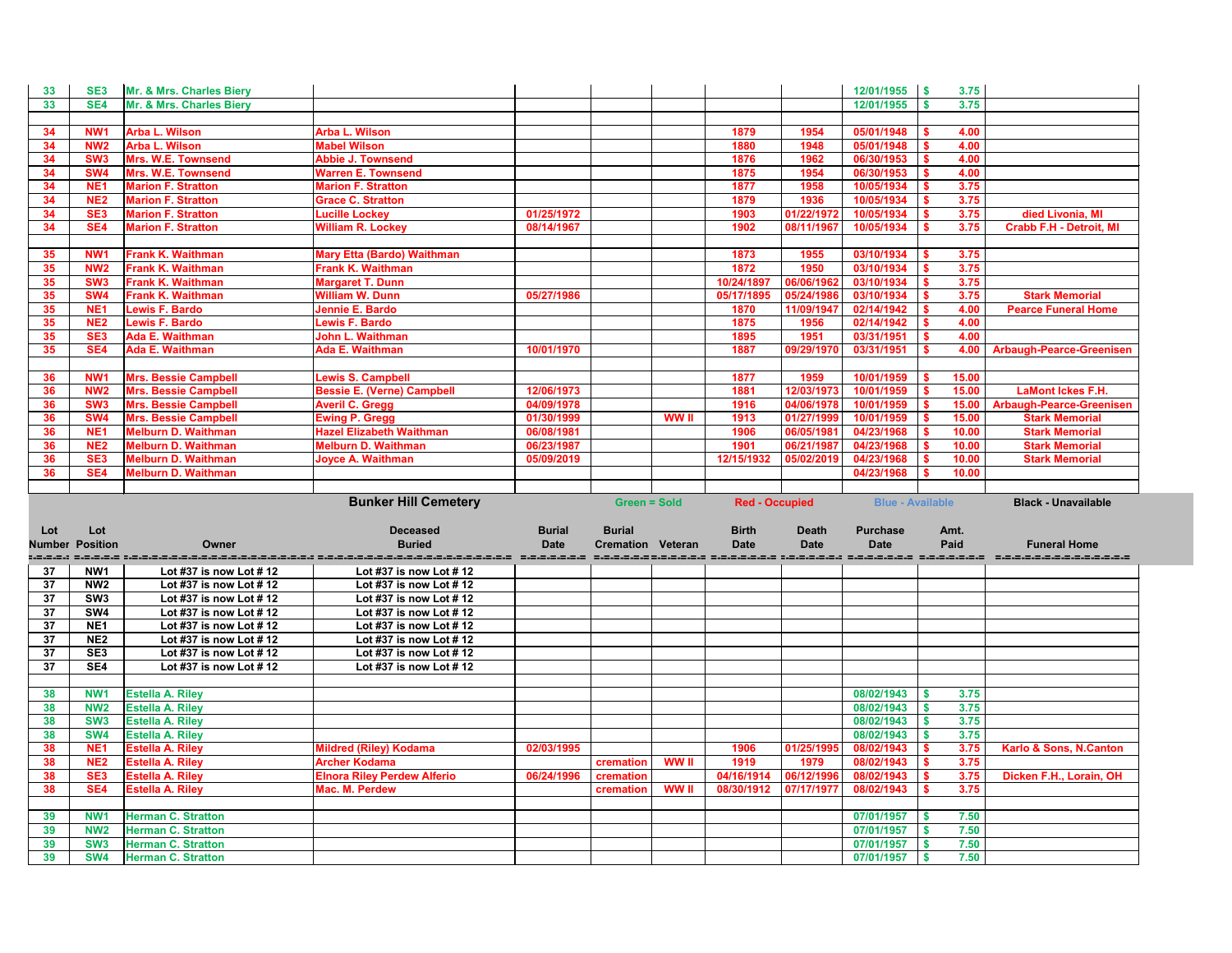| 33 | SE3 | Mr. & Mrs. Charles Biery | | | | | | | 12/01/1955 | $ 3.75 | |
|---|---|---|---|---|---|---|---|---|---|---|---|
| 33 | SE4 | Mr. & Mrs. Charles Biery | | | | | | | 12/01/1955 | $ 3.75 | |
| | | | | | | | | | | | |
| 34 | NW1 | Arba L. Wilson | Arba L. Wilson | | | | 1879 | 1954 | 05/01/1948 | $ 4.00 | |
| 34 | NW2 | Arba L. Wilson | Mabel Wilson | | | | 1880 | 1948 | 05/01/1948 | $ 4.00 | |
| 34 | SW3 | Mrs. W.E. Townsend | Abbie J. Townsend | | | | 1876 | 1962 | 06/30/1953 | $ 4.00 | |
| 34 | SW4 | Mrs. W.E. Townsend | Warren E. Townsend | | | | 1875 | 1954 | 06/30/1953 | $ 4.00 | |
| 34 | NE1 | Marion F. Stratton | Marion F. Stratton | | | | 1877 | 1958 | 10/05/1934 | $ 3.75 | |
| 34 | NE2 | Marion F. Stratton | Grace C. Stratton | | | | 1879 | 1936 | 10/05/1934 | $ 3.75 | |
| 34 | SE3 | Marion F. Stratton | Lucille Lockey | 01/25/1972 | | | 1903 | 01/22/1972 | 10/05/1934 | $ 3.75 | died Livonia, MI |
| 34 | SE4 | Marion F. Stratton | William R. Lockey | 08/14/1967 | | | 1902 | 08/11/1967 | 10/05/1934 | $ 3.75 | Crabb F.H - Detroit, MI |
| | | | | | | | | | | | |
| 35 | NW1 | Frank K. Waithman | Mary Etta (Bardo) Waithman | | | | 1873 | 1955 | 03/10/1934 | $ 3.75 | |
| 35 | NW2 | Frank K. Waithman | Frank K. Waithman | | | | 1872 | 1950 | 03/10/1934 | $ 3.75 | |
| 35 | SW3 | Frank K. Waithman | Margaret T. Dunn | | | | 10/24/1897 | 06/06/1962 | 03/10/1934 | $ 3.75 | |
| 35 | SW4 | Frank K. Waithman | William W. Dunn | 05/27/1986 | | | 05/17/1895 | 05/24/1986 | 03/10/1934 | $ 3.75 | Stark Memorial |
| 35 | NE1 | Lewis F. Bardo | Jennie E. Bardo | | | | 1870 | 11/09/1947 | 02/14/1942 | $ 4.00 | Pearce Funeral Home |
| 35 | NE2 | Lewis F. Bardo | Lewis F. Bardo | | | | 1875 | 1956 | 02/14/1942 | $ 4.00 | |
| 35 | SE3 | Ada E. Waithman | John L. Waithman | | | | 1895 | 1951 | 03/31/1951 | $ 4.00 | |
| 35 | SE4 | Ada E. Waithman | Ada E. Waithman | 10/01/1970 | | | 1887 | 09/29/1970 | 03/31/1951 | $ 4.00 | Arbaugh-Pearce-Greenisen |
| | | | | | | | | | | | |
| 36 | NW1 | Mrs. Bessie Campbell | Lewis S. Campbell | | | | 1877 | 1959 | 10/01/1959 | $ 15.00 | |
| 36 | NW2 | Mrs. Bessie Campbell | Bessie E. (Verne) Campbell | 12/06/1973 | | | 1881 | 12/03/1973 | 10/01/1959 | $ 15.00 | LaMont Ickes F.H. |
| 36 | SW3 | Mrs. Bessie Campbell | Averil C. Gregg | 04/09/1978 | | | 1916 | 04/06/1978 | 10/01/1959 | $ 15.00 | Arbaugh-Pearce-Greenisen |
| 36 | SW4 | Mrs. Bessie Campbell | Ewing P. Gregg | 01/30/1999 | | WW II | 1913 | 01/27/1999 | 10/01/1959 | $ 15.00 | Stark Memorial |
| 36 | NE1 | Melburn D. Waithman | Hazel Elizabeth Waithman | 06/08/1981 | | | 1906 | 06/05/1981 | 04/23/1968 | $ 10.00 | Stark Memorial |
| 36 | NE2 | Melburn D. Waithman | Melburn D. Waithman | 06/23/1987 | | | 1901 | 06/21/1987 | 04/23/1968 | $ 10.00 | Stark Memorial |
| 36 | SE3 | Melburn D. Waithman | Joyce A. Waithman | 05/09/2019 | | | 12/15/1932 | 05/02/2019 | 04/23/1968 | $ 10.00 | Stark Memorial |
| 36 | SE4 | Melburn D. Waithman | | | | | | | 04/23/1968 | $ 10.00 | |

**Bunker Hill Cemetery** — Green = Sold | Red - Occupied | Blue - Available | Black - Unavailable

| Lot Number | Lot Position | Owner | Deceased Buried | Burial Date | Burial Cremation | Veteran | Birth Date | Death Date | Purchase Date | Amt. Paid | Funeral Home |
|---|---|---|---|---|---|---|---|---|---|---|---|
| 37 | NW1 | Lot #37 is now Lot # 12 | Lot #37 is now Lot # 12 | | | | | | | | |
| 37 | NW2 | Lot #37 is now Lot # 12 | Lot #37 is now Lot # 12 | | | | | | | | |
| 37 | SW3 | Lot #37 is now Lot # 12 | Lot #37 is now Lot # 12 | | | | | | | | |
| 37 | SW4 | Lot #37 is now Lot # 12 | Lot #37 is now Lot # 12 | | | | | | | | |
| 37 | NE1 | Lot #37 is now Lot # 12 | Lot #37 is now Lot # 12 | | | | | | | | |
| 37 | NE2 | Lot #37 is now Lot # 12 | Lot #37 is now Lot # 12 | | | | | | | | |
| 37 | SE3 | Lot #37 is now Lot # 12 | Lot #37 is now Lot # 12 | | | | | | | | |
| 37 | SE4 | Lot #37 is now Lot # 12 | Lot #37 is now Lot # 12 | | | | | | | | |
| | | | | | | | | | | | |
| 38 | NW1 | Estella A. Riley | | | | | | | 08/02/1943 | $ 3.75 | |
| 38 | NW2 | Estella A. Riley | | | | | | | 08/02/1943 | $ 3.75 | |
| 38 | SW3 | Estella A. Riley | | | | | | | 08/02/1943 | $ 3.75 | |
| 38 | SW4 | Estella A. Riley | | | | | | | 08/02/1943 | $ 3.75 | |
| 38 | NE1 | Estella A. Riley | Mildred (Riley) Kodama | 02/03/1995 | | | 1906 | 01/25/1995 | 08/02/1943 | $ 3.75 | Karlo & Sons, N.Canton |
| 38 | NE2 | Estella A. Riley | Archer Kodama | | cremation | WW II | 1919 | 1979 | 08/02/1943 | $ 3.75 | |
| 38 | SE3 | Estella A. Riley | Elnora Riley Perdew Alferio | 06/24/1996 | cremation | | 04/16/1914 | 06/12/1996 | 08/02/1943 | $ 3.75 | Dicken F.H., Lorain, OH |
| 38 | SE4 | Estella A. Riley | Mac. M. Perdew | | cremation | WW II | 08/30/1912 | 07/17/1977 | 08/02/1943 | $ 3.75 | |
| | | | | | | | | | | | |
| 39 | NW1 | Herman C. Stratton | | | | | | | 07/01/1957 | $ 7.50 | |
| 39 | NW2 | Herman C. Stratton | | | | | | | 07/01/1957 | $ 7.50 | |
| 39 | SW3 | Herman C. Stratton | | | | | | | 07/01/1957 | $ 7.50 | |
| 39 | SW4 | Herman C. Stratton | | | | | | | 07/01/1957 | $ 7.50 | |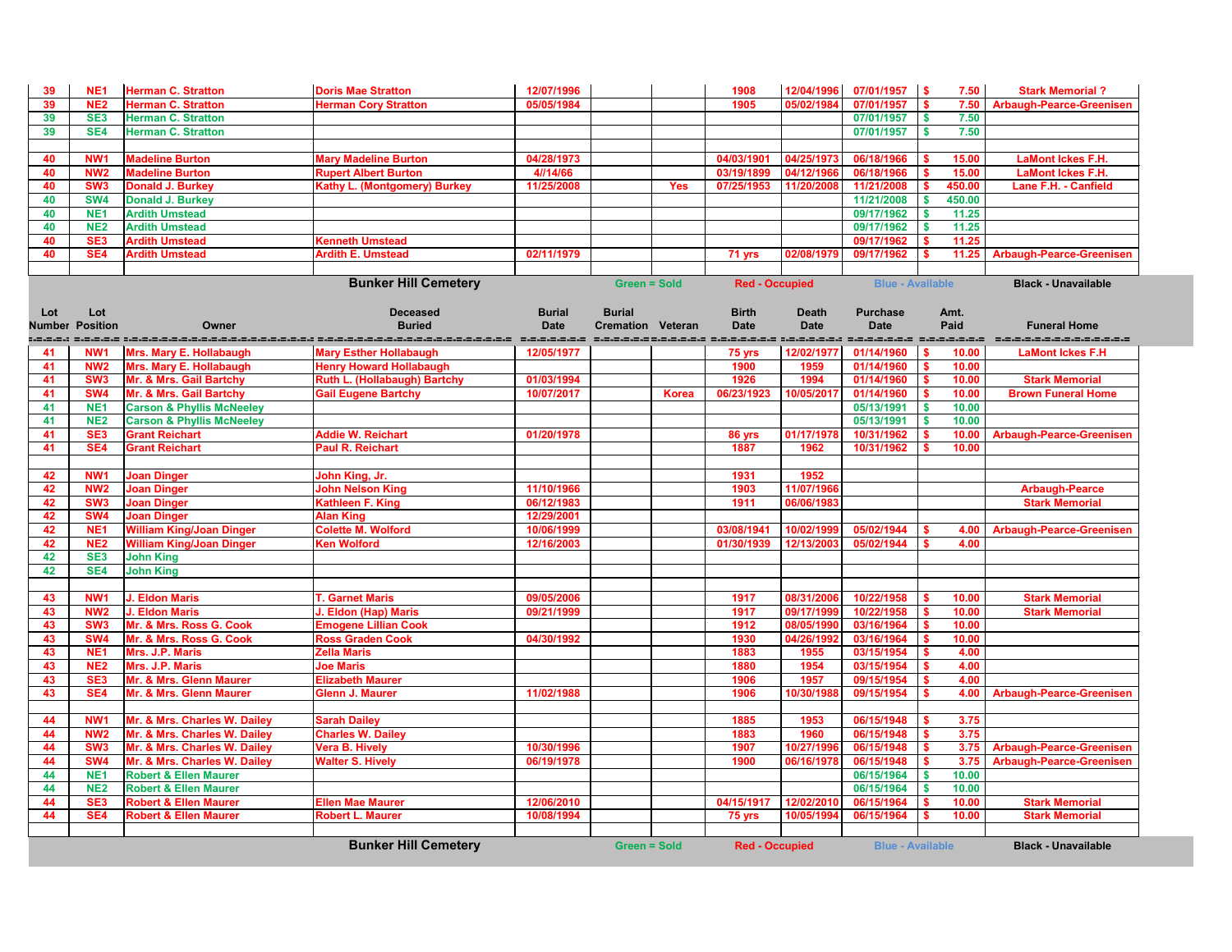| 39 | NE1 | Herman C. Stratton | Doris Mae Stratton | 12/07/1996 | | | 1908 | 12/04/1996 | 07/01/1957 | $ 7.50 | Stark Memorial ? |
|---|---|---|---|---|---|---|---|---|---|---|---|
| 39 | NE2 | Herman C. Stratton | Herman Cory Stratton | 05/05/1984 | | | 1905 | 05/02/1984 | 07/01/1957 | $ 7.50 | Arbaugh-Pearce-Greenisen |
| 39 | SE3 | Herman C. Stratton | | | | | | | 07/01/1957 | $ 7.50 | |
| 39 | SE4 | Herman C. Stratton | | | | | | | 07/01/1957 | $ 7.50 | |
| | | | | | | | | | | | |
| 40 | NW1 | Madeline Burton | Mary Madeline Burton | 04/28/1973 | | | 04/03/1901 | 04/25/1973 | 06/18/1966 | $ 15.00 | LaMont Ickes F.H. |
| 40 | NW2 | Madeline Burton | Rupert Albert Burton | 4//14/66 | | | 03/19/1899 | 04/12/1966 | 06/18/1966 | $ 15.00 | LaMont Ickes F.H. |
| 40 | SW3 | Donald J. Burkey | Kathy L. (Montgomery) Burkey | 11/25/2008 | | Yes | 07/25/1953 | 11/20/2008 | 11/21/2008 | $ 450.00 | Lane F.H. - Canfield |
| 40 | SW4 | Donald J. Burkey | | | | | | | 11/21/2008 | $ 450.00 | |
| 40 | NE1 | Ardith Umstead | | | | | | | 09/17/1962 | $ 11.25 | |
| 40 | NE2 | Ardith Umstead | | | | | | | 09/17/1962 | $ 11.25 | |
| 40 | SE3 | Ardith Umstead | Kenneth Umstead | | | | | | 09/17/1962 | $ 11.25 | |
| 40 | SE4 | Ardith Umstead | Ardith E. Umstead | 02/11/1979 | | | 71 yrs | 02/08/1979 | 09/17/1962 | $ 11.25 | Arbaugh-Pearce-Greenisen |

**Bunker Hill Cemetery** — Green = Sold | Red - Occupied | Blue - Available | Black - Unavailable

| Lot Number | Lot Position | Owner | Deceased Buried | Burial Date | Burial Cremation | Veteran | Birth Date | Death Date | Purchase Date | Amt. Paid | Funeral Home |
|---|---|---|---|---|---|---|---|---|---|---|---|
| 41 | NW1 | Mrs. Mary E. Hollabaugh | Mary Esther Hollabaugh | 12/05/1977 | | | 75 yrs | 12/02/1977 | 01/14/1960 | $ 10.00 | LaMont Ickes F.H |
| 41 | NW2 | Mrs. Mary E. Hollabaugh | Henry Howard Hollabaugh | | | | 1900 | 1959 | 01/14/1960 | $ 10.00 | |
| 41 | SW3 | Mr. & Mrs. Gail Bartchy | Ruth L. (Hollabaugh) Bartchy | 01/03/1994 | | | 1926 | 1994 | 01/14/1960 | $ 10.00 | Stark Memorial |
| 41 | SW4 | Mr. & Mrs. Gail Bartchy | Gail Eugene Bartchy | 10/07/2017 | | Korea | 06/23/1923 | 10/05/2017 | 01/14/1960 | $ 10.00 | Brown Funeral Home |
| 41 | NE1 | Carson & Phyllis McNeeley | | | | | | | 05/13/1991 | $ 10.00 | |
| 41 | NE2 | Carson & Phyllis McNeeley | | | | | | | 05/13/1991 | $ 10.00 | |
| 41 | SE3 | Grant Reichart | Addie W. Reichart | 01/20/1978 | | | 86 yrs | 01/17/1978 | 10/31/1962 | $ 10.00 | Arbaugh-Pearce-Greenisen |
| 41 | SE4 | Grant Reichart | Paul R. Reichart | | | | 1887 | 1962 | 10/31/1962 | $ 10.00 | |
| | | | | | | | | | | | |
| 42 | NW1 | Joan Dinger | John King, Jr. | | | | 1931 | 1952 | | | |
| 42 | NW2 | Joan Dinger | John Nelson King | 11/10/1966 | | | 1903 | 11/07/1966 | | | Arbaugh-Pearce |
| 42 | SW3 | Joan Dinger | Kathleen F. King | 06/12/1983 | | | 1911 | 06/06/1983 | | | Stark Memorial |
| 42 | SW4 | Joan Dinger | Alan King | 12/29/2001 | | | | | | | |
| 42 | NE1 | William King/Joan Dinger | Colette M. Wolford | 10/06/1999 | | | 03/08/1941 | 10/02/1999 | 05/02/1944 | $ 4.00 | Arbaugh-Pearce-Greenisen |
| 42 | NE2 | William King/Joan Dinger | Ken Wolford | 12/16/2003 | | | 01/30/1939 | 12/13/2003 | 05/02/1944 | $ 4.00 | |
| 42 | SE3 | John King | | | | | | | | | |
| 42 | SE4 | John King | | | | | | | | | |
| | | | | | | | | | | | |
| 43 | NW1 | J. Eldon Maris | T. Garnet Maris | 09/05/2006 | | | 1917 | 08/31/2006 | 10/22/1958 | $ 10.00 | Stark Memorial |
| 43 | NW2 | J. Eldon Maris | J. Eldon (Hap) Maris | 09/21/1999 | | | 1917 | 09/17/1999 | 10/22/1958 | $ 10.00 | Stark Memorial |
| 43 | SW3 | Mr. & Mrs. Ross G. Cook | Emogene Lillian Cook | | | | 1912 | 08/05/1990 | 03/16/1964 | $ 10.00 | |
| 43 | SW4 | Mr. & Mrs. Ross G. Cook | Ross Graden Cook | 04/30/1992 | | | 1930 | 04/26/1992 | 03/16/1964 | $ 10.00 | |
| 43 | NE1 | Mrs. J.P. Maris | Zella Maris | | | | 1883 | 1955 | 03/15/1954 | $ 4.00 | |
| 43 | NE2 | Mrs. J.P. Maris | Joe Maris | | | | 1880 | 1954 | 03/15/1954 | $ 4.00 | |
| 43 | SE3 | Mr. & Mrs. Glenn Maurer | Elizabeth Maurer | | | | 1906 | 1957 | 09/15/1954 | $ 4.00 | |
| 43 | SE4 | Mr. & Mrs. Glenn Maurer | Glenn J. Maurer | 11/02/1988 | | | 1906 | 10/30/1988 | 09/15/1954 | $ 4.00 | Arbaugh-Pearce-Greenisen |
| | | | | | | | | | | | |
| 44 | NW1 | Mr. & Mrs. Charles W. Dailey | Sarah Dailey | | | | 1885 | 1953 | 06/15/1948 | $ 3.75 | |
| 44 | NW2 | Mr. & Mrs. Charles W. Dailey | Charles W. Dailey | | | | 1883 | 1960 | 06/15/1948 | $ 3.75 | |
| 44 | SW3 | Mr. & Mrs. Charles W. Dailey | Vera B. Hively | 10/30/1996 | | | 1907 | 10/27/1996 | 06/15/1948 | $ 3.75 | Arbaugh-Pearce-Greenisen |
| 44 | SW4 | Mr. & Mrs. Charles W. Dailey | Walter S. Hively | 06/19/1978 | | | 1900 | 06/16/1978 | 06/15/1948 | $ 3.75 | Arbaugh-Pearce-Greenisen |
| 44 | NE1 | Robert & Ellen Maurer | | | | | | | 06/15/1964 | $ 10.00 | |
| 44 | NE2 | Robert & Ellen Maurer | | | | | | | 06/15/1964 | $ 10.00 | |
| 44 | SE3 | Robert & Ellen Maurer | Ellen Mae Maurer | 12/06/2010 | | | 04/15/1917 | 12/02/2010 | 06/15/1964 | $ 10.00 | Stark Memorial |
| 44 | SE4 | Robert & Ellen Maurer | Robert L. Maurer | 10/08/1994 | | | 75 yrs | 10/05/1994 | 06/15/1964 | $ 10.00 | Stark Memorial |

**Bunker Hill Cemetery** — Green = Sold | Red - Occupied | Blue - Available | Black - Unavailable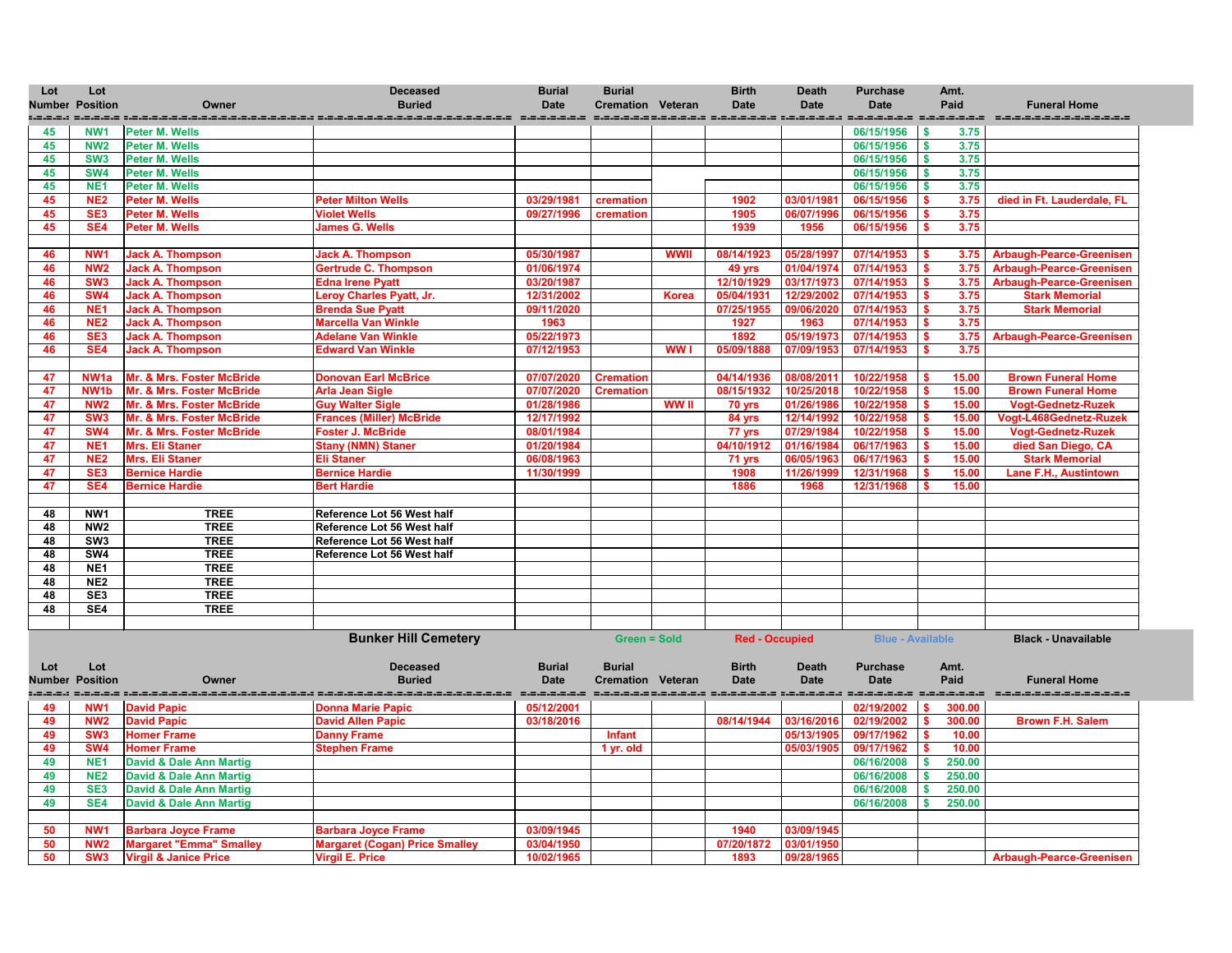| Lot Number | Lot Position | Owner | Deceased Buried | Burial Date | Burial Cremation | Veteran | Birth Date | Death Date | Purchase Date | Amt. Paid | Funeral Home |
|---|---|---|---|---|---|---|---|---|---|---|---|
| 45 | NW1 | Peter M. Wells | | | | | | | 06/15/1956 | $ 3.75 | |
| 45 | NW2 | Peter M. Wells | | | | | | | 06/15/1956 | $ 3.75 | |
| 45 | SW3 | Peter M. Wells | | | | | | | 06/15/1956 | $ 3.75 | |
| 45 | SW4 | Peter M. Wells | | | | | | | 06/15/1956 | $ 3.75 | |
| 45 | NE1 | Peter M. Wells | | | | | | | 06/15/1956 | $ 3.75 | |
| 45 | NE2 | Peter M. Wells | Peter Milton Wells | 03/29/1981 | cremation | | 1902 | 03/01/1981 | 06/15/1956 | $ 3.75 | died in Ft. Lauderdale, FL |
| 45 | SE3 | Peter M. Wells | Violet Wells | 09/27/1996 | cremation | | 1905 | 06/07/1996 | 06/15/1956 | $ 3.75 | |
| 45 | SE4 | Peter M. Wells | James G. Wells | | | | 1939 | 1956 | 06/15/1956 | $ 3.75 | |
| | | | | | | | | | | | |
| 46 | NW1 | Jack A. Thompson | Jack A. Thompson | 05/30/1987 | | WWII | 08/14/1923 | 05/28/1997 | 07/14/1953 | $ 3.75 | Arbaugh-Pearce-Greenisen |
| 46 | NW2 | Jack A. Thompson | Gertrude C. Thompson | 01/06/1974 | | | 49 yrs | 01/04/1974 | 07/14/1953 | $ 3.75 | Arbaugh-Pearce-Greenisen |
| 46 | SW3 | Jack A. Thompson | Edna Irene Pyatt | 03/20/1987 | | | 12/10/1929 | 03/17/1973 | 07/14/1953 | $ 3.75 | Arbaugh-Pearce-Greenisen |
| 46 | SW4 | Jack A. Thompson | Leroy Charles Pyatt, Jr. | 12/31/2002 | | Korea | 05/04/1931 | 12/29/2002 | 07/14/1953 | $ 3.75 | Stark Memorial |
| 46 | NE1 | Jack A. Thompson | Brenda Sue Pyatt | 09/11/2020 | | | 07/25/1955 | 09/06/2020 | 07/14/1953 | $ 3.75 | Stark Memorial |
| 46 | NE2 | Jack A. Thompson | Marcella Van Winkle | 1963 | | | 1927 | 1963 | 07/14/1953 | $ 3.75 | |
| 46 | SE3 | Jack A. Thompson | Adelane Van Winkle | 05/22/1973 | | | 1892 | 05/19/1973 | 07/14/1953 | $ 3.75 | Arbaugh-Pearce-Greenisen |
| 46 | SE4 | Jack A. Thompson | Edward Van Winkle | 07/12/1953 | | WW I | 05/09/1888 | 07/09/1953 | 07/14/1953 | $ 3.75 | |
| | | | | | | | | | | | |
| 47 | NW1a | Mr. & Mrs. Foster McBride | Donovan Earl McBrice | 07/07/2020 | Cremation | | 04/14/1936 | 08/08/2011 | 10/22/1958 | $ 15.00 | Brown Funeral Home |
| 47 | NW1b | Mr. & Mrs. Foster McBride | Arla Jean Sigle | 07/07/2020 | Cremation | | 08/15/1932 | 10/25/2018 | 10/22/1958 | $ 15.00 | Brown Funeral Home |
| 47 | NW2 | Mr. & Mrs. Foster McBride | Guy Walter Sigle | 01/28/1986 | | WW II | 70 yrs | 01/26/1986 | 10/22/1958 | $ 15.00 | Vogt-Gednetz-Ruzek |
| 47 | SW3 | Mr. & Mrs. Foster McBride | Frances (Miller) McBride | 12/17/1992 | | | 84 yrs | 12/14/1992 | 10/22/1958 | $ 15.00 | Vogt-L468Gednetz-Ruzek |
| 47 | SW4 | Mr. & Mrs. Foster McBride | Foster J. McBride | 08/01/1984 | | | 77 yrs | 07/29/1984 | 10/22/1958 | $ 15.00 | Vogt-Gednetz-Ruzek |
| 47 | NE1 | Mrs. Eli Staner | Stany (NMN) Staner | 01/20/1984 | | | 04/10/1912 | 01/16/1984 | 06/17/1963 | $ 15.00 | died San Diego, CA |
| 47 | NE2 | Mrs. Eli Staner | Eli Staner | 06/08/1963 | | | 71 yrs | 06/05/1963 | 06/17/1963 | $ 15.00 | Stark Memorial |
| 47 | SE3 | Bernice Hardie | Bernice Hardie | 11/30/1999 | | | 1908 | 11/26/1999 | 12/31/1968 | $ 15.00 | Lane F.H., Austintown |
| 47 | SE4 | Bernice Hardie | Bert Hardie | | | | 1886 | 1968 | 12/31/1968 | $ 15.00 | |
| | | | | | | | | | | | |
| 48 | NW1 | TREE | Reference Lot 56 West half | | | | | | | | |
| 48 | NW2 | TREE | Reference Lot 56 West half | | | | | | | | |
| 48 | SW3 | TREE | Reference Lot 56 West half | | | | | | | | |
| 48 | SW4 | TREE | Reference Lot 56 West half | | | | | | | | |
| 48 | NE1 | TREE | | | | | | | | | |
| 48 | NE2 | TREE | | | | | | | | | |
| 48 | SE3 | TREE | | | | | | | | | |
| 48 | SE4 | TREE | | | | | | | | | |

**Bunker Hill Cemetery** — Green = Sold — Red - Occupied — Blue - Available — Black - Unavailable

| Lot Number | Lot Position | Owner | Deceased Buried | Burial Date | Burial Cremation | Veteran | Birth Date | Death Date | Purchase Date | Amt. Paid | Funeral Home |
|---|---|---|---|---|---|---|---|---|---|---|---|
| 49 | NW1 | David Papic | Donna Marie Papic | 05/12/2001 | | | | | 02/19/2002 | $ 300.00 | |
| 49 | NW2 | David Papic | David Allen Papic | 03/18/2016 | | | 08/14/1944 | 03/16/2016 | 02/19/2002 | $ 300.00 | Brown F.H. Salem |
| 49 | SW3 | Homer Frame | Danny Frame | | Infant | | | 05/13/1905 | 09/17/1962 | $ 10.00 | |
| 49 | SW4 | Homer Frame | Stephen Frame | | 1 yr. old | | | 05/03/1905 | 09/17/1962 | $ 10.00 | |
| 49 | NE1 | David & Dale Ann Martig | | | | | | | 06/16/2008 | $ 250.00 | |
| 49 | NE2 | David & Dale Ann Martig | | | | | | | 06/16/2008 | $ 250.00 | |
| 49 | SE3 | David & Dale Ann Martig | | | | | | | 06/16/2008 | $ 250.00 | |
| 49 | SE4 | David & Dale Ann Martig | | | | | | | 06/16/2008 | $ 250.00 | |
| | | | | | | | | | | | |
| 50 | NW1 | Barbara Joyce Frame | Barbara Joyce Frame | 03/09/1945 | | | 1940 | 03/09/1945 | | | |
| 50 | NW2 | Margaret "Emma" Smalley | Margaret (Cogan) Price Smalley | 03/04/1950 | | | 07/20/1872 | 03/01/1950 | | | |
| 50 | SW3 | Virgil & Janice Price | Virgil E. Price | 10/02/1965 | | | 1893 | 09/28/1965 | | | Arbaugh-Pearce-Greenisen |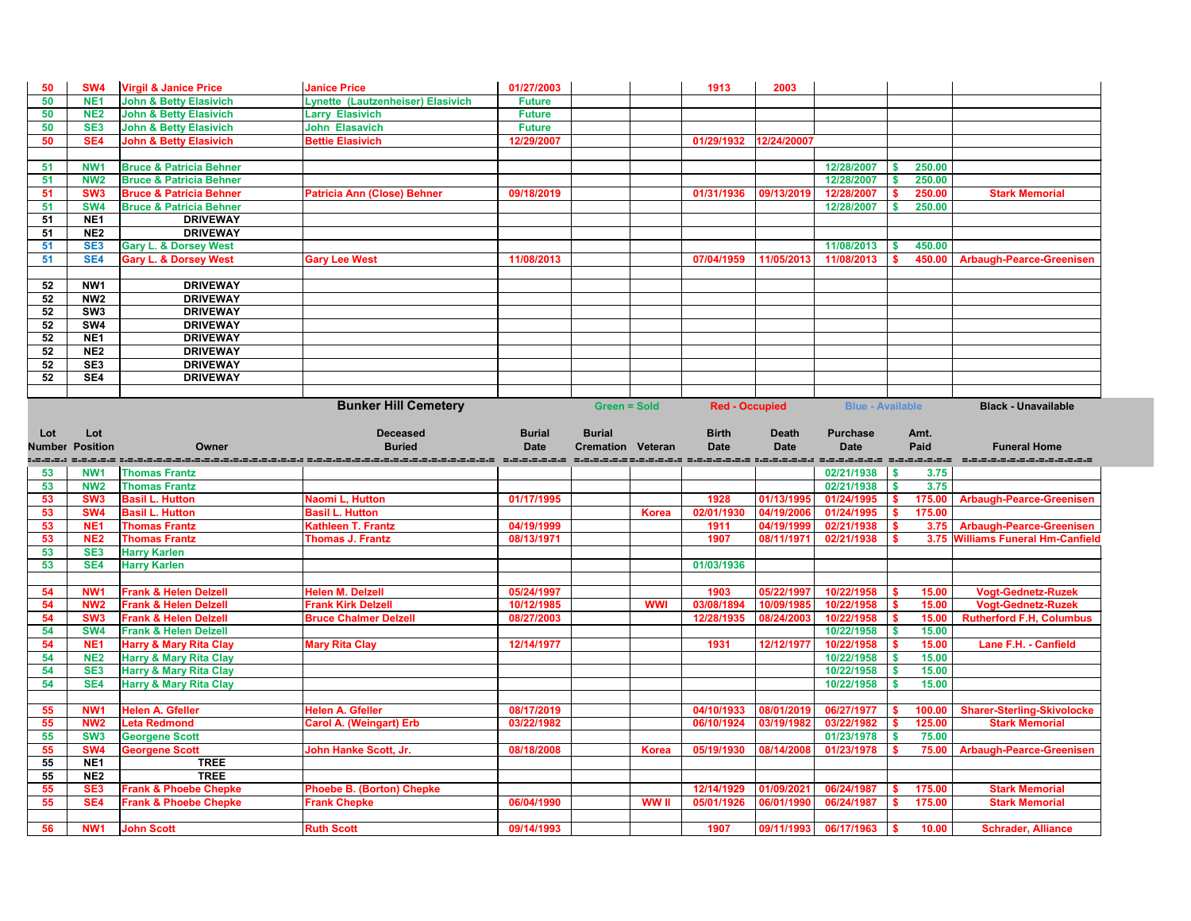| Lot Number | Lot Position | Owner | Deceased Buried | Burial Date | Burial Cremation | Veteran | Birth Date | Death Date | Purchase Date | Amt. Paid | Funeral Home |
|---|---|---|---|---|---|---|---|---|---|---|---|
| 50 | SW4 | Virgil & Janice Price | Janice Price | 01/27/2003 | | | 1913 | 2003 | | | |
| 50 | NE1 | John & Betty Elasivich | Lynette (Lautzenheiser) Elasivich | Future | | | | | | | |
| 50 | NE2 | John & Betty Elasivich | Larry Elasivich | Future | | | | | | | |
| 50 | SE3 | John & Betty Elasivich | John Elasavich | Future | | | | | | | |
| 50 | SE4 | John & Betty Elasivich | Bettie Elasivich | 12/29/2007 | | | 01/29/1932 | 12/24/20007 | | | |
| | | | | | | | | | | | |
| 51 | NW1 | Bruce & Patricia Behner | | | | | | | 12/28/2007 | $ 250.00 | |
| 51 | NW2 | Bruce & Patricia Behner | | | | | | | 12/28/2007 | $ 250.00 | |
| 51 | SW3 | Bruce & Patricia Behner | Patricia Ann (Close) Behner | 09/18/2019 | | | 01/31/1936 | 09/13/2019 | 12/28/2007 | $ 250.00 | Stark Memorial |
| 51 | SW4 | Bruce & Patricia Behner | | | | | | | 12/28/2007 | $ 250.00 | |
| 51 | NE1 | DRIVEWAY | | | | | | | | | |
| 51 | NE2 | DRIVEWAY | | | | | | | | | |
| 51 | SE3 | Gary L. & Dorsey West | | | | | | | 11/08/2013 | $ 450.00 | |
| 51 | SE4 | Gary L. & Dorsey West | Gary Lee West | 11/08/2013 | | | 07/04/1959 | 11/05/2013 | 11/08/2013 | $ 450.00 | Arbaugh-Pearce-Greenisen |
| | | | | | | | | | | | |
| 52 | NW1 | DRIVEWAY | | | | | | | | | |
| 52 | NW2 | DRIVEWAY | | | | | | | | | |
| 52 | SW3 | DRIVEWAY | | | | | | | | | |
| 52 | SW4 | DRIVEWAY | | | | | | | | | |
| 52 | NE1 | DRIVEWAY | | | | | | | | | |
| 52 | NE2 | DRIVEWAY | | | | | | | | | |
| 52 | SE3 | DRIVEWAY | | | | | | | | | |
| 52 | SE4 | DRIVEWAY | | | | | | | | | |

**Bunker Hill Cemetery** — Green = Sold | Red - Occupied | Blue - Available | Black - Unavailable

| Lot Number | Lot Position | Owner | Deceased Buried | Burial Date | Burial Cremation | Veteran | Birth Date | Death Date | Purchase Date | Amt. Paid | Funeral Home |
|---|---|---|---|---|---|---|---|---|---|---|---|
| 53 | NW1 | Thomas Frantz | | | | | | | 02/21/1938 | $ 3.75 | |
| 53 | NW2 | Thomas Frantz | | | | | | | 02/21/1938 | $ 3.75 | |
| 53 | SW3 | Basil L. Hutton | Naomi L, Hutton | 01/17/1995 | | | 1928 | 01/13/1995 | 01/24/1995 | $ 175.00 | Arbaugh-Pearce-Greenisen |
| 53 | SW4 | Basil L. Hutton | Basil L. Hutton | | | Korea | 02/01/1930 | 04/19/2006 | 01/24/1995 | $ 175.00 | |
| 53 | NE1 | Thomas Frantz | Kathleen T. Frantz | 04/19/1999 | | | 1911 | 04/19/1999 | 02/21/1938 | $ 3.75 | Arbaugh-Pearce-Greenisen |
| 53 | NE2 | Thomas Frantz | Thomas J. Frantz | 08/13/1971 | | | 1907 | 08/11/1971 | 02/21/1938 | $ 3.75 | Williams Funeral Hm-Canfield |
| 53 | SE3 | Harry Karlen | | | | | | | | | |
| 53 | SE4 | Harry Karlen | | | | | 01/03/1936 | | | | |
| | | | | | | | | | | | |
| 54 | NW1 | Frank & Helen Delzell | Helen M. Delzell | 05/24/1997 | | | 1903 | 05/22/1997 | 10/22/1958 | $ 15.00 | Vogt-Gednetz-Ruzek |
| 54 | NW2 | Frank & Helen Delzell | Frank Kirk Delzell | 10/12/1985 | | WWI | 03/08/1894 | 10/09/1985 | 10/22/1958 | $ 15.00 | Vogt-Gednetz-Ruzek |
| 54 | SW3 | Frank & Helen Delzell | Bruce Chalmer Delzell | 08/27/2003 | | | 12/28/1935 | 08/24/2003 | 10/22/1958 | $ 15.00 | Rutherford F.H, Columbus |
| 54 | SW4 | Frank & Helen Delzell | | | | | | | 10/22/1958 | $ 15.00 | |
| 54 | NE1 | Harry & Mary Rita Clay | Mary Rita Clay | 12/14/1977 | | | 1931 | 12/12/1977 | 10/22/1958 | $ 15.00 | Lane F.H. - Canfield |
| 54 | NE2 | Harry & Mary Rita Clay | | | | | | | 10/22/1958 | $ 15.00 | |
| 54 | SE3 | Harry & Mary Rita Clay | | | | | | | 10/22/1958 | $ 15.00 | |
| 54 | SE4 | Harry & Mary Rita Clay | | | | | | | 10/22/1958 | $ 15.00 | |
| | | | | | | | | | | | |
| 55 | NW1 | Helen A. Gfeller | Helen A. Gfeller | 08/17/2019 | | | 04/10/1933 | 08/01/2019 | 06/27/1977 | $ 100.00 | Sharer-Sterling-Skivolocke |
| 55 | NW2 | Leta Redmond | Carol A. (Weingart) Erb | 03/22/1982 | | | 06/10/1924 | 03/19/1982 | 03/22/1982 | $ 125.00 | Stark Memorial |
| 55 | SW3 | Georgene Scott | | | | | | | 01/23/1978 | $ 75.00 | |
| 55 | SW4 | Georgene Scott | John Hanke Scott, Jr. | 08/18/2008 | | Korea | 05/19/1930 | 08/14/2008 | 01/23/1978 | $ 75.00 | Arbaugh-Pearce-Greenisen |
| 55 | NE1 | TREE | | | | | | | | | |
| 55 | NE2 | TREE | | | | | | | | | |
| 55 | SE3 | Frank & Phoebe Chepke | Phoebe B. (Borton) Chepke | | | | 12/14/1929 | 01/09/2021 | 06/24/1987 | $ 175.00 | Stark Memorial |
| 55 | SE4 | Frank & Phoebe Chepke | Frank Chepke | 06/04/1990 | | WW II | 05/01/1926 | 06/01/1990 | 06/24/1987 | $ 175.00 | Stark Memorial |
| | | | | | | | | | | | |
| 56 | NW1 | John Scott | Ruth Scott | 09/14/1993 | | | 1907 | 09/11/1993 | 06/17/1963 | $ 10.00 | Schrader, Alliance |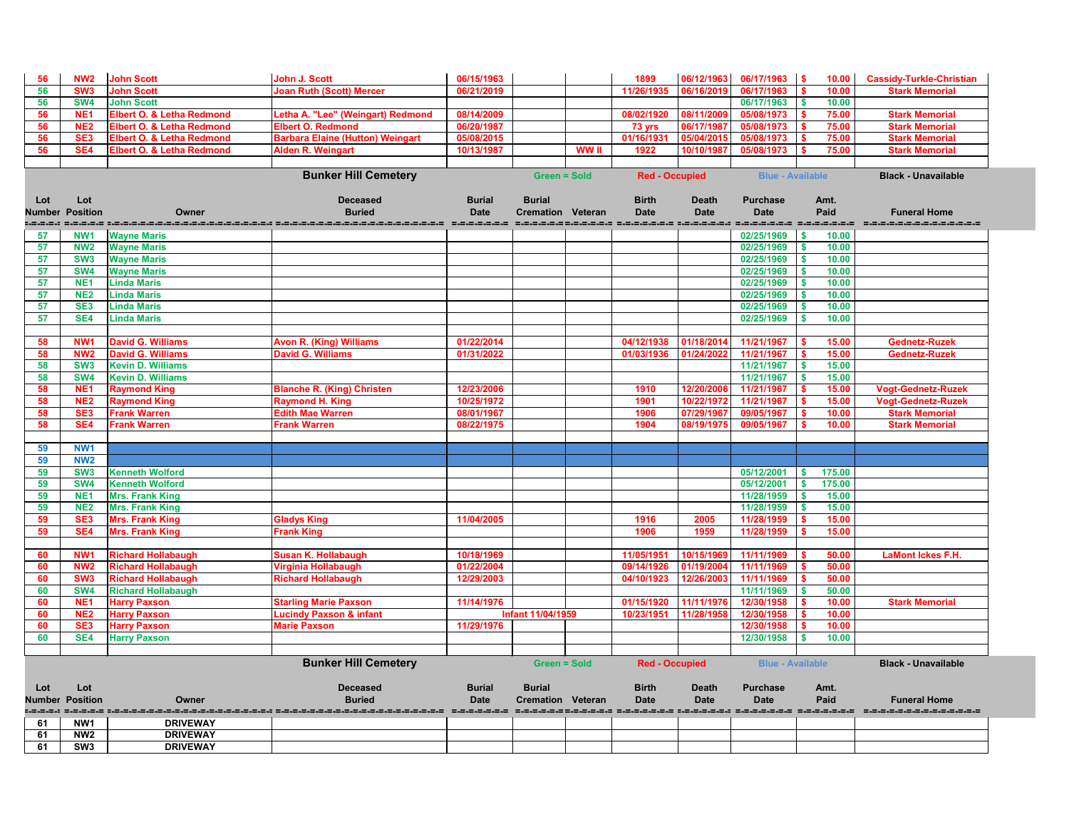| Lot Number | Lot Position | Owner | Deceased Buried | Burial Date | Burial Cremation | Veteran | Birth Date | Death Date | Purchase Date | Amt. Paid | Funeral Home |
|---|---|---|---|---|---|---|---|---|---|---|---|
| 56 | NW2 | John Scott | John J. Scott | 06/15/1963 | | | 1899 | 06/12/1963 | 06/17/1963 | $ 10.00 | Cassidy-Turkle-Christian |
| 56 | SW3 | John Scott | Joan Ruth (Scott) Mercer | 06/21/2019 | | | 11/26/1935 | 06/16/2019 | 06/17/1963 | $ 10.00 | Stark Memorial |
| 56 | SW4 | John Scott | | | | | | | 06/17/1963 | $ 10.00 | |
| 56 | NE1 | Elbert O. & Letha Redmond | Letha A. "Lee" (Weingart) Redmond | 08/14/2009 | | | 08/02/1920 | 08/11/2009 | 05/08/1973 | $ 75.00 | Stark Memorial |
| 56 | NE2 | Elbert O. & Letha Redmond | Elbert O. Redmond | 06/20/1987 | | | 73 yrs | 06/17/1987 | 05/08/1973 | $ 75.00 | Stark Memorial |
| 56 | SE3 | Elbert O. & Letha Redmond | Barbara Elaine (Hutton) Weingart | 05/08/2015 | | | 01/16/1931 | 05/04/2015 | 05/08/1973 | $ 75.00 | Stark Memorial |
| 56 | SE4 | Elbert O. & Letha Redmond | Alden R. Weingart | 10/13/1987 | | WW II | 1922 | 10/10/1987 | 05/08/1973 | $ 75.00 | Stark Memorial |

**Bunker Hill Cemetery** — Green = Sold, Red - Occupied, Blue - Available, Black - Unavailable

| Lot Number | Lot Position | Owner | Deceased Buried | Burial Date | Burial Cremation | Veteran | Birth Date | Death Date | Purchase Date | Amt. Paid | Funeral Home |
|---|---|---|---|---|---|---|---|---|---|---|---|
| 57 | NW1 | Wayne Maris | | | | | | | 02/25/1969 | $ 10.00 | |
| 57 | NW2 | Wayne Maris | | | | | | | 02/25/1969 | $ 10.00 | |
| 57 | SW3 | Wayne Maris | | | | | | | 02/25/1969 | $ 10.00 | |
| 57 | SW4 | Wayne Maris | | | | | | | 02/25/1969 | $ 10.00 | |
| 57 | NE1 | Linda Maris | | | | | | | 02/25/1969 | $ 10.00 | |
| 57 | NE2 | Linda Maris | | | | | | | 02/25/1969 | $ 10.00 | |
| 57 | SE3 | Linda Maris | | | | | | | 02/25/1969 | $ 10.00 | |
| 57 | SE4 | Linda Maris | | | | | | | 02/25/1969 | $ 10.00 | |
| | | | | | | | | | | | |
| 58 | NW1 | David G. Williams | Avon R. (King) Williams | 01/22/2014 | | | 04/12/1938 | 01/18/2014 | 11/21/1967 | $ 15.00 | Gednetz-Ruzek |
| 58 | NW2 | David G. Williams | David G. Williams | 01/31/2022 | | | 01/03/1936 | 01/24/2022 | 11/21/1967 | $ 15.00 | Gednetz-Ruzek |
| 58 | SW3 | Kevin D. Williams | | | | | | | 11/21/1967 | $ 15.00 | |
| 58 | SW4 | Kevin D. Williams | | | | | | | 11/21/1967 | $ 15.00 | |
| 58 | NE1 | Raymond King | Blanche R. (King) Christen | 12/23/2006 | | | 1910 | 12/20/2006 | 11/21/1967 | $ 15.00 | Vogt-Gednetz-Ruzek |
| 58 | NE2 | Raymond King | Raymond H. King | 10/25/1972 | | | 1901 | 10/22/1972 | 11/21/1967 | $ 15.00 | Vogt-Gednetz-Ruzek |
| 58 | SE3 | Frank Warren | Edith Mae Warren | 08/01/1967 | | | 1906 | 07/29/1967 | 09/05/1967 | $ 10.00 | Stark Memorial |
| 58 | SE4 | Frank Warren | Frank Warren | 08/22/1975 | | | 1904 | 08/19/1975 | 09/05/1967 | $ 10.00 | Stark Memorial |
| | | | | | | | | | | | |
| 59 | NW1 | | | | | | | | | | |
| 59 | NW2 | | | | | | | | | | |
| 59 | SW3 | Kenneth Wolford | | | | | | | 05/12/2001 | $ 175.00 | |
| 59 | SW4 | Kenneth Wolford | | | | | | | 05/12/2001 | $ 175.00 | |
| 59 | NE1 | Mrs. Frank King | | | | | | | 11/28/1959 | $ 15.00 | |
| 59 | NE2 | Mrs. Frank King | | | | | | | 11/28/1959 | $ 15.00 | |
| 59 | SE3 | Mrs. Frank King | Gladys King | 11/04/2005 | | | 1916 | 2005 | 11/28/1959 | $ 15.00 | |
| 59 | SE4 | Mrs. Frank King | Frank King | | | | 1906 | 1959 | 11/28/1959 | $ 15.00 | |
| | | | | | | | | | | | |
| 60 | NW1 | Richard Hollabaugh | Susan K. Hollabaugh | 10/18/1969 | | | 11/05/1951 | 10/15/1969 | 11/11/1969 | $ 50.00 | LaMont Ickes F.H. |
| 60 | NW2 | Richard Hollabaugh | Virginia Hollabaugh | 01/22/2004 | | | 09/14/1926 | 01/19/2004 | 11/11/1969 | $ 50.00 | |
| 60 | SW3 | Richard Hollabaugh | Richard Hollabaugh | 12/29/2003 | | | 04/10/1923 | 12/26/2003 | 11/11/1969 | $ 50.00 | |
| 60 | SW4 | Richard Hollabaugh | | | | | | | 11/11/1969 | $ 50.00 | |
| 60 | NE1 | Harry Paxson | Starling Marie Paxson | 11/14/1976 | | | 01/15/1920 | 11/11/1976 | 12/30/1958 | $ 10.00 | Stark Memorial |
| 60 | NE2 | Harry Paxson | Lucindy Paxson & infant | | Infant 11/04/1959 | | 10/23/1951 | 11/28/1958 | 12/30/1958 | $ 10.00 | |
| 60 | SE3 | Harry Paxson | Marie Paxson | 11/29/1976 | | | | | 12/30/1958 | $ 10.00 | |
| 60 | SE4 | Harry Paxson | | | | | | | 12/30/1958 | $ 10.00 | |

**Bunker Hill Cemetery** — Green = Sold, Red - Occupied, Blue - Available, Black - Unavailable

| Lot Number | Lot Position | Owner | Deceased Buried | Burial Date | Burial Cremation | Veteran | Birth Date | Death Date | Purchase Date | Amt. Paid | Funeral Home |
|---|---|---|---|---|---|---|---|---|---|---|---|
| 61 | NW1 | DRIVEWAY | | | | | | | | | |
| 61 | NW2 | DRIVEWAY | | | | | | | | | |
| 61 | SW3 | DRIVEWAY | | | | | | | | | |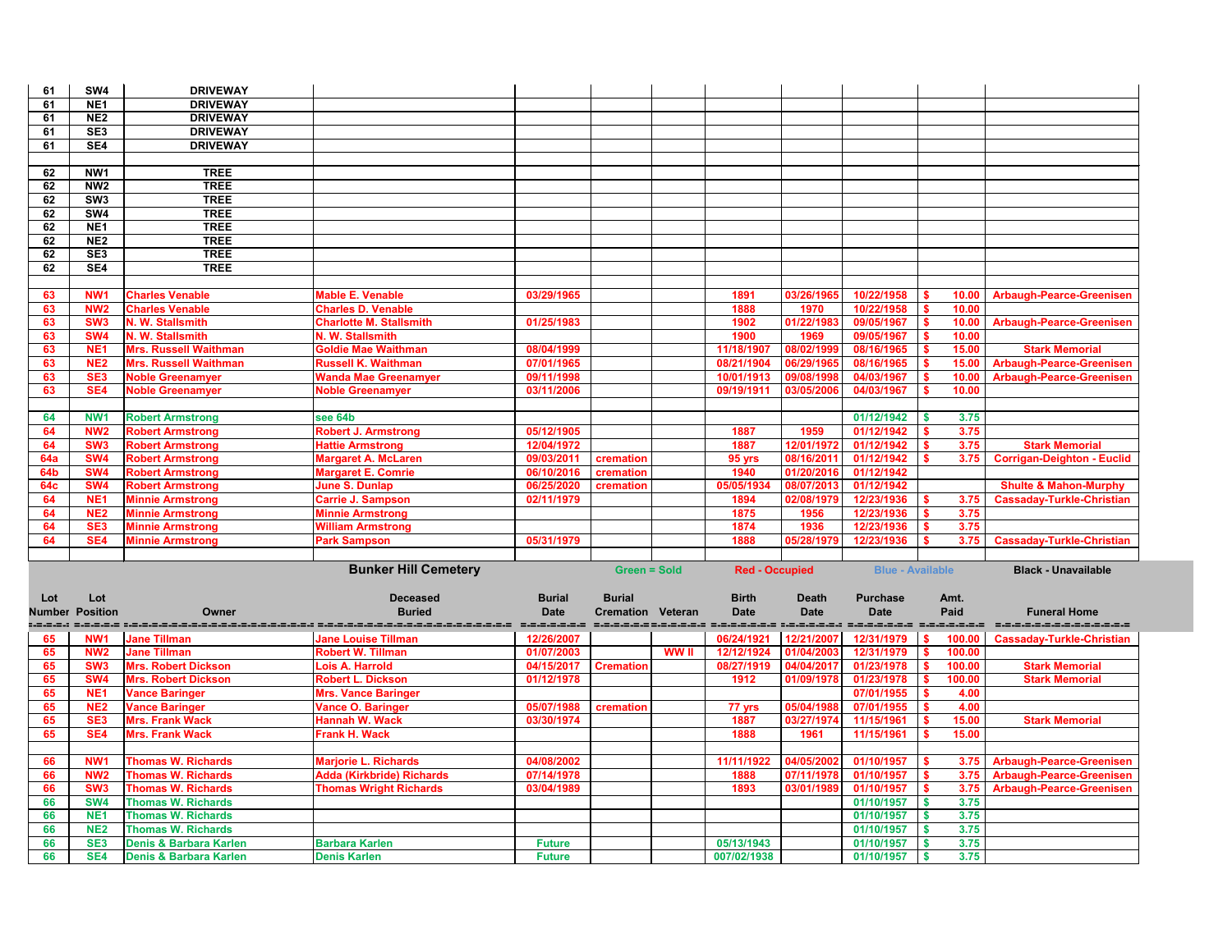| Lot Number | Lot Position | Owner | Deceased Buried | Burial Date | Burial Cremation | Veteran | Birth Date | Death Date | Purchase Date | Amt. Paid | Funeral Home |
|---|---|---|---|---|---|---|---|---|---|---|---|
| 61 | SW4 | DRIVEWAY | | | | | | | | | |
| 61 | NE1 | DRIVEWAY | | | | | | | | | |
| 61 | NE2 | DRIVEWAY | | | | | | | | | |
| 61 | SE3 | DRIVEWAY | | | | | | | | | |
| 61 | SE4 | DRIVEWAY | | | | | | | | | |
| | | | | | | | | | | | |
| 62 | NW1 | TREE | | | | | | | | | |
| 62 | NW2 | TREE | | | | | | | | | |
| 62 | SW3 | TREE | | | | | | | | | |
| 62 | SW4 | TREE | | | | | | | | | |
| 62 | NE1 | TREE | | | | | | | | | |
| 62 | NE2 | TREE | | | | | | | | | |
| 62 | SE3 | TREE | | | | | | | | | |
| 62 | SE4 | TREE | | | | | | | | | |
| | | | | | | | | | | | |
| 63 | NW1 | Charles Venable | Mable E. Venable | 03/29/1965 | | | 1891 | 03/26/1965 | 10/22/1958 | $ 10.00 | Arbaugh-Pearce-Greenisen |
| 63 | NW2 | Charles Venable | Charles D. Venable | | | | 1888 | 1970 | 10/22/1958 | $ 10.00 | |
| 63 | SW3 | N. W. Stallsmith | Charlotte M. Stallsmith | 01/25/1983 | | | 1902 | 01/22/1983 | 09/05/1967 | $ 10.00 | Arbaugh-Pearce-Greenisen |
| 63 | SW4 | N. W. Stallsmith | N. W. Stallsmith | | | | 1900 | 1969 | 09/05/1967 | $ 10.00 | |
| 63 | NE1 | Mrs. Russell Waithman | Goldie Mae Waithman | 08/04/1999 | | | 11/18/1907 | 08/02/1999 | 08/16/1965 | $ 15.00 | Stark Memorial |
| 63 | NE2 | Mrs. Russell Waithman | Russell K. Waithman | 07/01/1965 | | | 08/21/1904 | 06/29/1965 | 08/16/1965 | $ 15.00 | Arbaugh-Pearce-Greenisen |
| 63 | SE3 | Noble Greenamyer | Wanda Mae Greenamyer | 09/11/1998 | | | 10/01/1913 | 09/08/1998 | 04/03/1967 | $ 10.00 | Arbaugh-Pearce-Greenisen |
| 63 | SE4 | Noble Greenamyer | Noble Greenamyer | 03/11/2006 | | | 09/19/1911 | 03/05/2006 | 04/03/1967 | $ 10.00 | |
| | | | | | | | | | | | |
| 64 | NW1 | Robert Armstrong | see 64b | | | | | | 01/12/1942 | $ 3.75 | |
| 64 | NW2 | Robert Armstrong | Robert J. Armstrong | 05/12/1905 | | | 1887 | 1959 | 01/12/1942 | $ 3.75 | |
| 64 | SW3 | Robert Armstrong | Hattie Armstrong | 12/04/1972 | | | 1887 | 12/01/1972 | 01/12/1942 | $ 3.75 | Stark Memorial |
| 64a | SW4 | Robert Armstrong | Margaret A. McLaren | 09/03/2011 | cremation | | 95 yrs | 08/16/2011 | 01/12/1942 | $ 3.75 | Corrigan-Deighton - Euclid |
| 64b | SW4 | Robert Armstrong | Margaret E. Comrie | 06/10/2016 | cremation | | 1940 | 01/20/2016 | 01/12/1942 | | |
| 64c | SW4 | Robert Armstrong | June S. Dunlap | 06/25/2020 | cremation | | 05/05/1934 | 08/07/2013 | 01/12/1942 | | Shulte & Mahon-Murphy |
| 64 | NE1 | Minnie Armstrong | Carrie J. Sampson | 02/11/1979 | | | 1894 | 02/08/1979 | 12/23/1936 | $ 3.75 | Cassaday-Turkle-Christian |
| 64 | NE2 | Minnie Armstrong | Minnie Armstrong | | | | 1875 | 1956 | 12/23/1936 | $ 3.75 | |
| 64 | SE3 | Minnie Armstrong | William Armstrong | | | | 1874 | 1936 | 12/23/1936 | $ 3.75 | |
| 64 | SE4 | Minnie Armstrong | Park Sampson | 05/31/1979 | | | 1888 | 05/28/1979 | 12/23/1936 | $ 3.75 | Cassaday-Turkle-Christian |

**Bunker Hill Cemetery** — Green = Sold | Red - Occupied | Blue - Available | Black - Unavailable

| Lot Number | Lot Position | Owner | Deceased Buried | Burial Date | Burial Cremation | Veteran | Birth Date | Death Date | Purchase Date | Amt. Paid | Funeral Home |
|---|---|---|---|---|---|---|---|---|---|---|---|
| 65 | NW1 | Jane Tillman | Jane Louise Tillman | 12/26/2007 | | | 06/24/1921 | 12/21/2007 | 12/31/1979 | $ 100.00 | Cassaday-Turkle-Christian |
| 65 | NW2 | Jane Tillman | Robert W. Tillman | 01/07/2003 | | WW II | 12/12/1924 | 01/04/2003 | 12/31/1979 | $ 100.00 | |
| 65 | SW3 | Mrs. Robert Dickson | Lois A. Harrold | 04/15/2017 | Cremation | | 08/27/1919 | 04/04/2017 | 01/23/1978 | $ 100.00 | Stark Memorial |
| 65 | SW4 | Mrs. Robert Dickson | Robert L. Dickson | 01/12/1978 | | | 1912 | 01/09/1978 | 01/23/1978 | $ 100.00 | Stark Memorial |
| 65 | NE1 | Vance Baringer | Mrs. Vance Baringer | | | | | | 07/01/1955 | $ 4.00 | |
| 65 | NE2 | Vance Baringer | Vance O. Baringer | 05/07/1988 | cremation | | 77 yrs | 05/04/1988 | 07/01/1955 | $ 4.00 | |
| 65 | SE3 | Mrs. Frank Wack | Hannah W. Wack | 03/30/1974 | | | 1887 | 03/27/1974 | 11/15/1961 | $ 15.00 | Stark Memorial |
| 65 | SE4 | Mrs. Frank Wack | Frank H. Wack | | | | 1888 | 1961 | 11/15/1961 | $ 15.00 | |
| | | | | | | | | | | | |
| 66 | NW1 | Thomas W. Richards | Marjorie L. Richards | 04/08/2002 | | | 11/11/1922 | 04/05/2002 | 01/10/1957 | $ 3.75 | Arbaugh-Pearce-Greenisen |
| 66 | NW2 | Thomas W. Richards | Adda (Kirkbride) Richards | 07/14/1978 | | | 1888 | 07/11/1978 | 01/10/1957 | $ 3.75 | Arbaugh-Pearce-Greenisen |
| 66 | SW3 | Thomas W. Richards | Thomas Wright Richards | 03/04/1989 | | | 1893 | 03/01/1989 | 01/10/1957 | $ 3.75 | Arbaugh-Pearce-Greenisen |
| 66 | SW4 | Thomas W. Richards | | | | | | | 01/10/1957 | $ 3.75 | |
| 66 | NE1 | Thomas W. Richards | | | | | | | 01/10/1957 | $ 3.75 | |
| 66 | NE2 | Thomas W. Richards | | | | | | | 01/10/1957 | $ 3.75 | |
| 66 | SE3 | Denis & Barbara Karlen | Barbara Karlen | Future | | | 05/13/1943 | | 01/10/1957 | $ 3.75 | |
| 66 | SE4 | Denis & Barbara Karlen | Denis Karlen | Future | | | 007/02/1938 | | 01/10/1957 | $ 3.75 | |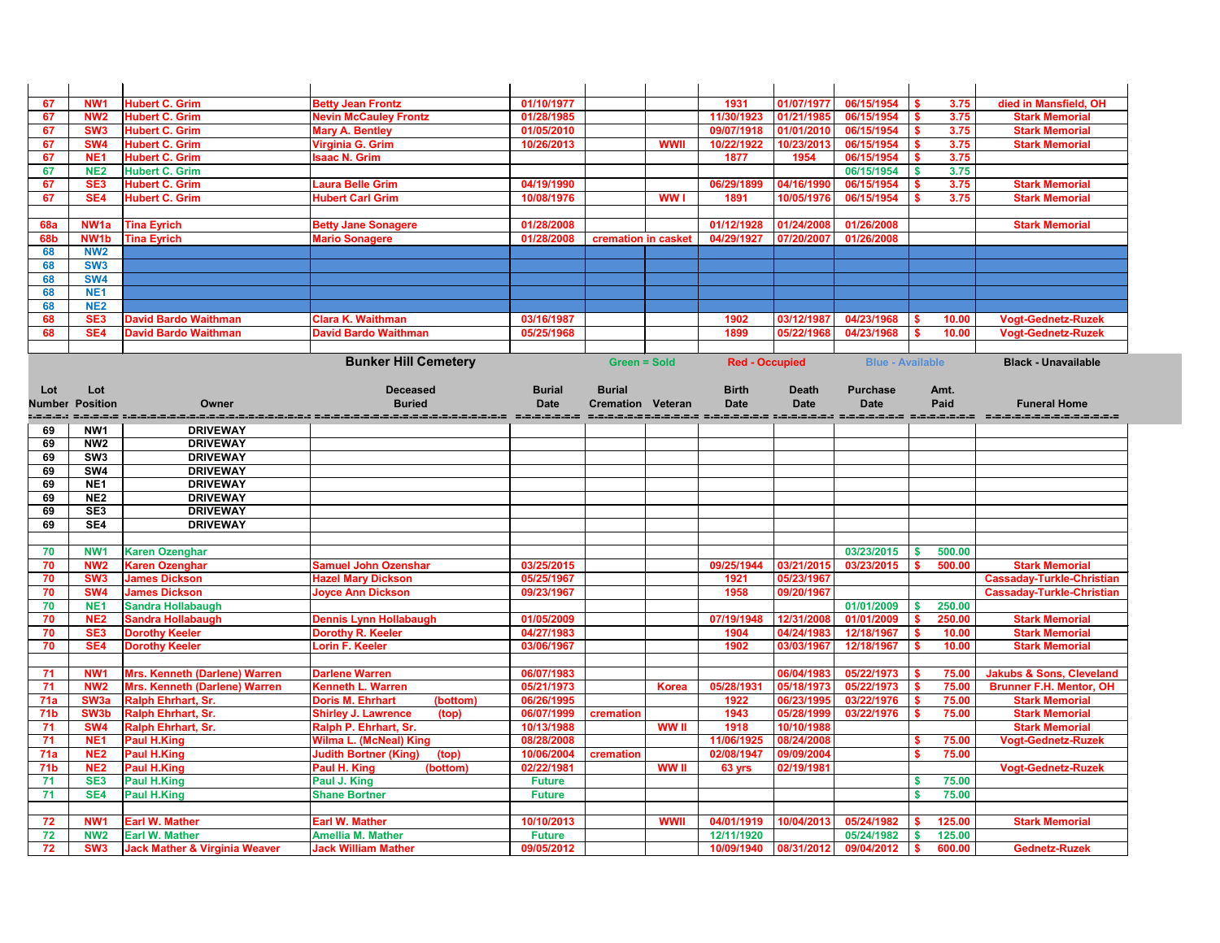| Lot Number | Lot Position | Owner | Deceased Buried | Burial Date | Burial Cremation | Veteran | Birth Date | Death Date | Purchase Date | Amt. Paid | Funeral Home |
|---|---|---|---|---|---|---|---|---|---|---|---|
| 67 | NW1 | Hubert C. Grim | Betty Jean Frontz | 01/10/1977 | | | 1931 | 01/07/1977 | 06/15/1954 | $ 3.75 | died in Mansfield, OH |
| 67 | NW2 | Hubert C. Grim | Nevin McCauley Frontz | 01/28/1985 | | | 11/30/1923 | 01/21/1985 | 06/15/1954 | $ 3.75 | Stark Memorial |
| 67 | SW3 | Hubert C. Grim | Mary A. Bentley | 01/05/2010 | | | 09/07/1918 | 01/01/2010 | 06/15/1954 | $ 3.75 | Stark Memorial |
| 67 | SW4 | Hubert C. Grim | Virginia G. Grim | 10/26/2013 | | WWII | 10/22/1922 | 10/23/2013 | 06/15/1954 | $ 3.75 | Stark Memorial |
| 67 | NE1 | Hubert C. Grim | Isaac N. Grim | | | | 1877 | 1954 | 06/15/1954 | $ 3.75 | |
| 67 | NE2 | Hubert C. Grim | | | | | | | 06/15/1954 | $ 3.75 | |
| 67 | SE3 | Hubert C. Grim | Laura Belle Grim | 04/19/1990 | | | 06/29/1899 | 04/16/1990 | 06/15/1954 | $ 3.75 | Stark Memorial |
| 67 | SE4 | Hubert C. Grim | Hubert Carl Grim | 10/08/1976 | | WW I | 1891 | 10/05/1976 | 06/15/1954 | $ 3.75 | Stark Memorial |
| | | | | | | | | | | | |
| 68a | NW1a | Tina Eyrich | Betty Jane Sonagere | 01/28/2008 | | | 01/12/1928 | 01/24/2008 | 01/26/2008 | | Stark Memorial |
| 68b | NW1b | Tina Eyrich | Mario Sonagere | 01/28/2008 | cremation in casket | | 04/29/1927 | 07/20/2007 | 01/26/2008 | | |
| 68 | NW2 | | | | | | | | | | |
| 68 | SW3 | | | | | | | | | | |
| 68 | SW4 | | | | | | | | | | |
| 68 | NE1 | | | | | | | | | | |
| 68 | NE2 | | | | | | | | | | |
| 68 | SE3 | David Bardo Waithman | Clara K. Waithman | 03/16/1987 | | | 1902 | 03/12/1987 | 04/23/1968 | $ 10.00 | Vogt-Gednetz-Ruzek |
| 68 | SE4 | David Bardo Waithman | David Bardo Waithman | 05/25/1968 | | | 1899 | 05/22/1968 | 04/23/1968 | $ 10.00 | Vogt-Gednetz-Ruzek |

**Bunker Hill Cemetery** — Green = Sold, Red - Occupied, Blue - Available, Black - Unavailable

| Lot Number | Lot Position | Owner | Deceased Buried | Burial Date | Burial Cremation | Veteran | Birth Date | Death Date | Purchase Date | Amt. Paid | Funeral Home |
|---|---|---|---|---|---|---|---|---|---|---|---|
| 69 | NW1 | DRIVEWAY | | | | | | | | | |
| 69 | NW2 | DRIVEWAY | | | | | | | | | |
| 69 | SW3 | DRIVEWAY | | | | | | | | | |
| 69 | SW4 | DRIVEWAY | | | | | | | | | |
| 69 | NE1 | DRIVEWAY | | | | | | | | | |
| 69 | NE2 | DRIVEWAY | | | | | | | | | |
| 69 | SE3 | DRIVEWAY | | | | | | | | | |
| 69 | SE4 | DRIVEWAY | | | | | | | | | |
| | | | | | | | | | | | |
| 70 | NW1 | Karen Ozenghar | | | | | | | 03/23/2015 | $ 500.00 | |
| 70 | NW2 | Karen Ozenghar | Samuel John Ozenshar | 03/25/2015 | | | 09/25/1944 | 03/21/2015 | 03/23/2015 | $ 500.00 | Stark Memorial |
| 70 | SW3 | James Dickson | Hazel Mary Dickson | 05/25/1967 | | | 1921 | 05/23/1967 | | | Cassaday-Turkle-Christian |
| 70 | SW4 | James Dickson | Joyce Ann Dickson | 09/23/1967 | | | 1958 | 09/20/1967 | | | Cassaday-Turkle-Christian |
| 70 | NE1 | Sandra Hollabaugh | | | | | | | 01/01/2009 | $ 250.00 | |
| 70 | NE2 | Sandra Hollabaugh | Dennis Lynn Hollabaugh | 01/05/2009 | | | 07/19/1948 | 12/31/2008 | 01/01/2009 | $ 250.00 | Stark Memorial |
| 70 | SE3 | Dorothy Keeler | Dorothy R. Keeler | 04/27/1983 | | | 1904 | 04/24/1983 | 12/18/1967 | $ 10.00 | Stark Memorial |
| 70 | SE4 | Dorothy Keeler | Lorin F. Keeler | 03/06/1967 | | | 1902 | 03/03/1967 | 12/18/1967 | $ 10.00 | Stark Memorial |
| | | | | | | | | | | | |
| 71 | NW1 | Mrs. Kenneth (Darlene) Warren | Darlene Warren | 06/07/1983 | | | | 06/04/1983 | 05/22/1973 | $ 75.00 | Jakubs & Sons, Cleveland |
| 71 | NW2 | Mrs. Kenneth (Darlene) Warren | Kenneth L. Warren | 05/21/1973 | | Korea | 05/28/1931 | 05/18/1973 | 05/22/1973 | $ 75.00 | Brunner F.H. Mentor, OH |
| 71a | SW3a | Ralph Ehrhart, Sr. | Doris M. Ehrhart (bottom) | 06/26/1995 | | | 1922 | 06/23/1995 | 03/22/1976 | $ 75.00 | Stark Memorial |
| 71b | SW3b | Ralph Ehrhart, Sr. | Shirley J. Lawrence (top) | 06/07/1999 | cremation | | 1943 | 05/28/1999 | 03/22/1976 | $ 75.00 | Stark Memorial |
| 71 | SW4 | Ralph Ehrhart, Sr. | Ralph P. Ehrhart, Sr. | 10/13/1988 | | WW II | 1918 | 10/10/1988 | | | Stark Memorial |
| 71 | NE1 | Paul H.King | Wilma L. (McNeal) King | 08/28/2008 | | | 11/06/1925 | 08/24/2008 | | $ 75.00 | Vogt-Gednetz-Ruzek |
| 71a | NE2 | Paul H.King | Judith Bortner (King) (top) | 10/06/2004 | cremation | | 02/08/1947 | 09/09/2004 | | $ 75.00 | |
| 71b | NE2 | Paul H.King | Paul H. King (bottom) | 02/22/1981 | | WW II | 63 yrs | 02/19/1981 | | | Vogt-Gednetz-Ruzek |
| 71 | SE3 | Paul H.King | Paul J. King | Future | | | | | | $ 75.00 | |
| 71 | SE4 | Paul H.King | Shane Bortner | Future | | | | | | $ 75.00 | |
| | | | | | | | | | | | |
| 72 | NW1 | Earl W. Mather | Earl W. Mather | 10/10/2013 | | WWII | 04/01/1919 | 10/04/2013 | 05/24/1982 | $ 125.00 | Stark Memorial |
| 72 | NW2 | Earl W. Mather | Amellia M. Mather | Future | | | 12/11/1920 | | 05/24/1982 | $ 125.00 | |
| 72 | SW3 | Jack Mather & Virginia Weaver | Jack William Mather | 09/05/2012 | | | 10/09/1940 | 08/31/2012 | 09/04/2012 | $ 600.00 | Gednetz-Ruzek |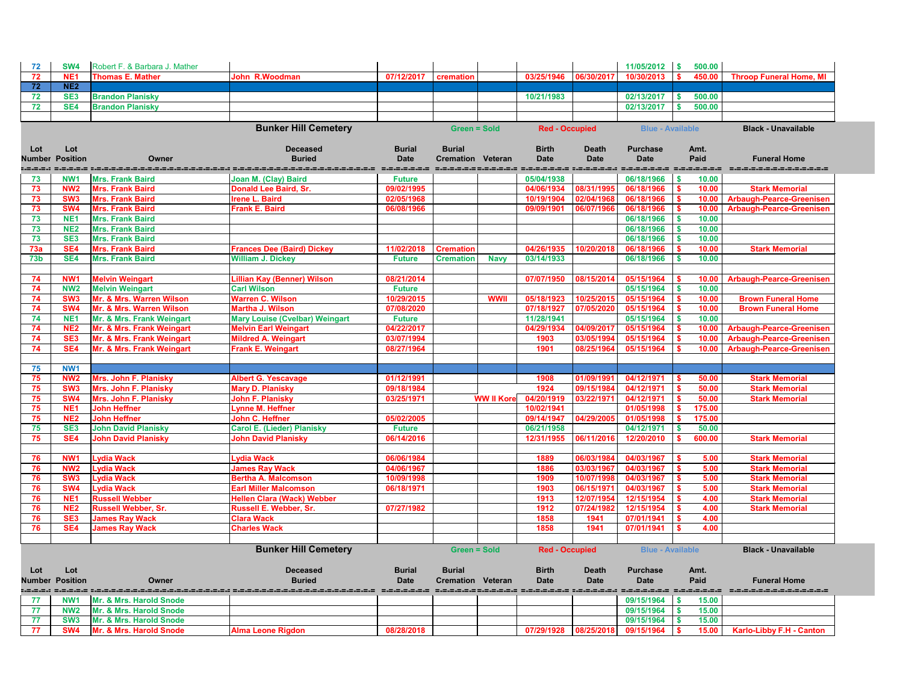| Lot Number | Lot Position | Owner | Deceased Buried | Burial Date | Burial Cremation | Veteran | Birth Date | Death Date | Purchase Date | Amt. Paid | Funeral Home |
|---|---|---|---|---|---|---|---|---|---|---|---|
| 72 | SW4 | Robert F. & Barbara J. Mather | | | | | | | 11/05/2012 | $ 500.00 | |
| 72 | NE1 | Thomas E. Mather | John R.Woodman | 07/12/2017 | cremation | | 03/25/1946 | 06/30/2017 | 10/30/2013 | $ 450.00 | Throop Funeral Home, MI |
| 72 | NE2 | | | | | | | | | | |
| 72 | SE3 | Brandon Planisky | | | | | 10/21/1983 | | 02/13/2017 | $ 500.00 | |
| 72 | SE4 | Brandon Planisky | | | | | | | 02/13/2017 | $ 500.00 | |

## Bunker Hill Cemetery

Green = Sold | Red - Occupied | Blue - Available | Black - Unavailable

| Lot Number | Lot Position | Owner | Deceased Buried | Burial Date | Burial Cremation | Veteran | Birth Date | Death Date | Purchase Date | Amt. Paid | Funeral Home |
|---|---|---|---|---|---|---|---|---|---|---|---|
| 73 | NW1 | Mrs. Frank Baird | Joan M. (Clay) Baird | Future | | | 05/04/1938 | | 06/18/1966 | $ 10.00 | |
| 73 | NW2 | Mrs. Frank Baird | Donald Lee Baird, Sr. | 09/02/1995 | | | 04/06/1934 | 08/31/1995 | 06/18/1966 | $ 10.00 | Stark Memorial |
| 73 | SW3 | Mrs. Frank Baird | Irene L. Baird | 02/05/1968 | | | 10/19/1904 | 02/04/1968 | 06/18/1966 | $ 10.00 | Arbaugh-Pearce-Greenisen |
| 73 | SW4 | Mrs. Frank Baird | Frank E. Baird | 06/08/1966 | | | 09/09/1901 | 06/07/1966 | 06/18/1966 | $ 10.00 | Arbaugh-Pearce-Greenisen |
| 73 | NE1 | Mrs. Frank Baird | | | | | | | 06/18/1966 | $ 10.00 | |
| 73 | NE2 | Mrs. Frank Baird | | | | | | | 06/18/1966 | $ 10.00 | |
| 73 | SE3 | Mrs. Frank Baird | | | | | | | 06/18/1966 | $ 10.00 | |
| 73a | SE4 | Mrs. Frank Baird | Frances Dee (Baird) Dickey | 11/02/2018 | Cremation | | 04/26/1935 | 10/20/2018 | 06/18/1966 | $ 10.00 | Stark Memorial |
| 73b | SE4 | Mrs. Frank Baird | William J. Dickey | Future | Cremation | Navy | 03/14/1933 | | 06/18/1966 | $ 10.00 | |
| | | | | | | | | | | | |
| 74 | NW1 | Melvin Weingart | Lillian Kay (Benner) Wilson | 08/21/2014 | | | 07/07/1950 | 08/15/2014 | 05/15/1964 | $ 10.00 | Arbaugh-Pearce-Greenisen |
| 74 | NW2 | Melvin Weingart | Carl Wilson | Future | | | | | 05/15/1964 | $ 10.00 | |
| 74 | SW3 | Mr. & Mrs. Warren Wilson | Warren C. Wilson | 10/29/2015 | | WWII | 05/18/1923 | 10/25/2015 | 05/15/1964 | $ 10.00 | Brown Funeral Home |
| 74 | SW4 | Mr. & Mrs. Warren Wilson | Martha J. Wilson | 07/08/2020 | | | 07/18/1927 | 07/05/2020 | 05/15/1964 | $ 10.00 | Brown Funeral Home |
| 74 | NE1 | Mr. & Mrs. Frank Weingart | Mary Louise (Cvelbar) Weingart | Future | | | 11/28/1941 | | 05/15/1964 | $ 10.00 | |
| 74 | NE2 | Mr. & Mrs. Frank Weingart | Melvin Earl Weingart | 04/22/2017 | | | 04/29/1934 | 04/09/2017 | 05/15/1964 | $ 10.00 | Arbaugh-Pearce-Greenisen |
| 74 | SE3 | Mr. & Mrs. Frank Weingart | Mildred A. Weingart | 03/07/1994 | | | 1903 | 03/05/1994 | 05/15/1964 | $ 10.00 | Arbaugh-Pearce-Greenisen |
| 74 | SE4 | Mr. & Mrs. Frank Weingart | Frank E. Weingart | 08/27/1964 | | | 1901 | 08/25/1964 | 05/15/1964 | $ 10.00 | Arbaugh-Pearce-Greenisen |
| | | | | | | | | | | | |
| 75 | NW1 | | | | | | | | | | |
| 75 | NW2 | Mrs. John F. Planisky | Albert G. Yescavage | 01/12/1991 | | | 1908 | 01/09/1991 | 04/12/1971 | $ 50.00 | Stark Memorial |
| 75 | SW3 | Mrs. John F. Planisky | Mary D. Planisky | 09/18/1984 | | | 1924 | 09/15/1984 | 04/12/1971 | $ 50.00 | Stark Memorial |
| 75 | SW4 | Mrs. John F. Planisky | John F. Planisky | 03/25/1971 | | WW II Kore | 04/20/1919 | 03/22/1971 | 04/12/1971 | $ 50.00 | Stark Memorial |
| 75 | NE1 | John Heffner | Lynne M. Heffner | | | | 10/02/1941 | | 01/05/1998 | $ 175.00 | |
| 75 | NE2 | John Heffner | John C. Heffner | 05/02/2005 | | | 09/14/1947 | 04/29/2005 | 01/05/1998 | $ 175.00 | |
| 75 | SE3 | John David Planisky | Carol E. (Lieder) Planisky | Future | | | 06/21/1958 | | 04/12/1971 | $ 50.00 | |
| 75 | SE4 | John David Planisky | John David Planisky | 06/14/2016 | | | 12/31/1955 | 06/11/2016 | 12/20/2010 | $ 600.00 | Stark Memorial |
| | | | | | | | | | | | |
| 76 | NW1 | Lydia Wack | Lydia Wack | 06/06/1984 | | | 1889 | 06/03/1984 | 04/03/1967 | $ 5.00 | Stark Memorial |
| 76 | NW2 | Lydia Wack | James Ray Wack | 04/06/1967 | | | 1886 | 03/03/1967 | 04/03/1967 | $ 5.00 | Stark Memorial |
| 76 | SW3 | Lydia Wack | Bertha A. Malcomson | 10/09/1998 | | | 1909 | 10/07/1998 | 04/03/1967 | $ 5.00 | Stark Memorial |
| 76 | SW4 | Lydia Wack | Earl Miller Malcomson | 06/18/1971 | | | 1903 | 06/15/1971 | 04/03/1967 | $ 5.00 | Stark Memorial |
| 76 | NE1 | Russell Webber | Hellen Clara (Wack) Webber | | | | 1913 | 12/07/1954 | 12/15/1954 | $ 4.00 | Stark Memorial |
| 76 | NE2 | Russell Webber, Sr. | Russell E. Webber, Sr. | 07/27/1982 | | | 1912 | 07/24/1982 | 12/15/1954 | $ 4.00 | Stark Memorial |
| 76 | SE3 | James Ray Wack | Clara Wack | | | | 1858 | 1941 | 07/01/1941 | $ 4.00 | |
| 76 | SE4 | James Ray Wack | Charles Wack | | | | 1858 | 1941 | 07/01/1941 | $ 4.00 | |

## Bunker Hill Cemetery

Green = Sold | Red - Occupied | Blue - Available | Black - Unavailable

| Lot Number | Lot Position | Owner | Deceased Buried | Burial Date | Burial Cremation | Veteran | Birth Date | Death Date | Purchase Date | Amt. Paid | Funeral Home |
|---|---|---|---|---|---|---|---|---|---|---|---|
| 77 | NW1 | Mr. & Mrs. Harold Snode | | | | | | | 09/15/1964 | $ 15.00 | |
| 77 | NW2 | Mr. & Mrs. Harold Snode | | | | | | | 09/15/1964 | $ 15.00 | |
| 77 | SW3 | Mr. & Mrs. Harold Snode | | | | | | | 09/15/1964 | $ 15.00 | |
| 77 | SW4 | Mr. & Mrs. Harold Snode | Alma Leone Rigdon | 08/28/2018 | | | 07/29/1928 | 08/25/2018 | 09/15/1964 | $ 15.00 | Karlo-Libby F.H - Canton |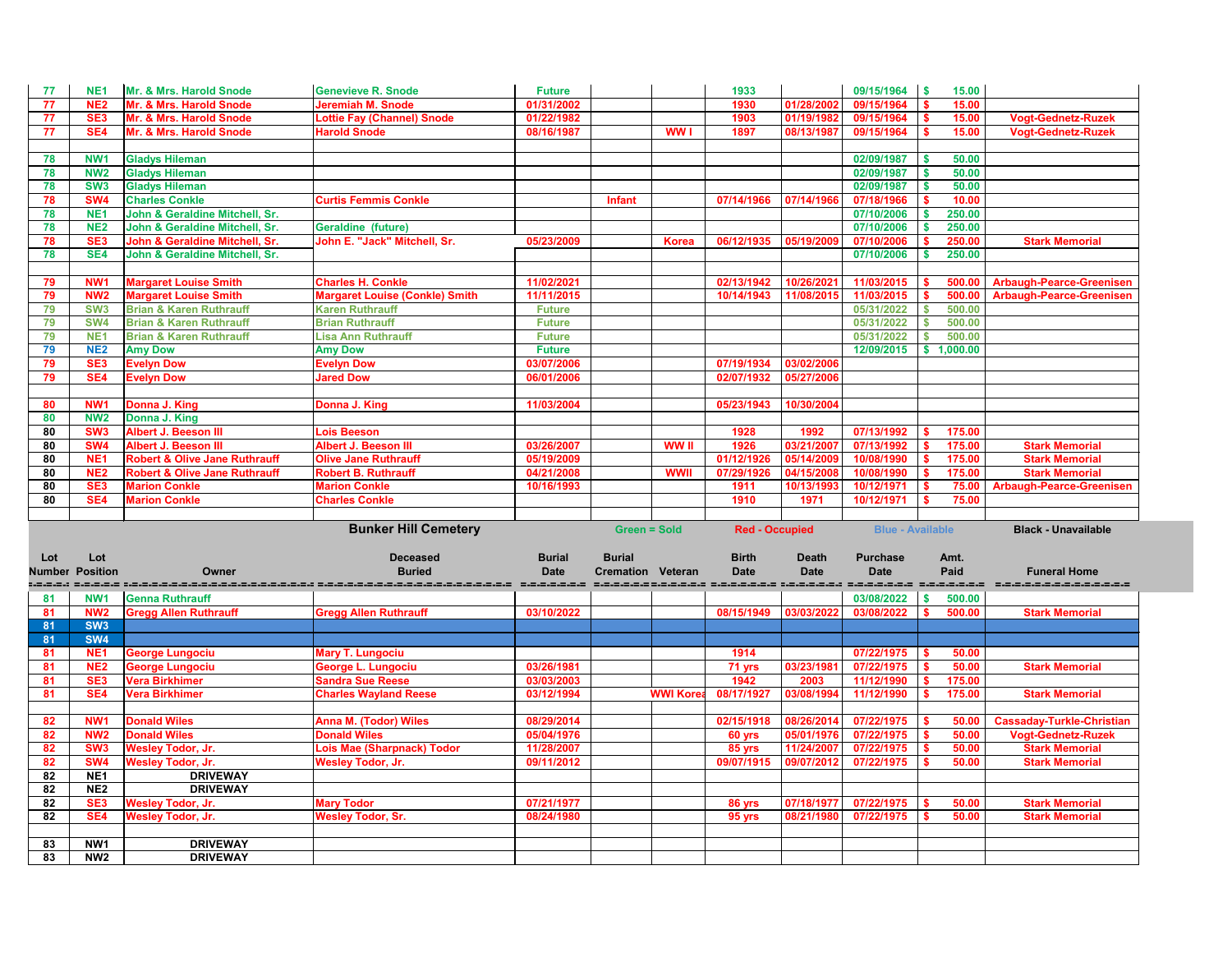| Lot Number | Lot Position | Owner | Deceased Buried | Burial Date | Burial Cremation | Veteran | Birth Date | Death Date | Purchase Date | Amt. Paid | Funeral Home |
|---|---|---|---|---|---|---|---|---|---|---|---|
| 77 | NE1 | Mr. & Mrs. Harold Snode | Genevieve R. Snode | Future | | | 1933 | | 09/15/1964 | $ 15.00 | |
| 77 | NE2 | Mr. & Mrs. Harold Snode | Jeremiah M. Snode | 01/31/2002 | | | 1930 | 01/28/2002 | 09/15/1964 | $ 15.00 | |
| 77 | SE3 | Mr. & Mrs. Harold Snode | Lottie Fay (Channel) Snode | 01/22/1982 | | | 1903 | 01/19/1982 | 09/15/1964 | $ 15.00 | Vogt-Gednetz-Ruzek |
| 77 | SE4 | Mr. & Mrs. Harold Snode | Harold Snode | 08/16/1987 | | WW I | 1897 | 08/13/1987 | 09/15/1964 | $ 15.00 | Vogt-Gednetz-Ruzek |
| | | | | | | | | | | | |
| 78 | NW1 | Gladys Hileman | | | | | | | 02/09/1987 | $ 50.00 | |
| 78 | NW2 | Gladys Hileman | | | | | | | 02/09/1987 | $ 50.00 | |
| 78 | SW3 | Gladys Hileman | | | | | | | 02/09/1987 | $ 50.00 | |
| 78 | SW4 | Charles Conkle | Curtis Femmis Conkle | | Infant | | 07/14/1966 | 07/14/1966 | 07/18/1966 | $ 10.00 | |
| 78 | NE1 | John & Geraldine Mitchell, Sr. | | | | | | | 07/10/2006 | $ 250.00 | |
| 78 | NE2 | John & Geraldine Mitchell, Sr. | Geraldine (future) | | | | | | 07/10/2006 | $ 250.00 | |
| 78 | SE3 | John & Geraldine Mitchell, Sr. | John E. "Jack" Mitchell, Sr. | 05/23/2009 | | Korea | 06/12/1935 | 05/19/2009 | 07/10/2006 | $ 250.00 | Stark Memorial |
| 78 | SE4 | John & Geraldine Mitchell, Sr. | | | | | | | 07/10/2006 | $ 250.00 | |
| | | | | | | | | | | | |
| 79 | NW1 | Margaret Louise Smith | Charles H. Conkle | 11/02/2021 | | | 02/13/1942 | 10/26/2021 | 11/03/2015 | $ 500.00 | Arbaugh-Pearce-Greenisen |
| 79 | NW2 | Margaret Louise Smith | Margaret Louise (Conkle) Smith | 11/11/2015 | | | 10/14/1943 | 11/08/2015 | 11/03/2015 | $ 500.00 | Arbaugh-Pearce-Greenisen |
| 79 | SW3 | Brian & Karen Ruthrauff | Karen Ruthrauff | Future | | | | | 05/31/2022 | $ 500.00 | |
| 79 | SW4 | Brian & Karen Ruthrauff | Brian Ruthrauff | Future | | | | | 05/31/2022 | $ 500.00 | |
| 79 | NE1 | Brian & Karen Ruthrauff | Lisa Ann Ruthrauff | Future | | | | | 05/31/2022 | $ 500.00 | |
| 79 | NE2 | Amy Dow | Amy Dow | Future | | | | | 12/09/2015 | $ 1,000.00 | |
| 79 | SE3 | Evelyn Dow | Evelyn Dow | 03/07/2006 | | | 07/19/1934 | 03/02/2006 | | | |
| 79 | SE4 | Evelyn Dow | Jared Dow | 06/01/2006 | | | 02/07/1932 | 05/27/2006 | | | |
| | | | | | | | | | | | |
| 80 | NW1 | Donna J. King | Donna J. King | 11/03/2004 | | | 05/23/1943 | 10/30/2004 | | | |
| 80 | NW2 | Donna J. King | | | | | | | | | |
| 80 | SW3 | Albert J. Beeson III | Lois Beeson | | | | 1928 | 1992 | 07/13/1992 | $ 175.00 | |
| 80 | SW4 | Albert J. Beeson III | Albert J. Beeson III | 03/26/2007 | | WW II | 1926 | 03/21/2007 | 07/13/1992 | $ 175.00 | Stark Memorial |
| 80 | NE1 | Robert & Olive Jane Ruthrauff | Olive Jane Ruthrauff | 05/19/2009 | | | 01/12/1926 | 05/14/2009 | 10/08/1990 | $ 175.00 | Stark Memorial |
| 80 | NE2 | Robert & Olive Jane Ruthrauff | Robert B. Ruthrauff | 04/21/2008 | | WWII | 07/29/1926 | 04/15/2008 | 10/08/1990 | $ 175.00 | Stark Memorial |
| 80 | SE3 | Marion Conkle | Marion Conkle | 10/16/1993 | | | 1911 | 10/13/1993 | 10/12/1971 | $ 75.00 | Arbaugh-Pearce-Greenisen |
| 80 | SE4 | Marion Conkle | Charles Conkle | | | | 1910 | 1971 | 10/12/1971 | $ 75.00 | |

**Bunker Hill Cemetery** — Green = Sold, Red - Occupied, Blue - Available, Black - Unavailable

| Lot Number | Lot Position | Owner | Deceased Buried | Burial Date | Burial Cremation | Veteran | Birth Date | Death Date | Purchase Date | Amt. Paid | Funeral Home |
|---|---|---|---|---|---|---|---|---|---|---|---|
| 81 | NW1 | Genna Ruthrauff | | | | | | | 03/08/2022 | $ 500.00 | |
| 81 | NW2 | Gregg Allen Ruthrauff | Gregg Allen Ruthrauff | 03/10/2022 | | | 08/15/1949 | 03/03/2022 | 03/08/2022 | $ 500.00 | Stark Memorial |
| 81 | SW3 | | | | | | | | | | |
| 81 | SW4 | | | | | | | | | | |
| 81 | NE1 | George Lungociu | Mary T. Lungociu | | | | 1914 | | 07/22/1975 | $ 50.00 | |
| 81 | NE2 | George Lungociu | George L. Lungociu | 03/26/1981 | | | 71 yrs | 03/23/1981 | 07/22/1975 | $ 50.00 | Stark Memorial |
| 81 | SE3 | Vera Birkhimer | Sandra Sue Reese | 03/03/2003 | | | 1942 | 2003 | 11/12/1990 | $ 175.00 | |
| 81 | SE4 | Vera Birkhimer | Charles Wayland Reese | 03/12/1994 | | WWI Korea | 08/17/1927 | 03/08/1994 | 11/12/1990 | $ 175.00 | Stark Memorial |
| | | | | | | | | | | | |
| 82 | NW1 | Donald Wiles | Anna M. (Todor) Wiles | 08/29/2014 | | | 02/15/1918 | 08/26/2014 | 07/22/1975 | $ 50.00 | Cassaday-Turkle-Christian |
| 82 | NW2 | Donald Wiles | Donald Wiles | 05/04/1976 | | | 60 yrs | 05/01/1976 | 07/22/1975 | $ 50.00 | Vogt-Gednetz-Ruzek |
| 82 | SW3 | Wesley Todor, Jr. | Lois Mae (Sharpnack) Todor | 11/28/2007 | | | 85 yrs | 11/24/2007 | 07/22/1975 | $ 50.00 | Stark Memorial |
| 82 | SW4 | Wesley Todor, Jr. | Wesley Todor, Jr. | 09/11/2012 | | | 09/07/1915 | 09/07/2012 | 07/22/1975 | $ 50.00 | Stark Memorial |
| 82 | NE1 | DRIVEWAY | | | | | | | | | |
| 82 | NE2 | DRIVEWAY | | | | | | | | | |
| 82 | SE3 | Wesley Todor, Jr. | Mary Todor | 07/21/1977 | | | 86 yrs | 07/18/1977 | 07/22/1975 | $ 50.00 | Stark Memorial |
| 82 | SE4 | Wesley Todor, Jr. | Wesley Todor, Sr. | 08/24/1980 | | | 95 yrs | 08/21/1980 | 07/22/1975 | $ 50.00 | Stark Memorial |
| | | | | | | | | | | | |
| 83 | NW1 | DRIVEWAY | | | | | | | | | |
| 83 | NW2 | DRIVEWAY | | | | | | | | | |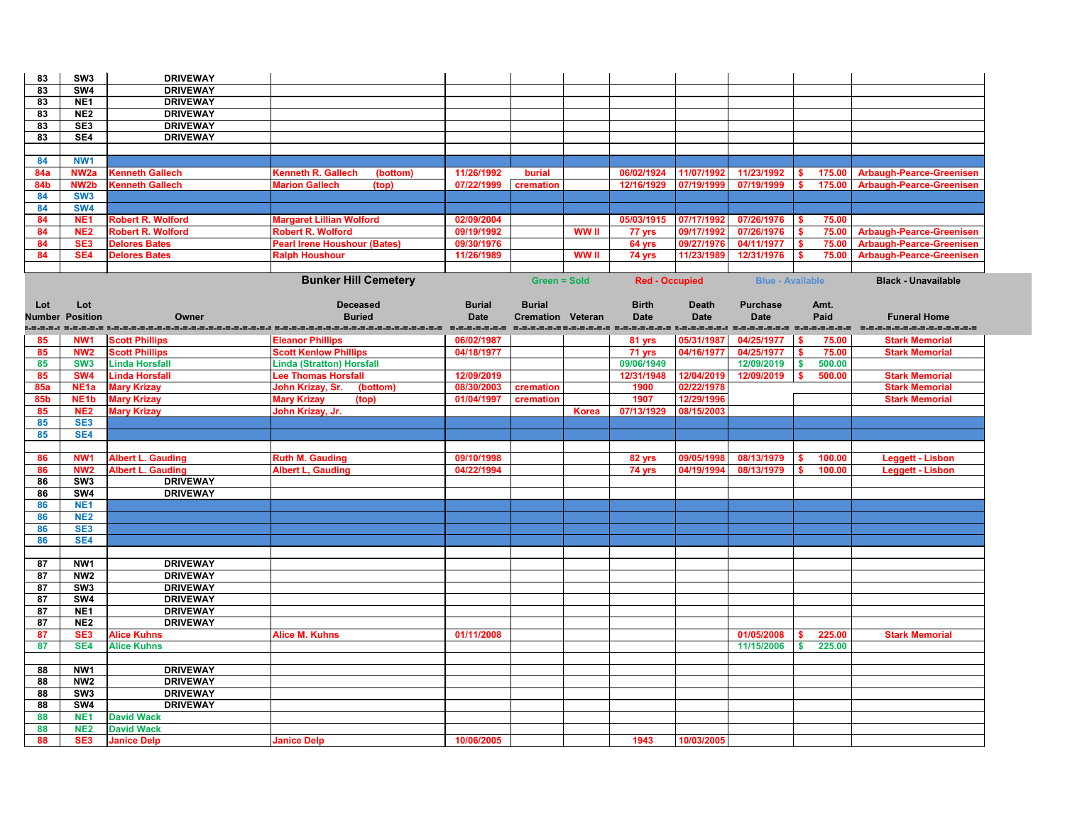| 83 | SW3 | DRIVEWAY | | | | | | | | | |
|---|---|---|---|---|---|---|---|---|---|---|---|
| 83 | SW4 | DRIVEWAY | | | | | | | | | |
| 83 | NE1 | DRIVEWAY | | | | | | | | | |
| 83 | NE2 | DRIVEWAY | | | | | | | | | |
| 83 | SE3 | DRIVEWAY | | | | | | | | | |
| 83 | SE4 | DRIVEWAY | | | | | | | | | |
| | | | | | | | | | | | |
| 84 | NW1 | | | | | | | | | | |
| 84a | NW2a | Kenneth Gallech | Kenneth R. Gallech (bottom) | 11/26/1992 | burial | | 06/02/1924 | 11/07/1992 | 11/23/1992 | $ 175.00 | Arbaugh-Pearce-Greenisen |
| 84b | NW2b | Kenneth Gallech | Marion Gallech (top) | 07/22/1999 | cremation | | 12/16/1929 | 07/19/1999 | 07/19/1999 | $ 175.00 | Arbaugh-Pearce-Greenisen |
| 84 | SW3 | | | | | | | | | | |
| 84 | SW4 | | | | | | | | | | |
| 84 | NE1 | Robert R. Wolford | Margaret Lillian Wolford | 02/09/2004 | | | 05/03/1915 | 07/17/1992 | 07/26/1976 | $ 75.00 | |
| 84 | NE2 | Robert R. Wolford | Robert R. Wolford | 09/19/1992 | | WW II | 77 yrs | 09/17/1992 | 07/26/1976 | $ 75.00 | Arbaugh-Pearce-Greenisen |
| 84 | SE3 | Delores Bates | Pearl Irene Houshour (Bates) | 09/30/1976 | | | 64 yrs | 09/27/1976 | 04/11/1977 | $ 75.00 | Arbaugh-Pearce-Greenisen |
| 84 | SE4 | Delores Bates | Ralph Houshour | 11/26/1989 | | WW II | 74 yrs | 11/23/1989 | 12/31/1976 | $ 75.00 | Arbaugh-Pearce-Greenisen |

**Bunker Hill Cemetery** — Green = Sold, Red - Occupied, Blue - Available, Black - Unavailable

| Lot Number | Lot Position | Owner | Deceased Buried | Burial Date | Burial Cremation | Veteran | Birth Date | Death Date | Purchase Date | Amt. Paid | Funeral Home |
|---|---|---|---|---|---|---|---|---|---|---|---|
| 85 | NW1 | Scott Phillips | Eleanor Phillips | 06/02/1987 | | | 81 yrs | 05/31/1987 | 04/25/1977 | $ 75.00 | Stark Memorial |
| 85 | NW2 | Scott Phillips | Scott Kenlow Phillips | 04/18/1977 | | | 71 yrs | 04/16/1977 | 04/25/1977 | $ 75.00 | Stark Memorial |
| 85 | SW3 | Linda Horsfall | Linda (Stratton) Horsfall | | | | 09/06/1949 | | 12/09/2019 | $ 500.00 | |
| 85 | SW4 | Linda Horsfall | Lee Thomas Horsfall | 12/09/2019 | | | 12/31/1948 | 12/04/2019 | 12/09/2019 | $ 500.00 | Stark Memorial |
| 85a | NE1a | Mary Krizay | John Krizay, Sr. (bottom) | 08/30/2003 | cremation | | 1900 | 02/22/1978 | | | Stark Memorial |
| 85b | NE1b | Mary Krizay | Mary Krizay (top) | 01/04/1997 | cremation | | 1907 | 12/29/1996 | | | Stark Memorial |
| 85 | NE2 | Mary Krizay | John Krizay, Jr. | | | Korea | 07/13/1929 | 08/15/2003 | | | |
| 85 | SE3 | | | | | | | | | | |
| 85 | SE4 | | | | | | | | | | |
| | | | | | | | | | | | |
| 86 | NW1 | Albert L. Gauding | Ruth M. Gauding | 09/10/1998 | | | 82 yrs | 09/05/1998 | 08/13/1979 | $ 100.00 | Leggett - Lisbon |
| 86 | NW2 | Albert L. Gauding | Albert L, Gauding | 04/22/1994 | | | 74 yrs | 04/19/1994 | 08/13/1979 | $ 100.00 | Leggett - Lisbon |
| 86 | SW3 | DRIVEWAY | | | | | | | | | |
| 86 | SW4 | DRIVEWAY | | | | | | | | | |
| 86 | NE1 | | | | | | | | | | |
| 86 | NE2 | | | | | | | | | | |
| 86 | SE3 | | | | | | | | | | |
| 86 | SE4 | | | | | | | | | | |
| | | | | | | | | | | | |
| 87 | NW1 | DRIVEWAY | | | | | | | | | |
| 87 | NW2 | DRIVEWAY | | | | | | | | | |
| 87 | SW3 | DRIVEWAY | | | | | | | | | |
| 87 | SW4 | DRIVEWAY | | | | | | | | | |
| 87 | NE1 | DRIVEWAY | | | | | | | | | |
| 87 | NE2 | DRIVEWAY | | | | | | | | | |
| 87 | SE3 | Alice Kuhns | Alice M. Kuhns | 01/11/2008 | | | | | 01/05/2008 | $ 225.00 | Stark Memorial |
| 87 | SE4 | Alice Kuhns | | | | | | | 11/15/2006 | $ 225.00 | |
| | | | | | | | | | | | |
| 88 | NW1 | DRIVEWAY | | | | | | | | | |
| 88 | NW2 | DRIVEWAY | | | | | | | | | |
| 88 | SW3 | DRIVEWAY | | | | | | | | | |
| 88 | SW4 | DRIVEWAY | | | | | | | | | |
| 88 | NE1 | David Wack | | | | | | | | | |
| 88 | NE2 | David Wack | | | | | | | | | |
| 88 | SE3 | Janice Delp | Janice Delp | 10/06/2005 | | | 1943 | 10/03/2005 | | | |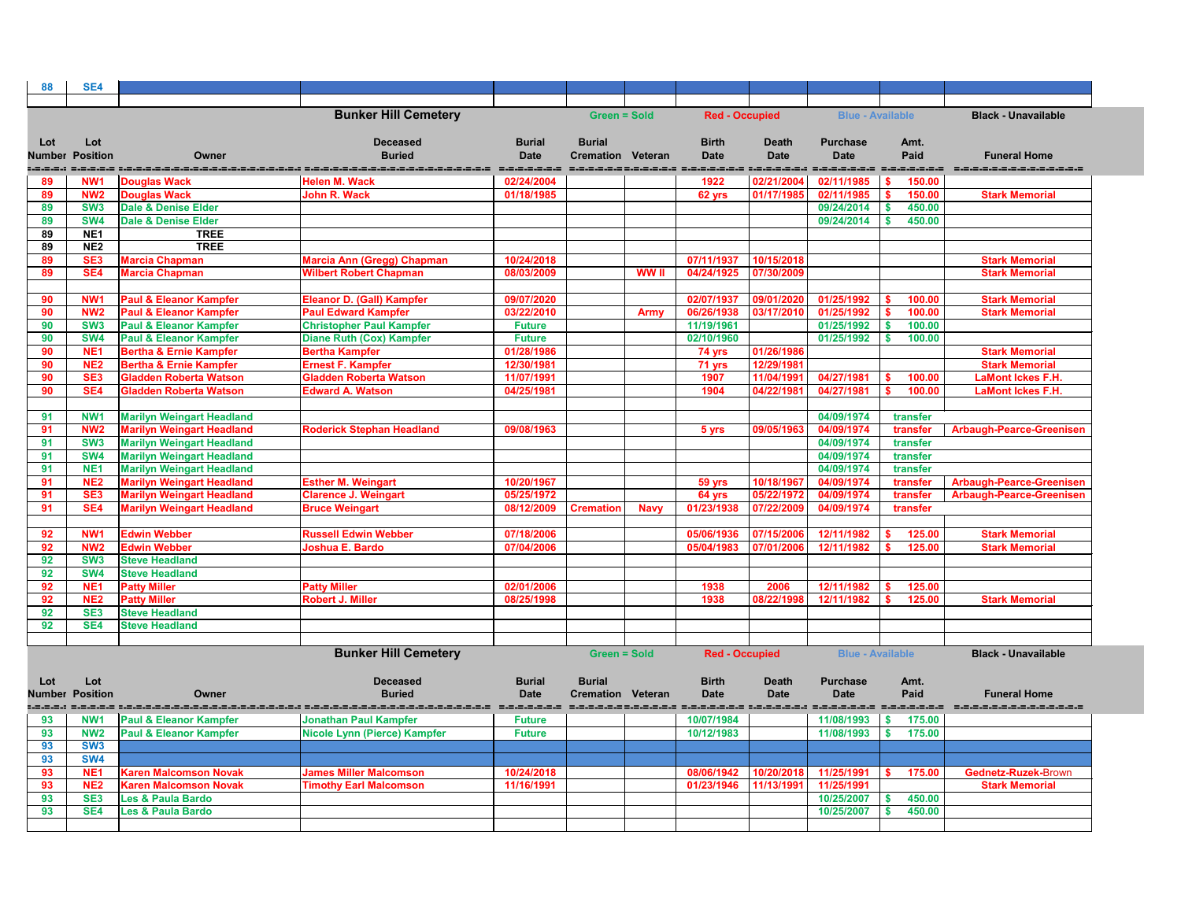| 88 | SE4 | | | | | | | | | | |
|---|---|---|---|---|---|---|---|---|---|---|---|

## Bunker Hill Cemetery

Green = Sold | Red - Occupied | Blue - Available | Black - Unavailable

| Lot Number | Lot Position | Owner | Deceased Buried | Burial Date | Burial Cremation | Veteran | Birth Date | Death Date | Purchase Date | Amt. Paid | Funeral Home |
|---|---|---|---|---|---|---|---|---|---|---|---|
| 89 | NW1 | Douglas Wack | Helen M. Wack | 02/24/2004 | | | 1922 | 02/21/2004 | 02/11/1985 | $ 150.00 | |
| 89 | NW2 | Douglas Wack | John R. Wack | 01/18/1985 | | | 62 yrs | 01/17/1985 | 02/11/1985 | $ 150.00 | Stark Memorial |
| 89 | SW3 | Dale & Denise Elder | | | | | | | 09/24/2014 | $ 450.00 | |
| 89 | SW4 | Dale & Denise Elder | | | | | | | 09/24/2014 | $ 450.00 | |
| 89 | NE1 | TREE | | | | | | | | | |
| 89 | NE2 | TREE | | | | | | | | | |
| 89 | SE3 | Marcia Chapman | Marcia Ann (Gregg) Chapman | 10/24/2018 | | | 07/11/1937 | 10/15/2018 | | | Stark Memorial |
| 89 | SE4 | Marcia Chapman | Wilbert Robert Chapman | 08/03/2009 | | WW II | 04/24/1925 | 07/30/2009 | | | Stark Memorial |
| | | | | | | | | | | | |
| 90 | NW1 | Paul & Eleanor Kampfer | Eleanor D. (Gall) Kampfer | 09/07/2020 | | | 02/07/1937 | 09/01/2020 | 01/25/1992 | $ 100.00 | Stark Memorial |
| 90 | NW2 | Paul & Eleanor Kampfer | Paul Edward Kampfer | 03/22/2010 | | Army | 06/26/1938 | 03/17/2010 | 01/25/1992 | $ 100.00 | Stark Memorial |
| 90 | SW3 | Paul & Eleanor Kampfer | Christopher Paul Kampfer | Future | | | 11/19/1961 | | 01/25/1992 | $ 100.00 | |
| 90 | SW4 | Paul & Eleanor Kampfer | Diane Ruth (Cox) Kampfer | Future | | | 02/10/1960 | | 01/25/1992 | $ 100.00 | |
| 90 | NE1 | Bertha & Ernie Kampfer | Bertha Kampfer | 01/28/1986 | | | 74 yrs | 01/26/1986 | | | Stark Memorial |
| 90 | NE2 | Bertha & Ernie Kampfer | Ernest F. Kampfer | 12/30/1981 | | | 71 yrs | 12/29/1981 | | | Stark Memorial |
| 90 | SE3 | Gladden Roberta Watson | Gladden Roberta Watson | 11/07/1991 | | | 1907 | 11/04/1991 | 04/27/1981 | $ 100.00 | LaMont Ickes F.H. |
| 90 | SE4 | Gladden Roberta Watson | Edward A. Watson | 04/25/1981 | | | 1904 | 04/22/1981 | 04/27/1981 | $ 100.00 | LaMont Ickes F.H. |
| | | | | | | | | | | | |
| 91 | NW1 | Marilyn Weingart Headland | | | | | | | 04/09/1974 | transfer | |
| 91 | NW2 | Marilyn Weingart Headland | Roderick Stephan Headland | 09/08/1963 | | | 5 yrs | 09/05/1963 | 04/09/1974 | transfer | Arbaugh-Pearce-Greenisen |
| 91 | SW3 | Marilyn Weingart Headland | | | | | | | 04/09/1974 | transfer | |
| 91 | SW4 | Marilyn Weingart Headland | | | | | | | 04/09/1974 | transfer | |
| 91 | NE1 | Marilyn Weingart Headland | | | | | | | 04/09/1974 | transfer | |
| 91 | NE2 | Marilyn Weingart Headland | Esther M. Weingart | 10/20/1967 | | | 59 yrs | 10/18/1967 | 04/09/1974 | transfer | Arbaugh-Pearce-Greenisen |
| 91 | SE3 | Marilyn Weingart Headland | Clarence J. Weingart | 05/25/1972 | | | 64 yrs | 05/22/1972 | 04/09/1974 | transfer | Arbaugh-Pearce-Greenisen |
| 91 | SE4 | Marilyn Weingart Headland | Bruce Weingart | 08/12/2009 | Cremation | Navy | 01/23/1938 | 07/22/2009 | 04/09/1974 | transfer | |
| | | | | | | | | | | | |
| 92 | NW1 | Edwin Webber | Russell Edwin Webber | 07/18/2006 | | | 05/06/1936 | 07/15/2006 | 12/11/1982 | $ 125.00 | Stark Memorial |
| 92 | NW2 | Edwin Webber | Joshua E. Bardo | 07/04/2006 | | | 05/04/1983 | 07/01/2006 | 12/11/1982 | $ 125.00 | Stark Memorial |
| 92 | SW3 | Steve Headland | | | | | | | | | |
| 92 | SW4 | Steve Headland | | | | | | | | | |
| 92 | NE1 | Patty Miller | Patty Miller | 02/01/2006 | | | 1938 | 2006 | 12/11/1982 | $ 125.00 | |
| 92 | NE2 | Patty Miller | Robert J. Miller | 08/25/1998 | | | 1938 | 08/22/1998 | 12/11/1982 | $ 125.00 | Stark Memorial |
| 92 | SE3 | Steve Headland | | | | | | | | | |
| 92 | SE4 | Steve Headland | | | | | | | | | |

## Bunker Hill Cemetery

Green = Sold | Red - Occupied | Blue - Available | Black - Unavailable

| Lot Number | Lot Position | Owner | Deceased Buried | Burial Date | Burial Cremation | Veteran | Birth Date | Death Date | Purchase Date | Amt. Paid | Funeral Home |
|---|---|---|---|---|---|---|---|---|---|---|---|
| 93 | NW1 | Paul & Eleanor Kampfer | Jonathan Paul Kampfer | Future | | | 10/07/1984 | | 11/08/1993 | $ 175.00 | |
| 93 | NW2 | Paul & Eleanor Kampfer | Nicole Lynn (Pierce) Kampfer | Future | | | 10/12/1983 | | 11/08/1993 | $ 175.00 | |
| 93 | SW3 | | | | | | | | | | |
| 93 | SW4 | | | | | | | | | | |
| 93 | NE1 | Karen Malcomson Novak | James Miller Malcomson | 10/24/2018 | | | 08/06/1942 | 10/20/2018 | 11/25/1991 | $ 175.00 | Gednetz-Ruzek-Brown |
| 93 | NE2 | Karen Malcomson Novak | Timothy Earl Malcomson | 11/16/1991 | | | 01/23/1946 | 11/13/1991 | 11/25/1991 | | Stark Memorial |
| 93 | SE3 | Les & Paula Bardo | | | | | | | 10/25/2007 | $ 450.00 | |
| 93 | SE4 | Les & Paula Bardo | | | | | | | 10/25/2007 | $ 450.00 | |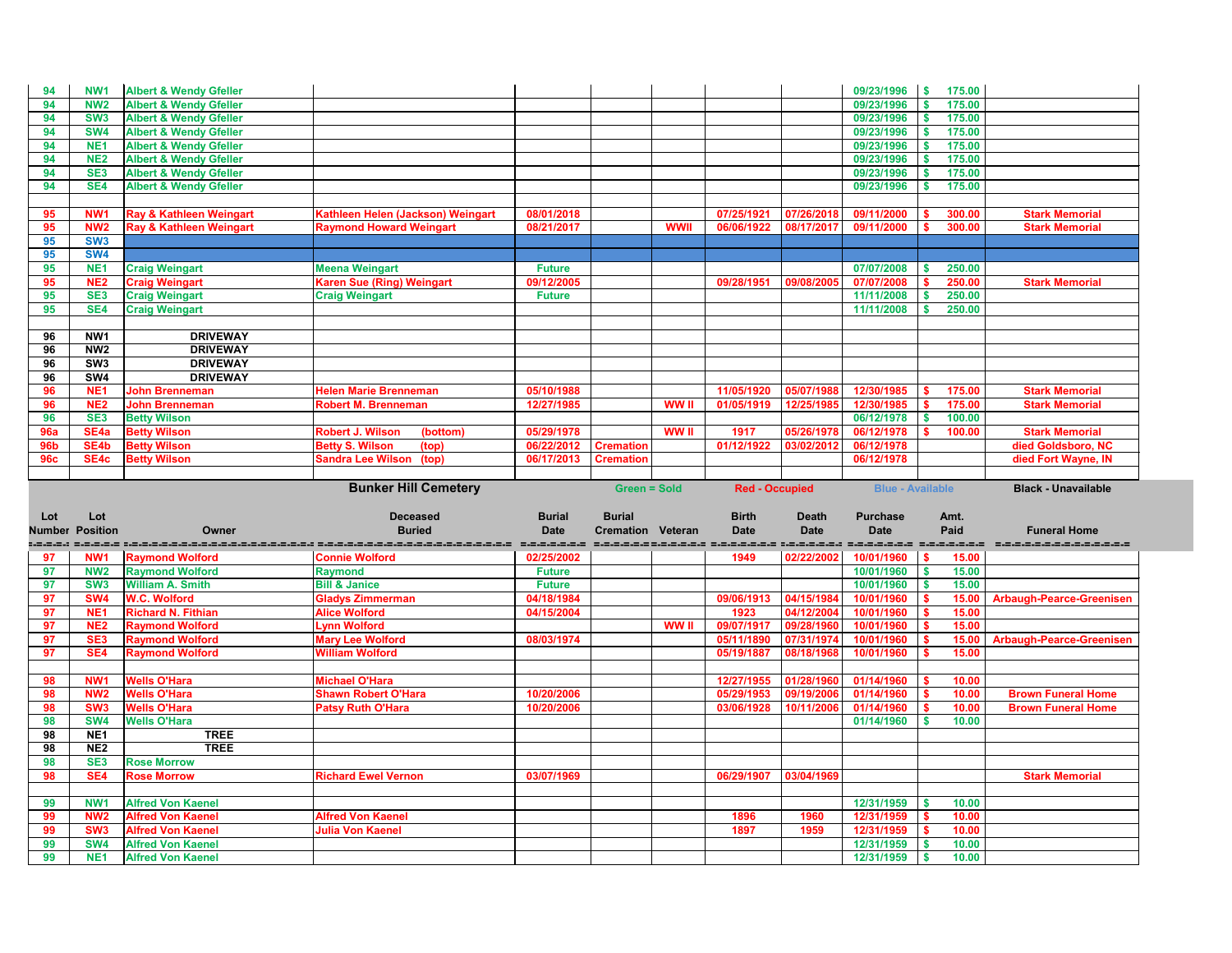| Lot Number | Lot Position | Owner | Deceased Buried | Burial Date | Burial Cremation | Veteran | Birth Date | Death Date | Purchase Date | Amt. Paid | Funeral Home |
|---|---|---|---|---|---|---|---|---|---|---|---|
| 94 | NW1 | Albert & Wendy Gfeller | | | | | | | 09/23/1996 | $ 175.00 | |
| 94 | NW2 | Albert & Wendy Gfeller | | | | | | | 09/23/1996 | $ 175.00 | |
| 94 | SW3 | Albert & Wendy Gfeller | | | | | | | 09/23/1996 | $ 175.00 | |
| 94 | SW4 | Albert & Wendy Gfeller | | | | | | | 09/23/1996 | $ 175.00 | |
| 94 | NE1 | Albert & Wendy Gfeller | | | | | | | 09/23/1996 | $ 175.00 | |
| 94 | NE2 | Albert & Wendy Gfeller | | | | | | | 09/23/1996 | $ 175.00 | |
| 94 | SE3 | Albert & Wendy Gfeller | | | | | | | 09/23/1996 | $ 175.00 | |
| 94 | SE4 | Albert & Wendy Gfeller | | | | | | | 09/23/1996 | $ 175.00 | |
| | | | | | | | | | | | |
| 95 | NW1 | Ray & Kathleen Weingart | Kathleen Helen (Jackson) Weingart | 08/01/2018 | | | 07/25/1921 | 07/26/2018 | 09/11/2000 | $ 300.00 | Stark Memorial |
| 95 | NW2 | Ray & Kathleen Weingart | Raymond Howard Weingart | 08/21/2017 | | WWII | 06/06/1922 | 08/17/2017 | 09/11/2000 | $ 300.00 | Stark Memorial |
| 95 | SW3 | | | | | | | | | | |
| 95 | SW4 | | | | | | | | | | |
| 95 | NE1 | Craig Weingart | Meena Weingart | Future | | | | | 07/07/2008 | $ 250.00 | |
| 95 | NE2 | Craig Weingart | Karen Sue (Ring) Weingart | 09/12/2005 | | | 09/28/1951 | 09/08/2005 | 07/07/2008 | $ 250.00 | Stark Memorial |
| 95 | SE3 | Craig Weingart | Craig Weingart | Future | | | | | 11/11/2008 | $ 250.00 | |
| 95 | SE4 | Craig Weingart | | | | | | | 11/11/2008 | $ 250.00 | |
| | | | | | | | | | | | |
| 96 | NW1 | DRIVEWAY | | | | | | | | | |
| 96 | NW2 | DRIVEWAY | | | | | | | | | |
| 96 | SW3 | DRIVEWAY | | | | | | | | | |
| 96 | SW4 | DRIVEWAY | | | | | | | | | |
| 96 | NE1 | John Brenneman | Helen Marie Brenneman | 05/10/1988 | | | 11/05/1920 | 05/07/1988 | 12/30/1985 | $ 175.00 | Stark Memorial |
| 96 | NE2 | John Brenneman | Robert M. Brenneman | 12/27/1985 | | WW II | 01/05/1919 | 12/25/1985 | 12/30/1985 | $ 175.00 | Stark Memorial |
| 96 | SE3 | Betty Wilson | | | | | | | 06/12/1978 | $ 100.00 | |
| 96a | SE4a | Betty Wilson | Robert J. Wilson (bottom) | 05/29/1978 | | WW II | 1917 | 05/26/1978 | 06/12/1978 | $ 100.00 | Stark Memorial |
| 96b | SE4b | Betty Wilson | Betty S. Wilson (top) | 06/22/2012 | Cremation | | 01/12/1922 | 03/02/2012 | 06/12/1978 | | died Goldsboro, NC |
| 96c | SE4c | Betty Wilson | Sandra Lee Wilson (top) | 06/17/2013 | Cremation | | | | 06/12/1978 | | died Fort Wayne, IN |

**Bunker Hill Cemetery** — Green = Sold, Red - Occupied, Blue - Available, Black - Unavailable

| Lot Number | Lot Position | Owner | Deceased Buried | Burial Date | Burial Cremation | Veteran | Birth Date | Death Date | Purchase Date | Amt. Paid | Funeral Home |
|---|---|---|---|---|---|---|---|---|---|---|---|
| 97 | NW1 | Raymond Wolford | Connie Wolford | 02/25/2002 | | | 1949 | 02/22/2002 | 10/01/1960 | $ 15.00 | |
| 97 | NW2 | Raymond Wolford | Raymond | Future | | | | | 10/01/1960 | $ 15.00 | |
| 97 | SW3 | William A. Smith | Bill & Janice | Future | | | | | 10/01/1960 | $ 15.00 | |
| 97 | SW4 | W.C. Wolford | Gladys Zimmerman | 04/18/1984 | | | 09/06/1913 | 04/15/1984 | 10/01/1960 | $ 15.00 | Arbaugh-Pearce-Greenisen |
| 97 | NE1 | Richard N. Fithian | Alice Wolford | 04/15/2004 | | | 1923 | 04/12/2004 | 10/01/1960 | $ 15.00 | |
| 97 | NE2 | Raymond Wolford | Lynn Wolford | | | WW II | 09/07/1917 | 09/28/1960 | 10/01/1960 | $ 15.00 | |
| 97 | SE3 | Raymond Wolford | Mary Lee Wolford | 08/03/1974 | | | 05/11/1890 | 07/31/1974 | 10/01/1960 | $ 15.00 | Arbaugh-Pearce-Greenisen |
| 97 | SE4 | Raymond Wolford | William Wolford | | | | 05/19/1887 | 08/18/1968 | 10/01/1960 | $ 15.00 | |
| | | | | | | | | | | | |
| 98 | NW1 | Wells O'Hara | Michael O'Hara | | | | 12/27/1955 | 01/28/1960 | 01/14/1960 | $ 10.00 | |
| 98 | NW2 | Wells O'Hara | Shawn Robert O'Hara | 10/20/2006 | | | 05/29/1953 | 09/19/2006 | 01/14/1960 | $ 10.00 | Brown Funeral Home |
| 98 | SW3 | Wells O'Hara | Patsy Ruth O'Hara | 10/20/2006 | | | 03/06/1928 | 10/11/2006 | 01/14/1960 | $ 10.00 | Brown Funeral Home |
| 98 | SW4 | Wells O'Hara | | | | | | | 01/14/1960 | $ 10.00 | |
| 98 | NE1 | TREE | | | | | | | | | |
| 98 | NE2 | TREE | | | | | | | | | |
| 98 | SE3 | Rose Morrow | | | | | | | | | |
| 98 | SE4 | Rose Morrow | Richard Ewel Vernon | 03/07/1969 | | | 06/29/1907 | 03/04/1969 | | | Stark Memorial |
| | | | | | | | | | | | |
| 99 | NW1 | Alfred Von Kaenel | | | | | | | 12/31/1959 | $ 10.00 | |
| 99 | NW2 | Alfred Von Kaenel | Alfred Von Kaenel | | | | 1896 | 1960 | 12/31/1959 | $ 10.00 | |
| 99 | SW3 | Alfred Von Kaenel | Julia Von Kaenel | | | | 1897 | 1959 | 12/31/1959 | $ 10.00 | |
| 99 | SW4 | Alfred Von Kaenel | | | | | | | 12/31/1959 | $ 10.00 | |
| 99 | NE1 | Alfred Von Kaenel | | | | | | | 12/31/1959 | $ 10.00 | |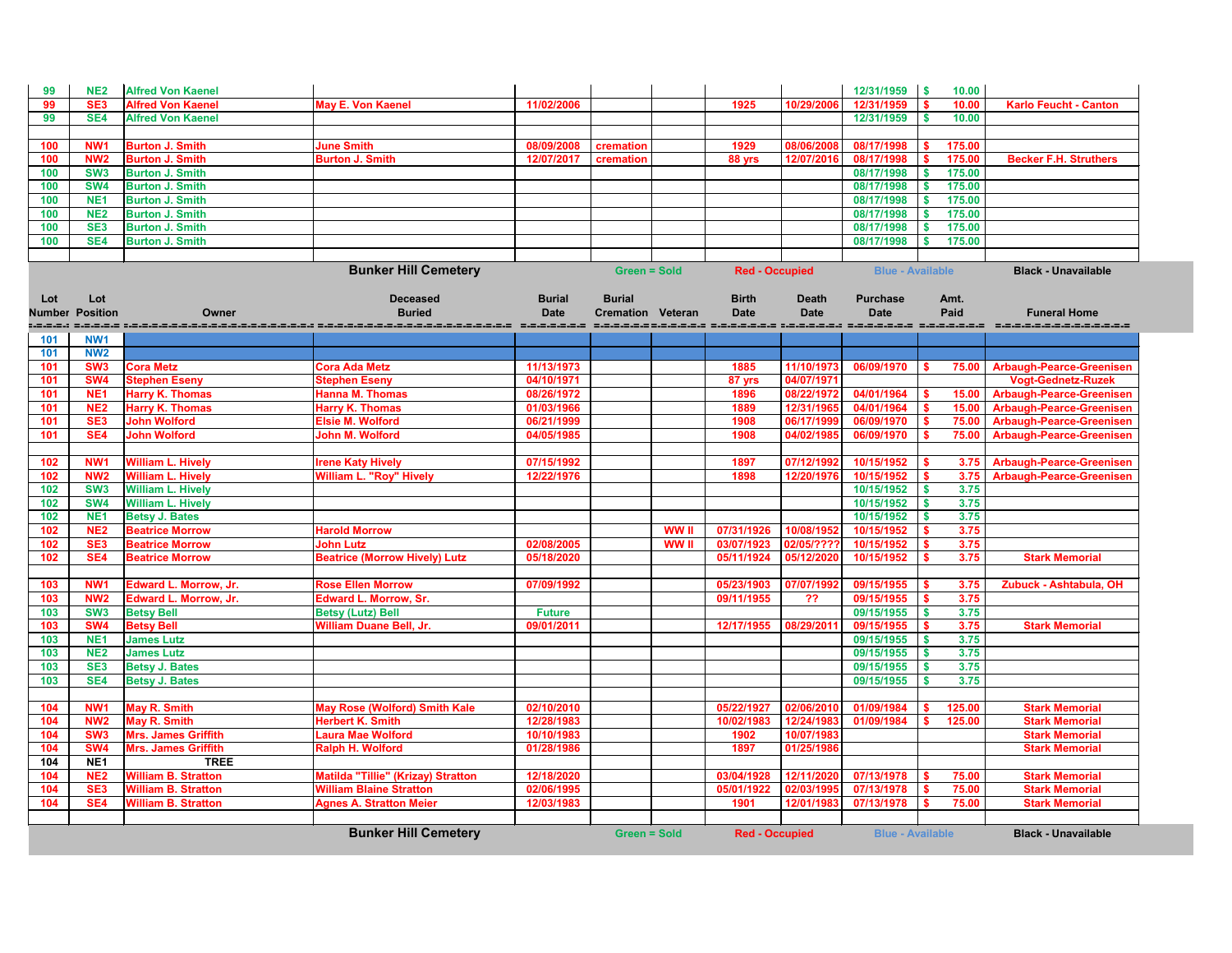| 99 | NE2 | Alfred Von Kaenel | | | | | | | 12/31/1959 | $ 10.00 | |
|---|---|---|---|---|---|---|---|---|---|---|---|
| 99 | SE3 | Alfred Von Kaenel | May E. Von Kaenel | 11/02/2006 | | | 1925 | 10/29/2006 | 12/31/1959 | $ 10.00 | Karlo Feucht - Canton |
| 99 | SE4 | Alfred Von Kaenel | | | | | | | 12/31/1959 | $ 10.00 | |
| | | | | | | | | | | | |
| 100 | NW1 | Burton J. Smith | June Smith | 08/09/2008 | cremation | | 1929 | 08/06/2008 | 08/17/1998 | $ 175.00 | |
| 100 | NW2 | Burton J. Smith | Burton J. Smith | 12/07/2017 | cremation | | 88 yrs | 12/07/2016 | 08/17/1998 | $ 175.00 | Becker F.H. Struthers |
| 100 | SW3 | Burton J. Smith | | | | | | | 08/17/1998 | $ 175.00 | |
| 100 | SW4 | Burton J. Smith | | | | | | | 08/17/1998 | $ 175.00 | |
| 100 | NE1 | Burton J. Smith | | | | | | | 08/17/1998 | $ 175.00 | |
| 100 | NE2 | Burton J. Smith | | | | | | | 08/17/1998 | $ 175.00 | |
| 100 | SE3 | Burton J. Smith | | | | | | | 08/17/1998 | $ 175.00 | |
| 100 | SE4 | Burton J. Smith | | | | | | | 08/17/1998 | $ 175.00 | |

**Bunker Hill Cemetery** — Green = Sold | Red - Occupied | Blue - Available | Black - Unavailable

| Lot Number | Lot Position | Owner | Deceased Buried | Burial Date | Burial Cremation | Veteran | Birth Date | Death Date | Purchase Date | Amt. Paid | Funeral Home |
|---|---|---|---|---|---|---|---|---|---|---|---|
| 101 | NW1 | | | | | | | | | | |
| 101 | NW2 | | | | | | | | | | |
| 101 | SW3 | Cora Metz | Cora Ada Metz | 11/13/1973 | | | 1885 | 11/10/1973 | 06/09/1970 | $ 75.00 | Arbaugh-Pearce-Greenisen |
| 101 | SW4 | Stephen Eseny | Stephen Eseny | 04/10/1971 | | | 87 yrs | 04/07/1971 | | | Vogt-Gednetz-Ruzek |
| 101 | NE1 | Harry K. Thomas | Hanna M. Thomas | 08/26/1972 | | | 1896 | 08/22/1972 | 04/01/1964 | $ 15.00 | Arbaugh-Pearce-Greenisen |
| 101 | NE2 | Harry K. Thomas | Harry K. Thomas | 01/03/1966 | | | 1889 | 12/31/1965 | 04/01/1964 | $ 15.00 | Arbaugh-Pearce-Greenisen |
| 101 | SE3 | John Wolford | Elsie M. Wolford | 06/21/1999 | | | 1908 | 06/17/1999 | 06/09/1970 | $ 75.00 | Arbaugh-Pearce-Greenisen |
| 101 | SE4 | John Wolford | John M. Wolford | 04/05/1985 | | | 1908 | 04/02/1985 | 06/09/1970 | $ 75.00 | Arbaugh-Pearce-Greenisen |
| | | | | | | | | | | | |
| 102 | NW1 | William L. Hively | Irene Katy Hively | 07/15/1992 | | | 1897 | 07/12/1992 | 10/15/1952 | $ 3.75 | Arbaugh-Pearce-Greenisen |
| 102 | NW2 | William L. Hively | William L. "Roy" Hively | 12/22/1976 | | | 1898 | 12/20/1976 | 10/15/1952 | $ 3.75 | Arbaugh-Pearce-Greenisen |
| 102 | SW3 | William L. Hively | | | | | | | 10/15/1952 | $ 3.75 | |
| 102 | SW4 | William L. Hively | | | | | | | 10/15/1952 | $ 3.75 | |
| 102 | NE1 | Betsy J. Bates | | | | | | | 10/15/1952 | $ 3.75 | |
| 102 | NE2 | Beatrice Morrow | Harold Morrow | | | WW II | 07/31/1926 | 10/08/1952 | 10/15/1952 | $ 3.75 | |
| 102 | SE3 | Beatrice Morrow | John Lutz | 02/08/2005 | | WW II | 03/07/1923 | 02/05/???? | 10/15/1952 | $ 3.75 | |
| 102 | SE4 | Beatrice Morrow | Beatrice (Morrow Hively) Lutz | 05/18/2020 | | | 05/11/1924 | 05/12/2020 | 10/15/1952 | $ 3.75 | Stark Memorial |
| | | | | | | | | | | | |
| 103 | NW1 | Edward L. Morrow, Jr. | Rose Ellen Morrow | 07/09/1992 | | | 05/23/1903 | 07/07/1992 | 09/15/1955 | $ 3.75 | Zubuck - Ashtabula, OH |
| 103 | NW2 | Edward L. Morrow, Jr. | Edward L. Morrow, Sr. | | | | 09/11/1955 | ?? | 09/15/1955 | $ 3.75 | |
| 103 | SW3 | Betsy Bell | Betsy (Lutz) Bell | Future | | | | | 09/15/1955 | $ 3.75 | |
| 103 | SW4 | Betsy Bell | William Duane Bell, Jr. | 09/01/2011 | | | 12/17/1955 | 08/29/2011 | 09/15/1955 | $ 3.75 | Stark Memorial |
| 103 | NE1 | James Lutz | | | | | | | 09/15/1955 | $ 3.75 | |
| 103 | NE2 | James Lutz | | | | | | | 09/15/1955 | $ 3.75 | |
| 103 | SE3 | Betsy J. Bates | | | | | | | 09/15/1955 | $ 3.75 | |
| 103 | SE4 | Betsy J. Bates | | | | | | | 09/15/1955 | $ 3.75 | |
| | | | | | | | | | | | |
| 104 | NW1 | May R. Smith | May Rose (Wolford) Smith Kale | 02/10/2010 | | | 05/22/1927 | 02/06/2010 | 01/09/1984 | $ 125.00 | Stark Memorial |
| 104 | NW2 | May R. Smith | Herbert K. Smith | 12/28/1983 | | | 10/02/1983 | 12/24/1983 | 01/09/1984 | $ 125.00 | Stark Memorial |
| 104 | SW3 | Mrs. James Griffith | Laura Mae Wolford | 10/10/1983 | | | 1902 | 10/07/1983 | | | Stark Memorial |
| 104 | SW4 | Mrs. James Griffith | Ralph H. Wolford | 01/28/1986 | | | 1897 | 01/25/1986 | | | Stark Memorial |
| 104 | NE1 | TREE | | | | | | | | | |
| 104 | NE2 | William B. Stratton | Matilda "Tillie" (Krizay) Stratton | 12/18/2020 | | | 03/04/1928 | 12/11/2020 | 07/13/1978 | $ 75.00 | Stark Memorial |
| 104 | SE3 | William B. Stratton | William Blaine Stratton | 02/06/1995 | | | 05/01/1922 | 02/03/1995 | 07/13/1978 | $ 75.00 | Stark Memorial |
| 104 | SE4 | William B. Stratton | Agnes A. Stratton Meier | 12/03/1983 | | | 1901 | 12/01/1983 | 07/13/1978 | $ 75.00 | Stark Memorial |

**Bunker Hill Cemetery** — Green = Sold | Red - Occupied | Blue - Available | Black - Unavailable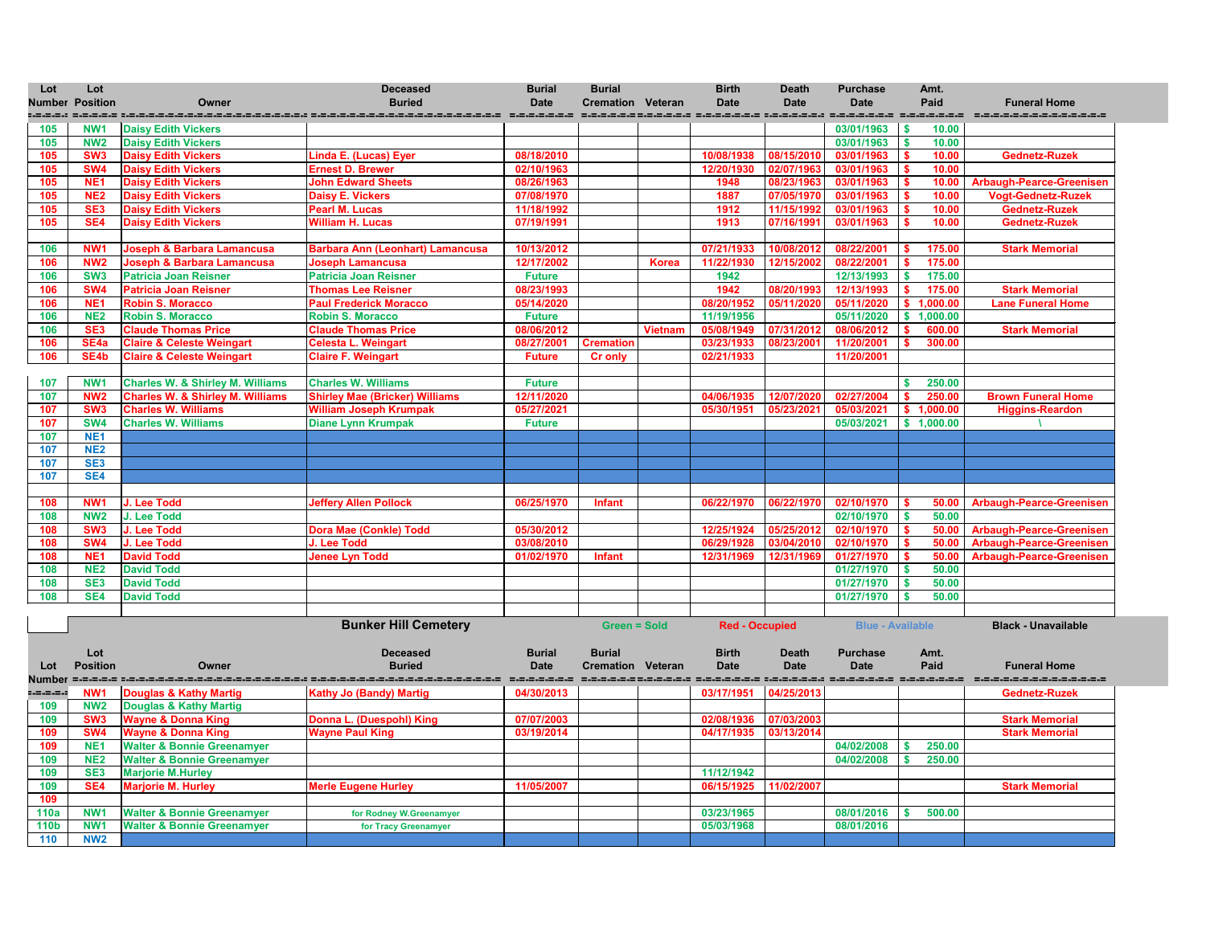| Lot Number | Lot Position | Owner | Deceased Buried | Burial Date | Burial Cremation | Veteran | Birth Date | Death Date | Purchase Date | Amt. Paid | Funeral Home |
|---|---|---|---|---|---|---|---|---|---|---|---|
| 105 | NW1 | Daisy Edith Vickers | | | | | | | 03/01/1963 | $ 10.00 | |
| 105 | NW2 | Daisy Edith Vickers | | | | | | | 03/01/1963 | $ 10.00 | |
| 105 | SW3 | Daisy Edith Vickers | Linda E. (Lucas) Eyer | 08/18/2010 | | | 10/08/1938 | 08/15/2010 | 03/01/1963 | $ 10.00 | Gednetz-Ruzek |
| 105 | SW4 | Daisy Edith Vickers | Ernest D. Brewer | 02/10/1963 | | | 12/20/1930 | 02/07/1963 | 03/01/1963 | $ 10.00 | |
| 105 | NE1 | Daisy Edith Vickers | John Edward Sheets | 08/26/1963 | | | 1948 | 08/23/1963 | 03/01/1963 | $ 10.00 | Arbaugh-Pearce-Greenisen |
| 105 | NE2 | Daisy Edith Vickers | Daisy E. Vickers | 07/08/1970 | | | 1887 | 07/05/1970 | 03/01/1963 | $ 10.00 | Vogt-Gednetz-Ruzek |
| 105 | SE3 | Daisy Edith Vickers | Pearl M. Lucas | 11/18/1992 | | | 1912 | 11/15/1992 | 03/01/1963 | $ 10.00 | Gednetz-Ruzek |
| 105 | SE4 | Daisy Edith Vickers | William H. Lucas | 07/19/1991 | | | 1913 | 07/16/1991 | 03/01/1963 | $ 10.00 | Gednetz-Ruzek |
| | | | | | | | | | | | |
| 106 | NW1 | Joseph & Barbara Lamancusa | Barbara Ann (Leonhart) Lamancusa | 10/13/2012 | | | 07/21/1933 | 10/08/2012 | 08/22/2001 | $ 175.00 | Stark Memorial |
| 106 | NW2 | Joseph & Barbara Lamancusa | Joseph Lamancusa | 12/17/2002 | | Korea | 11/22/1930 | 12/15/2002 | 08/22/2001 | $ 175.00 | |
| 106 | SW3 | Patricia Joan Reisner | Patricia Joan Reisner | Future | | | 1942 | | 12/13/1993 | $ 175.00 | |
| 106 | SW4 | Patricia Joan Reisner | Thomas Lee Reisner | 08/23/1993 | | | 1942 | 08/20/1993 | 12/13/1993 | $ 175.00 | Stark Memorial |
| 106 | NE1 | Robin S. Moracco | Paul Frederick Moracco | 05/14/2020 | | | 08/20/1952 | 05/11/2020 | 05/11/2020 | $ 1,000.00 | Lane Funeral Home |
| 106 | NE2 | Robin S. Moracco | Robin S. Moracco | Future | | | 11/19/1956 | | 05/11/2020 | $ 1,000.00 | |
| 106 | SE3 | Claude Thomas Price | Claude Thomas Price | 08/06/2012 | | Vietnam | 05/08/1949 | 07/31/2012 | 08/06/2012 | $ 600.00 | Stark Memorial |
| 106 | SE4a | Claire & Celeste Weingart | Celesta L. Weingart | 08/27/2001 | Cremation | | 03/23/1933 | 08/23/2001 | 11/20/2001 | $ 300.00 | |
| 106 | SE4b | Claire & Celeste Weingart | Claire F. Weingart | Future | Cr only | | 02/21/1933 | | 11/20/2001 | | |
| | | | | | | | | | | | |
| 107 | NW1 | Charles W. & Shirley M. Williams | Charles W. Williams | Future | | | | | | $ 250.00 | |
| 107 | NW2 | Charles W. & Shirley M. Williams | Shirley Mae (Bricker) Williams | 12/11/2020 | | | 04/06/1935 | 12/07/2020 | 02/27/2004 | $ 250.00 | Brown Funeral Home |
| 107 | SW3 | Charles W. Williams | William Joseph Krumpak | 05/27/2021 | | | 05/30/1951 | 05/23/2021 | 05/03/2021 | $ 1,000.00 | Higgins-Reardon |
| 107 | SW4 | Charles W. Williams | Diane Lynn Krumpak | Future | | | | | 05/03/2021 | $ 1,000.00 | \ |
| 107 | NE1 | | | | | | | | | | |
| 107 | NE2 | | | | | | | | | | |
| 107 | SE3 | | | | | | | | | | |
| 107 | SE4 | | | | | | | | | | |
| | | | | | | | | | | | |
| 108 | NW1 | J. Lee Todd | Jeffery Allen Pollock | 06/25/1970 | Infant | | 06/22/1970 | 06/22/1970 | 02/10/1970 | $ 50.00 | Arbaugh-Pearce-Greenisen |
| 108 | NW2 | J. Lee Todd | | | | | | | 02/10/1970 | $ 50.00 | |
| 108 | SW3 | J. Lee Todd | Dora Mae (Conkle) Todd | 05/30/2012 | | | 12/25/1924 | 05/25/2012 | 02/10/1970 | $ 50.00 | Arbaugh-Pearce-Greenisen |
| 108 | SW4 | J. Lee Todd | J. Lee Todd | 03/08/2010 | | | 06/29/1928 | 03/04/2010 | 02/10/1970 | $ 50.00 | Arbaugh-Pearce-Greenisen |
| 108 | NE1 | David Todd | Jenee Lyn Todd | 01/02/1970 | Infant | | 12/31/1969 | 12/31/1969 | 01/27/1970 | $ 50.00 | Arbaugh-Pearce-Greenisen |
| 108 | NE2 | David Todd | | | | | | | 01/27/1970 | $ 50.00 | |
| 108 | SE3 | David Todd | | | | | | | 01/27/1970 | $ 50.00 | |
| 108 | SE4 | David Todd | | | | | | | 01/27/1970 | $ 50.00 | |

**Bunker Hill Cemetery** — Green = Sold | Red - Occupied | Blue - Available | Black - Unavailable

| Lot Number | Lot Position | Owner | Deceased Buried | Burial Date | Burial Cremation | Veteran | Birth Date | Death Date | Purchase Date | Amt. Paid | Funeral Home |
|---|---|---|---|---|---|---|---|---|---|---|---|
| | NW1 | Douglas & Kathy Martig | Kathy Jo (Bandy) Martig | 04/30/2013 | | | 03/17/1951 | 04/25/2013 | | | Gednetz-Ruzek |
| 109 | NW2 | Douglas & Kathy Martig | | | | | | | | | |
| 109 | SW3 | Wayne & Donna King | Donna L. (Duespohl) King | 07/07/2003 | | | 02/08/1936 | 07/03/2003 | | | Stark Memorial |
| 109 | SW4 | Wayne & Donna King | Wayne Paul King | 03/19/2014 | | | 04/17/1935 | 03/13/2014 | | | Stark Memorial |
| 109 | NE1 | Walter & Bonnie Greenamyer | | | | | | | 04/02/2008 | $ 250.00 | |
| 109 | NE2 | Walter & Bonnie Greenamyer | | | | | | | 04/02/2008 | $ 250.00 | |
| 109 | SE3 | Marjorie M.Hurley | | | | | 11/12/1942 | | | | |
| 109 | SE4 | Marjorie M. Hurley | Merle Eugene Hurley | 11/05/2007 | | | 06/15/1925 | 11/02/2007 | | | Stark Memorial |
| 109 | | | | | | | | | | | |
| 110a | NW1 | Walter & Bonnie Greenamyer | for Rodney W.Greenamyer | | | | 03/23/1965 | | 08/01/2016 | $ 500.00 | |
| 110b | NW1 | Walter & Bonnie Greenamyer | for Tracy Greenamyer | | | | 05/03/1968 | | 08/01/2016 | | |
| 110 | NW2 | | | | | | | | | | |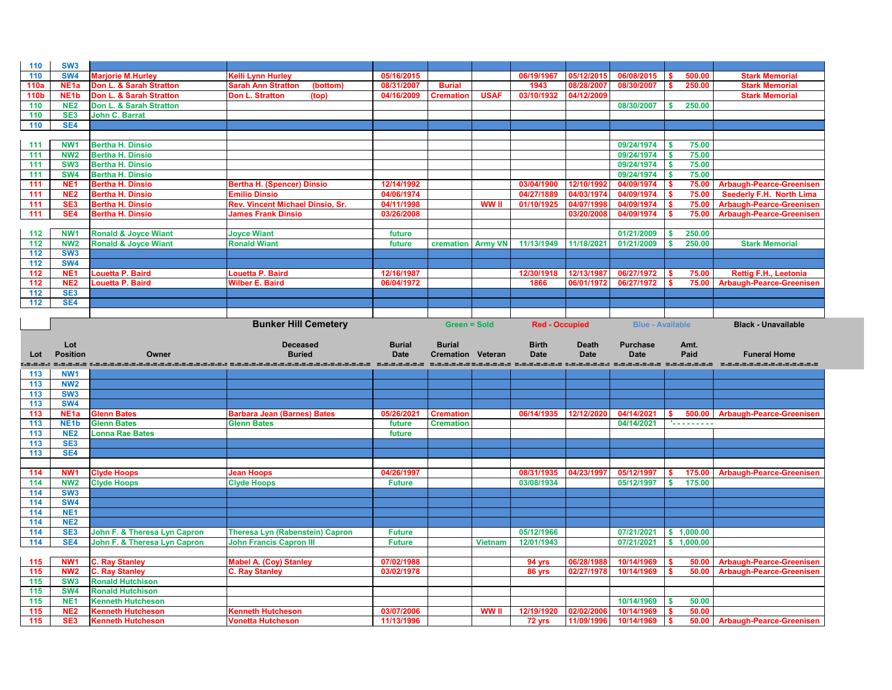| Lot | Lot Position | Owner | Deceased Buried | Burial Date | Burial Cremation | Veteran | Birth Date | Death Date | Purchase Date | Amt. Paid | Funeral Home |
|---|---|---|---|---|---|---|---|---|---|---|---|
| 110 | SW3 | | | | | | | | | | |
| 110 | SW4 | Marjorie M.Hurley | Kelli Lynn Hurley | 05/16/2015 | | | 06/19/1967 | 05/12/2015 | 06/08/2015 | $ 500.00 | Stark Memorial |
| 110a | NE1a | Don L. & Sarah Stratton | Sarah Ann Stratton (bottom) | 08/31/2007 | Burial | | 1943 | 08/28/2007 | 08/30/2007 | $ 250.00 | Stark Memorial |
| 110b | NE1b | Don L. & Sarah Stratton | Don L. Stratton (top) | 04/16/2009 | Cremation | USAF | 03/10/1932 | 04/12/2009 | | | Stark Memorial |
| 110 | NE2 | Don L. & Sarah Stratton | | | | | | | 08/30/2007 | $ 250.00 | |
| 110 | SE3 | John C. Barrat | | | | | | | | | |
| 110 | SE4 | | | | | | | | | | |
| | | | | | | | | | | | |
| 111 | NW1 | Bertha H. Dinsio | | | | | | | 09/24/1974 | $ 75.00 | |
| 111 | NW2 | Bertha H. Dinsio | | | | | | | 09/24/1974 | $ 75.00 | |
| 111 | SW3 | Bertha H. Dinsio | | | | | | | 09/24/1974 | $ 75.00 | |
| 111 | SW4 | Bertha H. Dinsio | | | | | | | 09/24/1974 | $ 75.00 | |
| 111 | NE1 | Bertha H. Dinsio | Bertha H. (Spencer) Dinsio | 12/14/1992 | | | 03/04/1900 | 12/10/1992 | 04/09/1974 | $ 75.00 | Arbaugh-Pearce-Greenisen |
| 111 | NE2 | Bertha H. Dinsio | Emilio Dinsio | 04/06/1974 | | | 04/27/1889 | 04/03/1974 | 04/09/1974 | $ 75.00 | Seederly F.H. North Lima |
| 111 | SE3 | Bertha H. Dinsio | Rev. Vincent Michael Dinsio, Sr. | 04/11/1998 | | WW II | 01/10/1925 | 04/07/1998 | 04/09/1974 | $ 75.00 | Arbaugh-Pearce-Greenisen |
| 111 | SE4 | Bertha H. Dinsio | James Frank Dinsio | 03/26/2008 | | | | 03/20/2008 | 04/09/1974 | $ 75.00 | Arbaugh-Pearce-Greenisen |
| | | | | | | | | | | | |
| 112 | NW1 | Ronald & Joyce Wiant | Joyce Wiant | future | | | | | 01/21/2009 | $ 250.00 | |
| 112 | NW2 | Ronald & Joyce Wiant | Ronald Wiant | future | cremation | Army VN | 11/13/1949 | 11/18/2021 | 01/21/2009 | $ 250.00 | Stark Memorial |
| 112 | SW3 | | | | | | | | | | |
| 112 | SW4 | | | | | | | | | | |
| 112 | NE1 | Louetta P. Baird | Louetta P. Baird | 12/16/1987 | | | 12/30/1918 | 12/13/1987 | 06/27/1972 | $ 75.00 | Rettig F.H., Leetonia |
| 112 | NE2 | Louetta P. Baird | Wilber E. Baird | 06/04/1972 | | | 1866 | 06/01/1972 | 06/27/1972 | $ 75.00 | Arbaugh-Pearce-Greenisen |
| 112 | SE3 | | | | | | | | | | |
| 112 | SE4 | | | | | | | | | | |

**Bunker Hill Cemetery** — Green = Sold, Red - Occupied, Blue - Available, Black - Unavailable

| Lot | Lot Position | Owner | Deceased Buried | Burial Date | Burial Cremation | Veteran | Birth Date | Death Date | Purchase Date | Amt. Paid | Funeral Home |
|---|---|---|---|---|---|---|---|---|---|---|---|
| 113 | NW1 | | | | | | | | | | |
| 113 | NW2 | | | | | | | | | | |
| 113 | SW3 | | | | | | | | | | |
| 113 | SW4 | | | | | | | | | | |
| 113 | NE1a | Glenn Bates | Barbara Jean (Barnes) Bates | 05/26/2021 | Cremation | | 06/14/1935 | 12/12/2020 | 04/14/2021 | $ 500.00 | Arbaugh-Pearce-Greenisen |
| 113 | NE1b | Glenn Bates | Glenn Bates | future | Cremation | | | | 04/14/2021 | '- - - - - - - - - - | |
| 113 | NE2 | Lonna Rae Bates | | future | | | | | | | |
| 113 | SE3 | | | | | | | | | | |
| 113 | SE4 | | | | | | | | | | |
| | | | | | | | | | | | |
| 114 | NW1 | Clyde Hoops | Jean Hoops | 04/26/1997 | | | 08/31/1935 | 04/23/1997 | 05/12/1997 | $ 175.00 | Arbaugh-Pearce-Greenisen |
| 114 | NW2 | Clyde Hoops | Clyde Hoops | Future | | | 03/08/1934 | | 05/12/1997 | $ 175.00 | |
| 114 | SW3 | | | | | | | | | | |
| 114 | SW4 | | | | | | | | | | |
| 114 | NE1 | | | | | | | | | | |
| 114 | NE2 | | | | | | | | | | |
| 114 | SE3 | John F. & Theresa Lyn Capron | Theresa Lyn (Rabenstein) Capron | Future | | | 05/12/1966 | | 07/21/2021 | $ 1,000.00 | |
| 114 | SE4 | John F. & Theresa Lyn Capron | John Francis Capron III | Future | | Vietnam | 12/01/1943 | | 07/21/2021 | $ 1,000.00 | |
| | | | | | | | | | | | |
| 115 | NW1 | C. Ray Stanley | Mabel A. (Coy) Stanley | 07/02/1988 | | | 94 yrs | 06/28/1988 | 10/14/1969 | $ 50.00 | Arbaugh-Pearce-Greenisen |
| 115 | NW2 | C. Ray Stanley | C. Ray Stanley | 03/02/1978 | | | 86 yrs | 02/27/1978 | 10/14/1969 | $ 50.00 | Arbaugh-Pearce-Greenisen |
| 115 | SW3 | Ronald Hutchison | | | | | | | | | |
| 115 | SW4 | Ronald Hutchison | | | | | | | | | |
| 115 | NE1 | Kenneth Hutcheson | | | | | | | 10/14/1969 | $ 50.00 | |
| 115 | NE2 | Kenneth Hutcheson | Kenneth Hutcheson | 03/07/2006 | | WW II | 12/19/1920 | 02/02/2006 | 10/14/1969 | $ 50.00 | |
| 115 | SE3 | Kenneth Hutcheson | Vonetta Hutcheson | 11/13/1996 | | | 72 yrs | 11/09/1996 | 10/14/1969 | $ 50.00 | Arbaugh-Pearce-Greenisen |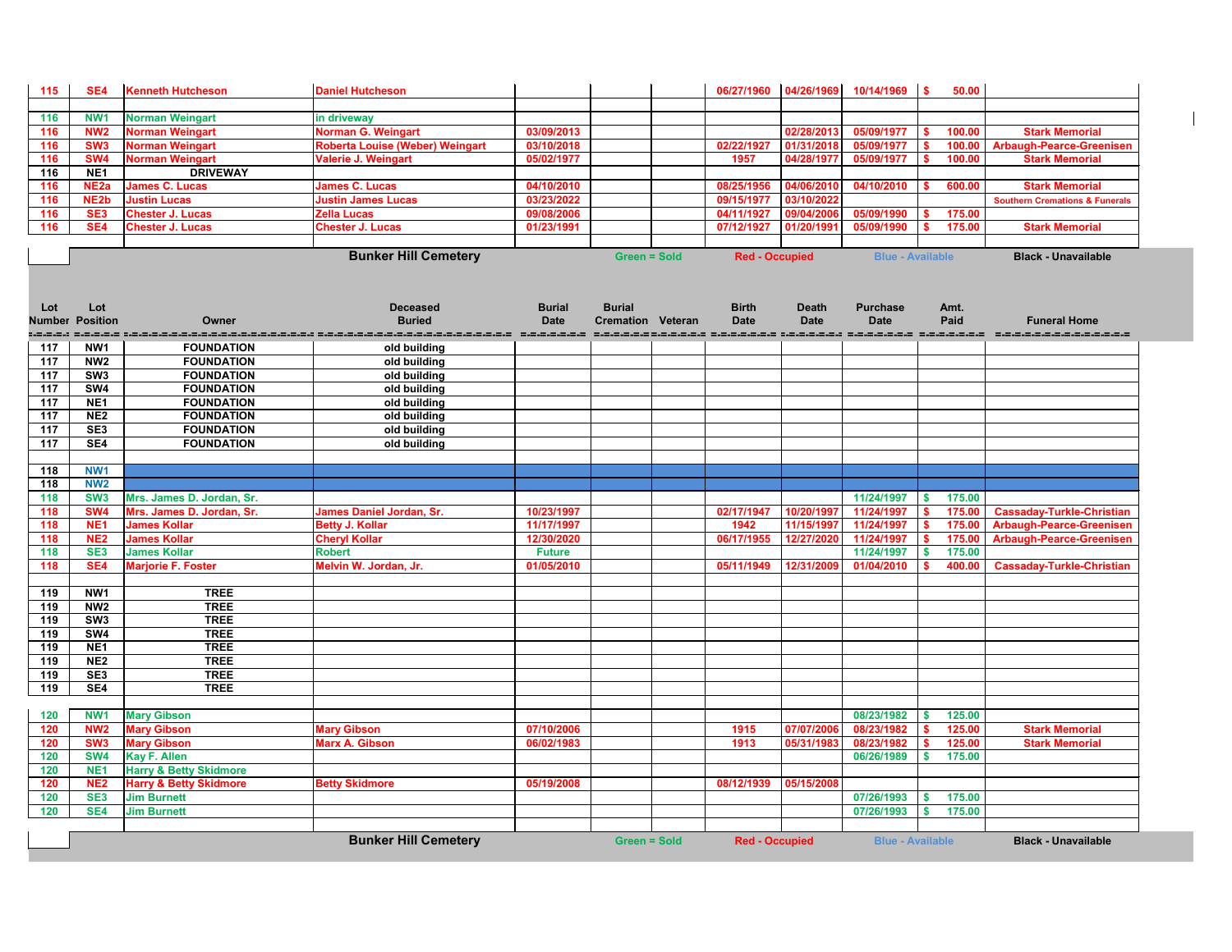| 115 | SE4 | Kenneth Hutcheson | Daniel Hutcheson | | | | 06/27/1960 | 04/26/1969 | 10/14/1969 | $ 50.00 | |
|---|---|---|---|---|---|---|---|---|---|---|---|
| | | | | | | | | | | | |
| 116 | NW1 | Norman Weingart | in driveway | | | | | | | | |
| 116 | NW2 | Norman Weingart | Norman G. Weingart | 03/09/2013 | | | | 02/28/2013 | 05/09/1977 | $ 100.00 | Stark Memorial |
| 116 | SW3 | Norman Weingart | Roberta Louise (Weber) Weingart | 03/10/2018 | | | 02/22/1927 | 01/31/2018 | 05/09/1977 | $ 100.00 | Arbaugh-Pearce-Greenisen |
| 116 | SW4 | Norman Weingart | Valerie J. Weingart | 05/02/1977 | | | 1957 | 04/28/1977 | 05/09/1977 | $ 100.00 | Stark Memorial |
| 116 | NE1 | DRIVEWAY | | | | | | | | | |
| 116 | NE2a | James C. Lucas | James C. Lucas | 04/10/2010 | | | 08/25/1956 | 04/06/2010 | 04/10/2010 | $ 600.00 | Stark Memorial |
| 116 | NE2b | Justin Lucas | Justin James Lucas | 03/23/2022 | | | 09/15/1977 | 03/10/2022 | | | Southern Cremations & Funerals |
| 116 | SE3 | Chester J. Lucas | Zella Lucas | 09/08/2006 | | | 04/11/1927 | 09/04/2006 | 05/09/1990 | $ 175.00 | |
| 116 | SE4 | Chester J. Lucas | Chester J. Lucas | 01/23/1991 | | | 07/12/1927 | 01/20/1991 | 05/09/1990 | $ 175.00 | Stark Memorial |

**Bunker Hill Cemetery** — Green = Sold | Red - Occupied | Blue - Available | Black - Unavailable

| Lot Number | Lot Position | Owner | Deceased Buried | Burial Date | Burial Cremation | Veteran | Birth Date | Death Date | Purchase Date | Amt. Paid | Funeral Home |
|---|---|---|---|---|---|---|---|---|---|---|---|
| 117 | NW1 | FOUNDATION | old building | | | | | | | | |
| 117 | NW2 | FOUNDATION | old building | | | | | | | | |
| 117 | SW3 | FOUNDATION | old building | | | | | | | | |
| 117 | SW4 | FOUNDATION | old building | | | | | | | | |
| 117 | NE1 | FOUNDATION | old building | | | | | | | | |
| 117 | NE2 | FOUNDATION | old building | | | | | | | | |
| 117 | SE3 | FOUNDATION | old building | | | | | | | | |
| 117 | SE4 | FOUNDATION | old building | | | | | | | | |
| | | | | | | | | | | | |
| 118 | NW1 | | | | | | | | | | |
| 118 | NW2 | | | | | | | | | | |
| 118 | SW3 | Mrs. James D. Jordan, Sr. | | | | | | | 11/24/1997 | $ 175.00 | |
| 118 | SW4 | Mrs. James D. Jordan, Sr. | James Daniel Jordan, Sr. | 10/23/1997 | | | 02/17/1947 | 10/20/1997 | 11/24/1997 | $ 175.00 | Cassaday-Turkle-Christian |
| 118 | NE1 | James Kollar | Betty J. Kollar | 11/17/1997 | | | 1942 | 11/15/1997 | 11/24/1997 | $ 175.00 | Arbaugh-Pearce-Greenisen |
| 118 | NE2 | James Kollar | Cheryl Kollar | 12/30/2020 | | | 06/17/1955 | 12/27/2020 | 11/24/1997 | $ 175.00 | Arbaugh-Pearce-Greenisen |
| 118 | SE3 | James Kollar | Robert | Future | | | | | 11/24/1997 | $ 175.00 | |
| 118 | SE4 | Marjorie F. Foster | Melvin W. Jordan, Jr. | 01/05/2010 | | | 05/11/1949 | 12/31/2009 | 01/04/2010 | $ 400.00 | Cassaday-Turkle-Christian |
| | | | | | | | | | | | |
| 119 | NW1 | TREE | | | | | | | | | |
| 119 | NW2 | TREE | | | | | | | | | |
| 119 | SW3 | TREE | | | | | | | | | |
| 119 | SW4 | TREE | | | | | | | | | |
| 119 | NE1 | TREE | | | | | | | | | |
| 119 | NE2 | TREE | | | | | | | | | |
| 119 | SE3 | TREE | | | | | | | | | |
| 119 | SE4 | TREE | | | | | | | | | |
| | | | | | | | | | | | |
| 120 | NW1 | Mary Gibson | | | | | | | 08/23/1982 | $ 125.00 | |
| 120 | NW2 | Mary Gibson | Mary Gibson | 07/10/2006 | | | 1915 | 07/07/2006 | 08/23/1982 | $ 125.00 | Stark Memorial |
| 120 | SW3 | Mary Gibson | Marx A. Gibson | 06/02/1983 | | | 1913 | 05/31/1983 | 08/23/1982 | $ 125.00 | Stark Memorial |
| 120 | SW4 | Kay F. Allen | | | | | | | 06/26/1989 | $ 175.00 | |
| 120 | NE1 | Harry & Betty Skidmore | | | | | | | | | |
| 120 | NE2 | Harry & Betty Skidmore | Betty Skidmore | 05/19/2008 | | | 08/12/1939 | 05/15/2008 | | | |
| 120 | SE3 | Jim Burnett | | | | | | | 07/26/1993 | $ 175.00 | |
| 120 | SE4 | Jim Burnett | | | | | | | 07/26/1993 | $ 175.00 | |

**Bunker Hill Cemetery** — Green = Sold | Red - Occupied | Blue - Available | Black - Unavailable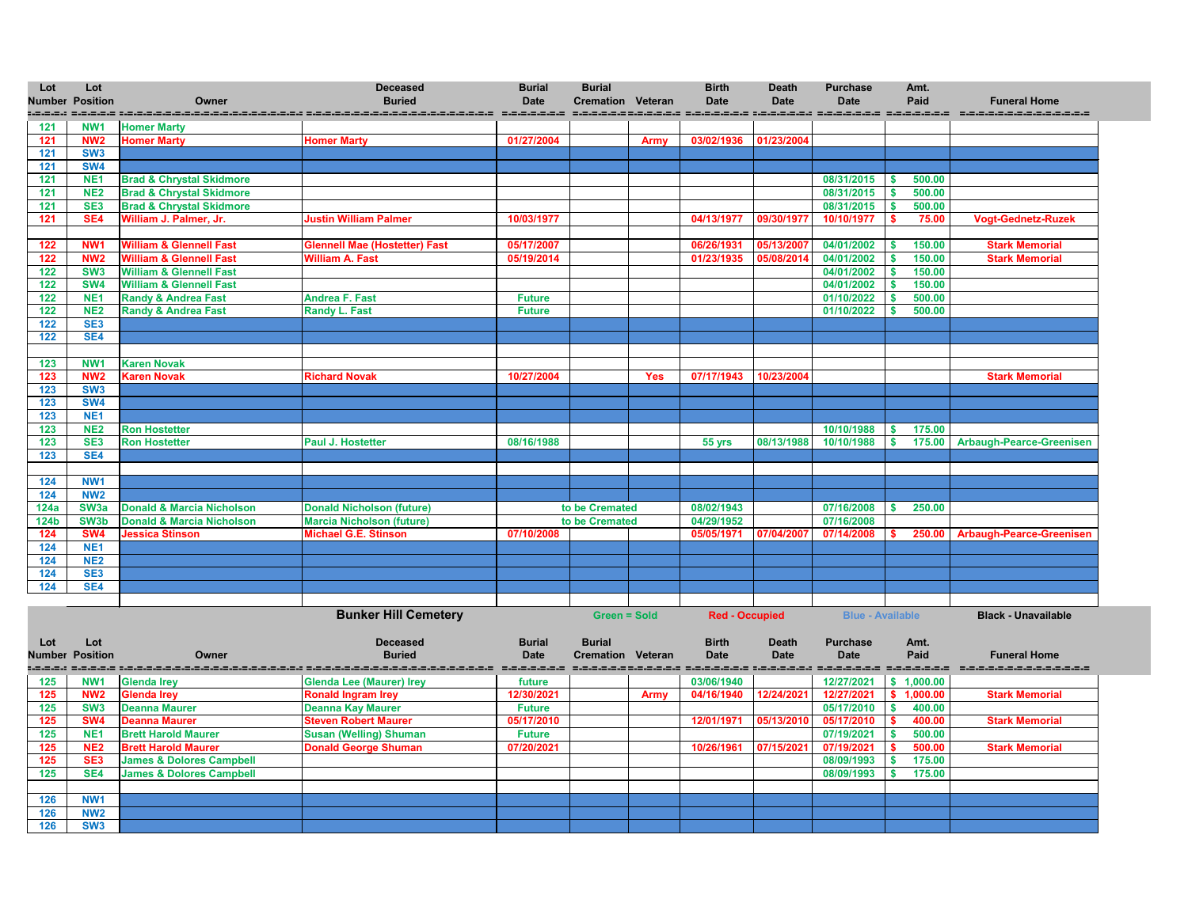| Lot Number | Lot Position | Owner | Deceased Buried | Burial Date | Burial Cremation | Veteran | Birth Date | Death Date | Purchase Date | Amt. Paid | Funeral Home |
|---|---|---|---|---|---|---|---|---|---|---|---|
| 121 | NW1 | Homer Marty | | | | | | | | | |
| 121 | NW2 | Homer Marty | Homer Marty | 01/27/2004 | | Army | 03/02/1936 | 01/23/2004 | | | |
| 121 | SW3 | | | | | | | | | | |
| 121 | SW4 | | | | | | | | | | |
| 121 | NE1 | Brad & Chrystal Skidmore | | | | | | | 08/31/2015 | $ 500.00 | |
| 121 | NE2 | Brad & Chrystal Skidmore | | | | | | | 08/31/2015 | $ 500.00 | |
| 121 | SE3 | Brad & Chrystal Skidmore | | | | | | | 08/31/2015 | $ 500.00 | |
| 121 | SE4 | William J. Palmer, Jr. | Justin William Palmer | 10/03/1977 | | | 04/13/1977 | 09/30/1977 | 10/10/1977 | $ 75.00 | Vogt-Gednetz-Ruzek |
| | | | | | | | | | | | |
| 122 | NW1 | William & Glennell Fast | Glennell Mae (Hostetter) Fast | 05/17/2007 | | | 06/26/1931 | 05/13/2007 | 04/01/2002 | $ 150.00 | Stark Memorial |
| 122 | NW2 | William & Glennell Fast | William A. Fast | 05/19/2014 | | | 01/23/1935 | 05/08/2014 | 04/01/2002 | $ 150.00 | Stark Memorial |
| 122 | SW3 | William & Glennell Fast | | | | | | | 04/01/2002 | $ 150.00 | |
| 122 | SW4 | William & Glennell Fast | | | | | | | 04/01/2002 | $ 150.00 | |
| 122 | NE1 | Randy & Andrea Fast | Andrea F. Fast | Future | | | | | 01/10/2022 | $ 500.00 | |
| 122 | NE2 | Randy & Andrea Fast | Randy L. Fast | Future | | | | | 01/10/2022 | $ 500.00 | |
| 122 | SE3 | | | | | | | | | | |
| 122 | SE4 | | | | | | | | | | |
| | | | | | | | | | | | |
| 123 | NW1 | Karen Novak | | | | | | | | | |
| 123 | NW2 | Karen Novak | Richard Novak | 10/27/2004 | | Yes | 07/17/1943 | 10/23/2004 | | | Stark Memorial |
| 123 | SW3 | | | | | | | | | | |
| 123 | SW4 | | | | | | | | | | |
| 123 | NE1 | | | | | | | | | | |
| 123 | NE2 | Ron Hostetter | | | | | | | 10/10/1988 | $ 175.00 | |
| 123 | SE3 | Ron Hostetter | Paul J. Hostetter | 08/16/1988 | | | 55 yrs | 08/13/1988 | 10/10/1988 | $ 175.00 | Arbaugh-Pearce-Greenisen |
| 123 | SE4 | | | | | | | | | | |
| | | | | | | | | | | | |
| 124 | NW1 | | | | | | | | | | |
| 124 | NW2 | | | | | | | | | | |
| 124a | SW3a | Donald & Marcia Nicholson | Donald Nicholson (future) | | to be Cremated | | 08/02/1943 | | 07/16/2008 | $ 250.00 | |
| 124b | SW3b | Donald & Marcia Nicholson | Marcia Nicholson (future) | | to be Cremated | | 04/29/1952 | | 07/16/2008 | | |
| 124 | SW4 | Jessica Stinson | Michael G.E. Stinson | 07/10/2008 | | | 05/05/1971 | 07/04/2007 | 07/14/2008 | $ 250.00 | Arbaugh-Pearce-Greenisen |
| 124 | NE1 | | | | | | | | | | |
| 124 | NE2 | | | | | | | | | | |
| 124 | SE3 | | | | | | | | | | |
| 124 | SE4 | | | | | | | | | | |

**Bunker Hill Cemetery** — Green = Sold, Red - Occupied, Blue - Available, Black - Unavailable

| Lot Number | Lot Position | Owner | Deceased Buried | Burial Date | Burial Cremation | Veteran | Birth Date | Death Date | Purchase Date | Amt. Paid | Funeral Home |
|---|---|---|---|---|---|---|---|---|---|---|---|
| 125 | NW1 | Glenda Irey | Glenda Lee (Maurer) Irey | future | | | 03/06/1940 | | 12/27/2021 | $ 1,000.00 | |
| 125 | NW2 | Glenda Irey | Ronald Ingram Irey | 12/30/2021 | | Army | 04/16/1940 | 12/24/2021 | 12/27/2021 | $ 1,000.00 | Stark Memorial |
| 125 | SW3 | Deanna Maurer | Deanna Kay Maurer | Future | | | | | 05/17/2010 | $ 400.00 | |
| 125 | SW4 | Deanna Maurer | Steven Robert Maurer | 05/17/2010 | | | 12/01/1971 | 05/13/2010 | 05/17/2010 | $ 400.00 | Stark Memorial |
| 125 | NE1 | Brett Harold Maurer | Susan (Welling) Shuman | Future | | | | | 07/19/2021 | $ 500.00 | |
| 125 | NE2 | Brett Harold Maurer | Donald George Shuman | 07/20/2021 | | | 10/26/1961 | 07/15/2021 | 07/19/2021 | $ 500.00 | Stark Memorial |
| 125 | SE3 | James & Dolores Campbell | | | | | | | 08/09/1993 | $ 175.00 | |
| 125 | SE4 | James & Dolores Campbell | | | | | | | 08/09/1993 | $ 175.00 | |
| | | | | | | | | | | | |
| 126 | NW1 | | | | | | | | | | |
| 126 | NW2 | | | | | | | | | | |
| 126 | SW3 | | | | | | | | | | |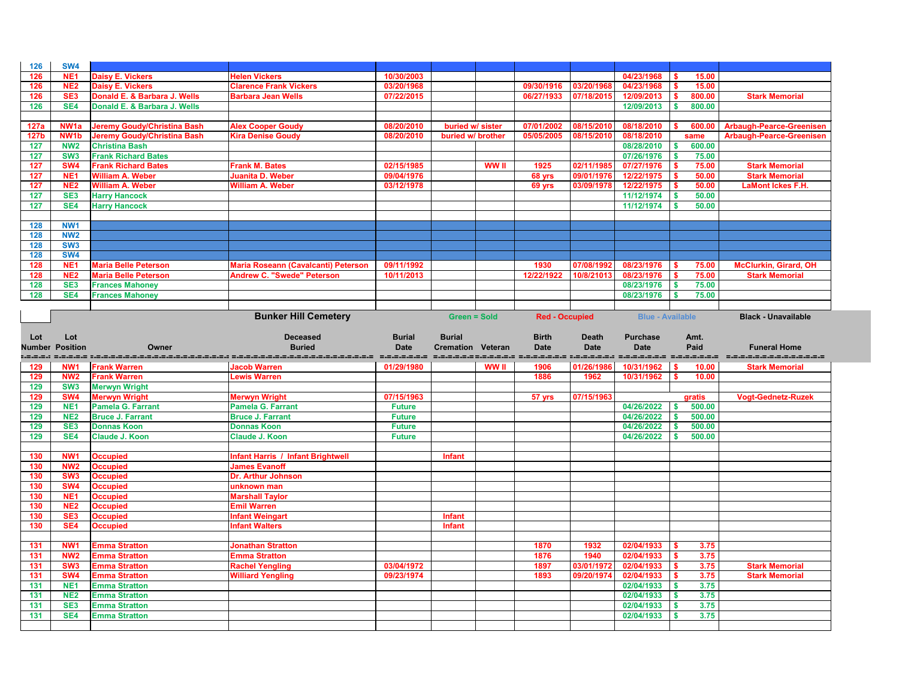| Lot Number | Lot Position | Owner | Deceased Buried | Burial Date | Burial Cremation | Veteran | Birth Date | Death Date | Purchase Date | Amt. Paid | Funeral Home |
|---|---|---|---|---|---|---|---|---|---|---|---|
| 126 | SW4 | | | | | | | | | | |
| 126 | NE1 | Daisy E. Vickers | Helen Vickers | 10/30/2003 | | | | | 04/23/1968 | $ 15.00 | |
| 126 | NE2 | Daisy E. Vickers | Clarence Frank Vickers | 03/20/1968 | | | 09/30/1916 | 03/20/1968 | 04/23/1968 | $ 15.00 | |
| 126 | SE3 | Donald E. & Barbara J. Wells | Barbara Jean Wells | 07/22/2015 | | | 06/27/1933 | 07/18/2015 | 12/09/2013 | $ 800.00 | Stark Memorial |
| 126 | SE4 | Donald E. & Barbara J. Wells | | | | | | | 12/09/2013 | $ 800.00 | |
| | | | | | | | | | | | |
| 127a | NW1a | Jeremy Goudy/Christina Bash | Alex Cooper Goudy | 08/20/2010 | buried w/ sister | | 07/01/2002 | 08/15/2010 | 08/18/2010 | $ 600.00 | Arbaugh-Pearce-Greenisen |
| 127b | NW1b | Jeremy Goudy/Christina Bash | Kira Denise Goudy | 08/20/2010 | buried w/ brother | | 05/05/2005 | 08/15/2010 | 08/18/2010 | same | Arbaugh-Pearce-Greenisen |
| 127 | NW2 | Christina Bash | | | | | | | 08/28/2010 | $ 600.00 | |
| 127 | SW3 | Frank Richard Bates | | | | | | | 07/26/1976 | $ 75.00 | |
| 127 | SW4 | Frank Richard Bates | Frank M. Bates | 02/15/1985 | | WW II | 1925 | 02/11/1985 | 07/27/1976 | $ 75.00 | Stark Memorial |
| 127 | NE1 | William A. Weber | Juanita D. Weber | 09/04/1976 | | | 68 yrs | 09/01/1976 | 12/22/1975 | $ 50.00 | Stark Memorial |
| 127 | NE2 | William A. Weber | William A. Weber | 03/12/1978 | | | 69 yrs | 03/09/1978 | 12/22/1975 | $ 50.00 | LaMont Ickes F.H. |
| 127 | SE3 | Harry Hancock | | | | | | | 11/12/1974 | $ 50.00 | |
| 127 | SE4 | Harry Hancock | | | | | | | 11/12/1974 | $ 50.00 | |
| | | | | | | | | | | | |
| 128 | NW1 | | | | | | | | | | |
| 128 | NW2 | | | | | | | | | | |
| 128 | SW3 | | | | | | | | | | |
| 128 | SW4 | | | | | | | | | | |
| 128 | NE1 | Maria Belle Peterson | Maria Roseann (Cavalcanti) Peterson | 09/11/1992 | | | 1930 | 07/08/1992 | 08/23/1976 | $ 75.00 | McClurkin, Girard, OH |
| 128 | NE2 | Maria Belle Peterson | Andrew C. "Swede" Peterson | 10/11/2013 | | | 12/22/1922 | 10/8/21013 | 08/23/1976 | $ 75.00 | Stark Memorial |
| 128 | SE3 | Frances Mahoney | | | | | | | 08/23/1976 | $ 75.00 | |
| 128 | SE4 | Frances Mahoney | | | | | | | 08/23/1976 | $ 75.00 | |

**Bunker Hill Cemetery** — Green = Sold — Red - Occupied — Blue - Available — Black - Unavailable

| Lot Number | Lot Position | Owner | Deceased Buried | Burial Date | Burial Cremation | Veteran | Birth Date | Death Date | Purchase Date | Amt. Paid | Funeral Home |
|---|---|---|---|---|---|---|---|---|---|---|---|
| 129 | NW1 | Frank Warren | Jacob Warren | 01/29/1980 | | WW II | 1906 | 01/26/1986 | 10/31/1962 | $ 10.00 | Stark Memorial |
| 129 | NW2 | Frank Warren | Lewis Warren | | | | 1886 | 1962 | 10/31/1962 | $ 10.00 | |
| 129 | SW3 | Merwyn Wright | | | | | | | | | |
| 129 | SW4 | Merwyn Wright | Merwyn Wright | 07/15/1963 | | | 57 yrs | 07/15/1963 | | gratis | Vogt-Gednetz-Ruzek |
| 129 | NE1 | Pamela G. Farrant | Pamela G. Farrant | Future | | | | | 04/26/2022 | $ 500.00 | |
| 129 | NE2 | Bruce J. Farrant | Bruce J. Farrant | Future | | | | | 04/26/2022 | $ 500.00 | |
| 129 | SE3 | Donnas Koon | Donnas Koon | Future | | | | | 04/26/2022 | $ 500.00 | |
| 129 | SE4 | Claude J. Koon | Claude J. Koon | Future | | | | | 04/26/2022 | $ 500.00 | |
| | | | | | | | | | | | |
| 130 | NW1 | Occupied | Infant Harris / Infant Brightwell | | Infant | | | | | | |
| 130 | NW2 | Occupied | James Evanoff | | | | | | | | |
| 130 | SW3 | Occupied | Dr. Arthur Johnson | | | | | | | | |
| 130 | SW4 | Occupied | unknown man | | | | | | | | |
| 130 | NE1 | Occupied | Marshall Taylor | | | | | | | | |
| 130 | NE2 | Occupied | Emil Warren | | | | | | | | |
| 130 | SE3 | Occupied | Infant Weingart | | Infant | | | | | | |
| 130 | SE4 | Occupied | Infant Walters | | Infant | | | | | | |
| | | | | | | | | | | | |
| 131 | NW1 | Emma Stratton | Jonathan Stratton | | | | 1870 | 1932 | 02/04/1933 | $ 3.75 | |
| 131 | NW2 | Emma Stratton | Emma Stratton | | | | 1876 | 1940 | 02/04/1933 | $ 3.75 | |
| 131 | SW3 | Emma Stratton | Rachel Yengling | 03/04/1972 | | | 1897 | 03/01/1972 | 02/04/1933 | $ 3.75 | Stark Memorial |
| 131 | SW4 | Emma Stratton | Williard Yengling | 09/23/1974 | | | 1893 | 09/20/1974 | 02/04/1933 | $ 3.75 | Stark Memorial |
| 131 | NE1 | Emma Stratton | | | | | | | 02/04/1933 | $ 3.75 | |
| 131 | NE2 | Emma Stratton | | | | | | | 02/04/1933 | $ 3.75 | |
| 131 | SE3 | Emma Stratton | | | | | | | 02/04/1933 | $ 3.75 | |
| 131 | SE4 | Emma Stratton | | | | | | | 02/04/1933 | $ 3.75 | |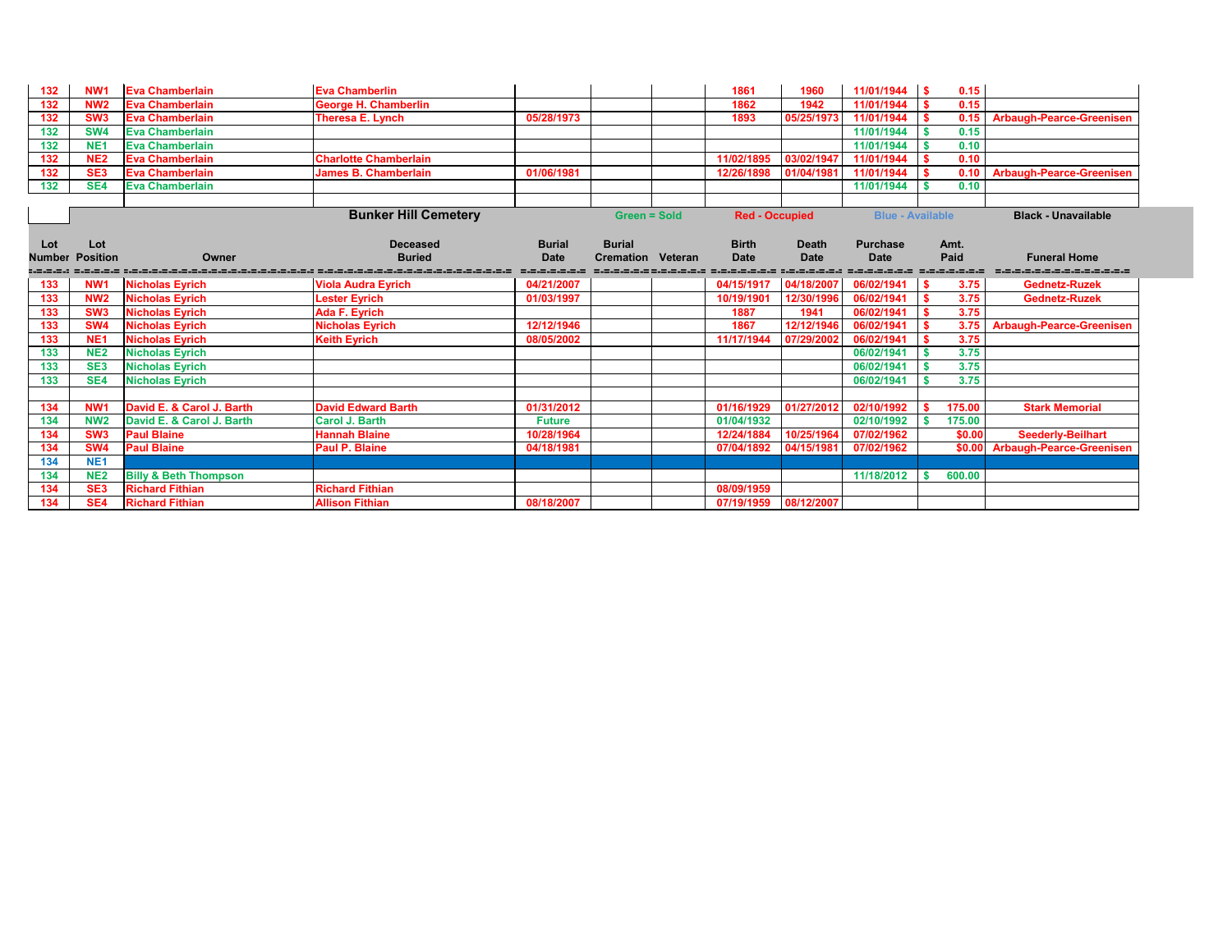| | | | | | | | | | | | | |
|---|---|---|---|---|---|---|---|---|---|---|---|---|
| 132 | NW1 | Eva Chamberlain | Eva Chamberlin | | | | 1861 | 1960 | 11/01/1944 | $ 0.15 | |
| 132 | NW2 | Eva Chamberlain | George H. Chamberlin | | | | 1862 | 1942 | 11/01/1944 | $ 0.15 | |
| 132 | SW3 | Eva Chamberlain | Theresa E. Lynch | 05/28/1973 | | | 1893 | 05/25/1973 | 11/01/1944 | $ 0.15 | Arbaugh-Pearce-Greenisen |
| 132 | SW4 | Eva Chamberlain | | | | | | | 11/01/1944 | $ 0.15 | |
| 132 | NE1 | Eva Chamberlain | | | | | | | 11/01/1944 | $ 0.10 | |
| 132 | NE2 | Eva Chamberlain | Charlotte Chamberlain | | | | 11/02/1895 | 03/02/1947 | 11/01/1944 | $ 0.10 | |
| 132 | SE3 | Eva Chamberlain | James B. Chamberlain | 01/06/1981 | | | 12/26/1898 | 01/04/1981 | 11/01/1944 | $ 0.10 | Arbaugh-Pearce-Greenisen |
| 132 | SE4 | Eva Chamberlain | | | | | | | 11/01/1944 | $ 0.10 | |

## Bunker Hill Cemetery

Green = Sold | Red - Occupied | Blue - Available | Black - Unavailable

| Lot Number | Lot Position | Owner | Deceased Buried | Burial Date | Burial Cremation | Veteran | Birth Date | Death Date | Purchase Date | Amt. Paid | Funeral Home |
|---|---|---|---|---|---|---|---|---|---|---|---|
| 133 | NW1 | Nicholas Eyrich | Viola Audra Eyrich | 04/21/2007 | | | 04/15/1917 | 04/18/2007 | 06/02/1941 | $ 3.75 | Gednetz-Ruzek |
| 133 | NW2 | Nicholas Eyrich | Lester Eyrich | 01/03/1997 | | | 10/19/1901 | 12/30/1996 | 06/02/1941 | $ 3.75 | Gednetz-Ruzek |
| 133 | SW3 | Nicholas Eyrich | Ada F. Eyrich | | | | 1887 | 1941 | 06/02/1941 | $ 3.75 | |
| 133 | SW4 | Nicholas Eyrich | Nicholas Eyrich | 12/12/1946 | | | 1867 | 12/12/1946 | 06/02/1941 | $ 3.75 | Arbaugh-Pearce-Greenisen |
| 133 | NE1 | Nicholas Eyrich | Keith Eyrich | 08/05/2002 | | | 11/17/1944 | 07/29/2002 | 06/02/1941 | $ 3.75 | |
| 133 | NE2 | Nicholas Eyrich | | | | | | | 06/02/1941 | $ 3.75 | |
| 133 | SE3 | Nicholas Eyrich | | | | | | | 06/02/1941 | $ 3.75 | |
| 133 | SE4 | Nicholas Eyrich | | | | | | | 06/02/1941 | $ 3.75 | |
| | | | | | | | | | | | |
| 134 | NW1 | David E. & Carol J. Barth | David Edward Barth | 01/31/2012 | | | 01/16/1929 | 01/27/2012 | 02/10/1992 | $ 175.00 | Stark Memorial |
| 134 | NW2 | David E. & Carol J. Barth | Carol J. Barth | Future | | | 01/04/1932 | | 02/10/1992 | $ 175.00 | |
| 134 | SW3 | Paul Blaine | Hannah Blaine | 10/28/1964 | | | 12/24/1884 | 10/25/1964 | 07/02/1962 | $0.00 | Seederly-Beilhart |
| 134 | SW4 | Paul Blaine | Paul P. Blaine | 04/18/1981 | | | 07/04/1892 | 04/15/1981 | 07/02/1962 | $0.00 | Arbaugh-Pearce-Greenisen |
| 134 | NE1 | | | | | | | | | | |
| 134 | NE2 | Billy & Beth Thompson | | | | | | | 11/18/2012 | $ 600.00 | |
| 134 | SE3 | Richard Fithian | Richard Fithian | | | | 08/09/1959 | | | | |
| 134 | SE4 | Richard Fithian | Allison Fithian | 08/18/2007 | | | 07/19/1959 | 08/12/2007 | | | |